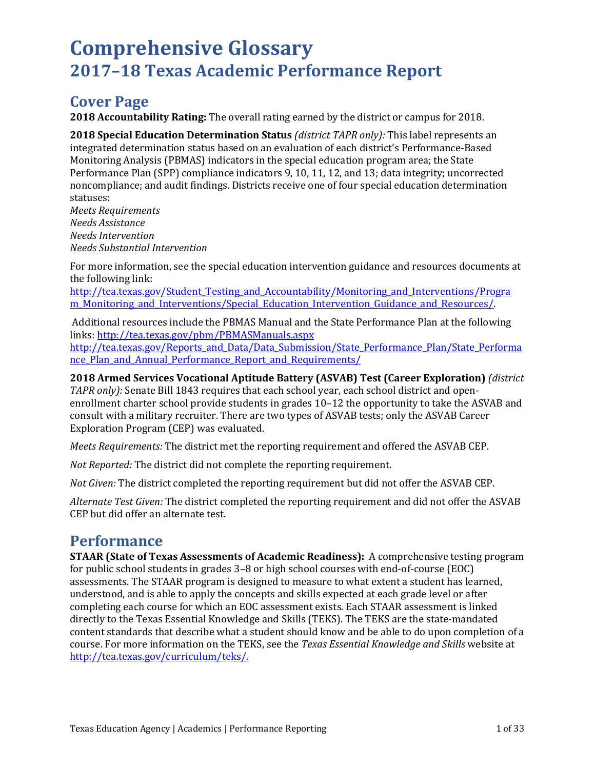# Comprehensive Glossary

## 2017–18 Texas Academic Performance Report

## Cover Page

**2018 Accountability Rating:** The overall rating earned by the district or campus for 2018.

**2018 Special Education Determination Status** *(district TAPR only):* This label represents an integrated determination status based on an evaluation of each district's Performance-Based Monitoring Analysis (PBMAS) indicators in the special education program area; the State Performance Plan (SPP) compliance indicators 9, 10, 11, 12, and 13; data integrity; uncorrected noncompliance; and audit findings. Districts receive one of four special education determination statuses:
*Meets Requirements*
*Needs Assistance*
*Needs Intervention*
*Needs Substantial Intervention*

For more information, see the special education intervention guidance and resources documents at the following link:
http://tea.texas.gov/Student_Testing_and_Accountability/Monitoring_and_Interventions/Program_Monitoring_and_Interventions/Special_Education_Intervention_Guidance_and_Resources/.

Additional resources include the PBMAS Manual and the State Performance Plan at the following links: http://tea.texas.gov/pbm/PBMASManuals.aspx
http://tea.texas.gov/Reports_and_Data/Data_Submission/State_Performance_Plan/State_Performance_Plan_and_Annual_Performance_Report_and_Requirements/

**2018 Armed Services Vocational Aptitude Battery (ASVAB) Test (Career Exploration)** *(district TAPR only):* Senate Bill 1843 requires that each school year, each school district and open-enrollment charter school provide students in grades 10–12 the opportunity to take the ASVAB and consult with a military recruiter. There are two types of ASVAB tests; only the ASVAB Career Exploration Program (CEP) was evaluated.

*Meets Requirements:* The district met the reporting requirement and offered the ASVAB CEP.

*Not Reported:* The district did not complete the reporting requirement.

*Not Given:* The district completed the reporting requirement but did not offer the ASVAB CEP.

*Alternate Test Given:* The district completed the reporting requirement and did not offer the ASVAB CEP but did offer an alternate test.

## Performance

**STAAR (State of Texas Assessments of Academic Readiness):** A comprehensive testing program for public school students in grades 3–8 or high school courses with end-of-course (EOC) assessments. The STAAR program is designed to measure to what extent a student has learned, understood, and is able to apply the concepts and skills expected at each grade level or after completing each course for which an EOC assessment exists. Each STAAR assessment is linked directly to the Texas Essential Knowledge and Skills (TEKS). The TEKS are the state-mandated content standards that describe what a student should know and be able to do upon completion of a course. For more information on the TEKS, see the *Texas Essential Knowledge and Skills* website at http://tea.texas.gov/curriculum/teks/.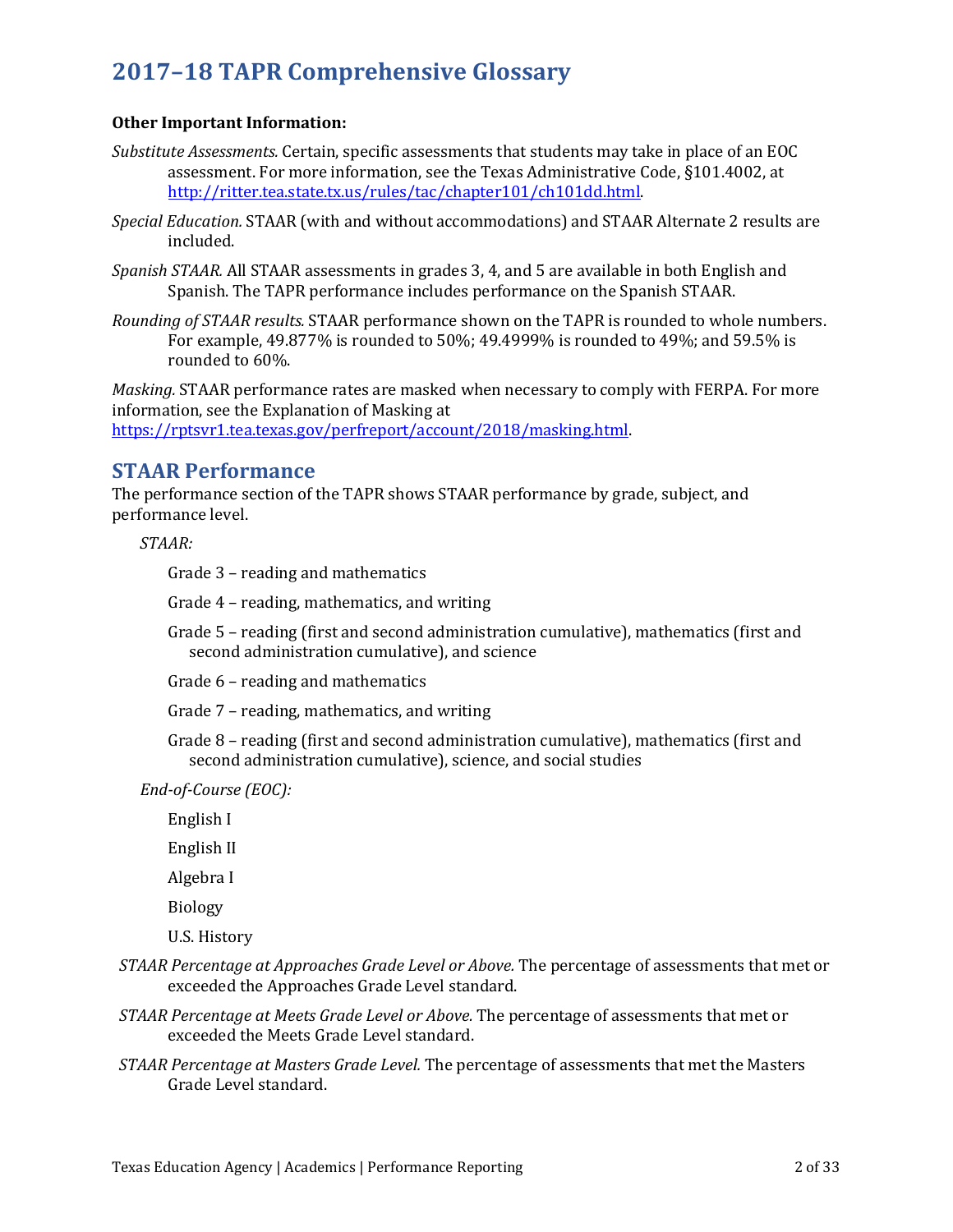# 2017–18 TAPR Comprehensive Glossary

**Other Important Information:**

*Substitute Assessments.* Certain, specific assessments that students may take in place of an EOC assessment. For more information, see the Texas Administrative Code, §101.4002, at http://ritter.tea.state.tx.us/rules/tac/chapter101/ch101dd.html.

*Special Education.* STAAR (with and without accommodations) and STAAR Alternate 2 results are included.

*Spanish STAAR.* All STAAR assessments in grades 3, 4, and 5 are available in both English and Spanish. The TAPR performance includes performance on the Spanish STAAR.

*Rounding of STAAR results.* STAAR performance shown on the TAPR is rounded to whole numbers. For example, 49.877% is rounded to 50%; 49.4999% is rounded to 49%; and 59.5% is rounded to 60%.

*Masking.* STAAR performance rates are masked when necessary to comply with FERPA. For more information, see the Explanation of Masking at https://rptsvr1.tea.texas.gov/perfreport/account/2018/masking.html.

## STAAR Performance

The performance section of the TAPR shows STAAR performance by grade, subject, and performance level.

*STAAR:*

- Grade 3 – reading and mathematics
- Grade 4 – reading, mathematics, and writing
- Grade 5 – reading (first and second administration cumulative), mathematics (first and second administration cumulative), and science
- Grade 6 – reading and mathematics
- Grade 7 – reading, mathematics, and writing
- Grade 8 – reading (first and second administration cumulative), mathematics (first and second administration cumulative), science, and social studies

*End-of-Course (EOC):*

- English I
- English II
- Algebra I
- Biology
- U.S. History

*STAAR Percentage at Approaches Grade Level or Above.* The percentage of assessments that met or exceeded the Approaches Grade Level standard.

*STAAR Percentage at Meets Grade Level or Above.* The percentage of assessments that met or exceeded the Meets Grade Level standard.

*STAAR Percentage at Masters Grade Level.* The percentage of assessments that met the Masters Grade Level standard.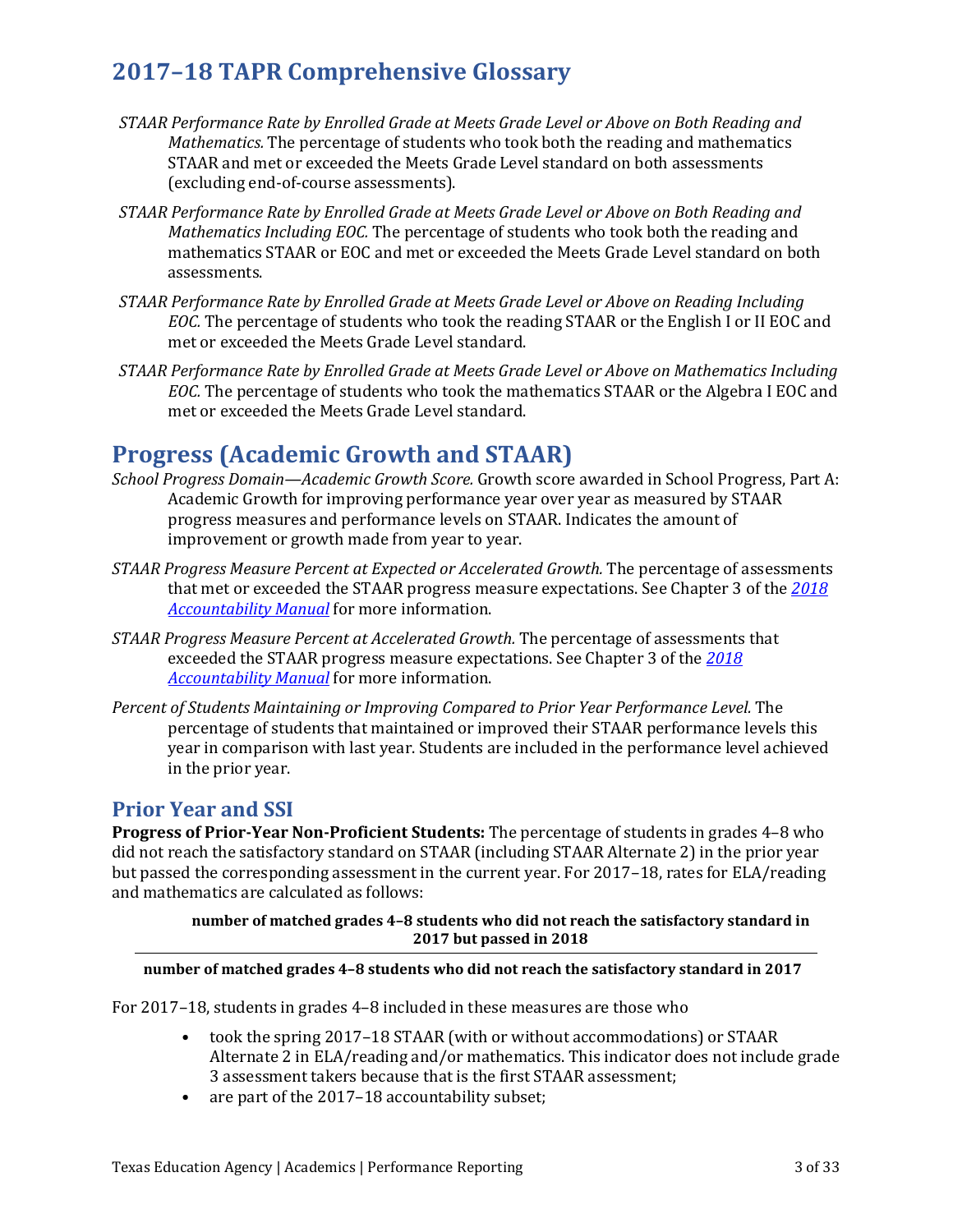# 2017–18 TAPR Comprehensive Glossary

*STAAR Performance Rate by Enrolled Grade at Meets Grade Level or Above on Both Reading and Mathematics.* The percentage of students who took both the reading and mathematics STAAR and met or exceeded the Meets Grade Level standard on both assessments (excluding end-of-course assessments).

*STAAR Performance Rate by Enrolled Grade at Meets Grade Level or Above on Both Reading and Mathematics Including EOC.* The percentage of students who took both the reading and mathematics STAAR or EOC and met or exceeded the Meets Grade Level standard on both assessments.

*STAAR Performance Rate by Enrolled Grade at Meets Grade Level or Above on Reading Including EOC.* The percentage of students who took the reading STAAR or the English I or II EOC and met or exceeded the Meets Grade Level standard.

*STAAR Performance Rate by Enrolled Grade at Meets Grade Level or Above on Mathematics Including EOC.* The percentage of students who took the mathematics STAAR or the Algebra I EOC and met or exceeded the Meets Grade Level standard.

## Progress (Academic Growth and STAAR)

*School Progress Domain—Academic Growth Score.* Growth score awarded in School Progress, Part A: Academic Growth for improving performance year over year as measured by STAAR progress measures and performance levels on STAAR. Indicates the amount of improvement or growth made from year to year.

*STAAR Progress Measure Percent at Expected or Accelerated Growth.* The percentage of assessments that met or exceeded the STAAR progress measure expectations. See Chapter 3 of the *2018 Accountability Manual* for more information.

*STAAR Progress Measure Percent at Accelerated Growth.* The percentage of assessments that exceeded the STAAR progress measure expectations. See Chapter 3 of the *2018 Accountability Manual* for more information.

*Percent of Students Maintaining or Improving Compared to Prior Year Performance Level.* The percentage of students that maintained or improved their STAAR performance levels this year in comparison with last year. Students are included in the performance level achieved in the prior year.

### Prior Year and SSI

**Progress of Prior-Year Non-Proficient Students:** The percentage of students in grades 4–8 who did not reach the satisfactory standard on STAAR (including STAAR Alternate 2) in the prior year but passed the corresponding assessment in the current year. For 2017–18, rates for ELA/reading and mathematics are calculated as follows:

$$\frac{\textbf{number of matched grades 4–8 students who did not reach the satisfactory standard in 2017 but passed in 2018}}{\textbf{number of matched grades 4–8 students who did not reach the satisfactory standard in 2017}}$$

For 2017–18, students in grades 4–8 included in these measures are those who

- took the spring 2017–18 STAAR (with or without accommodations) or STAAR Alternate 2 in ELA/reading and/or mathematics. This indicator does not include grade 3 assessment takers because that is the first STAAR assessment;
- are part of the 2017–18 accountability subset;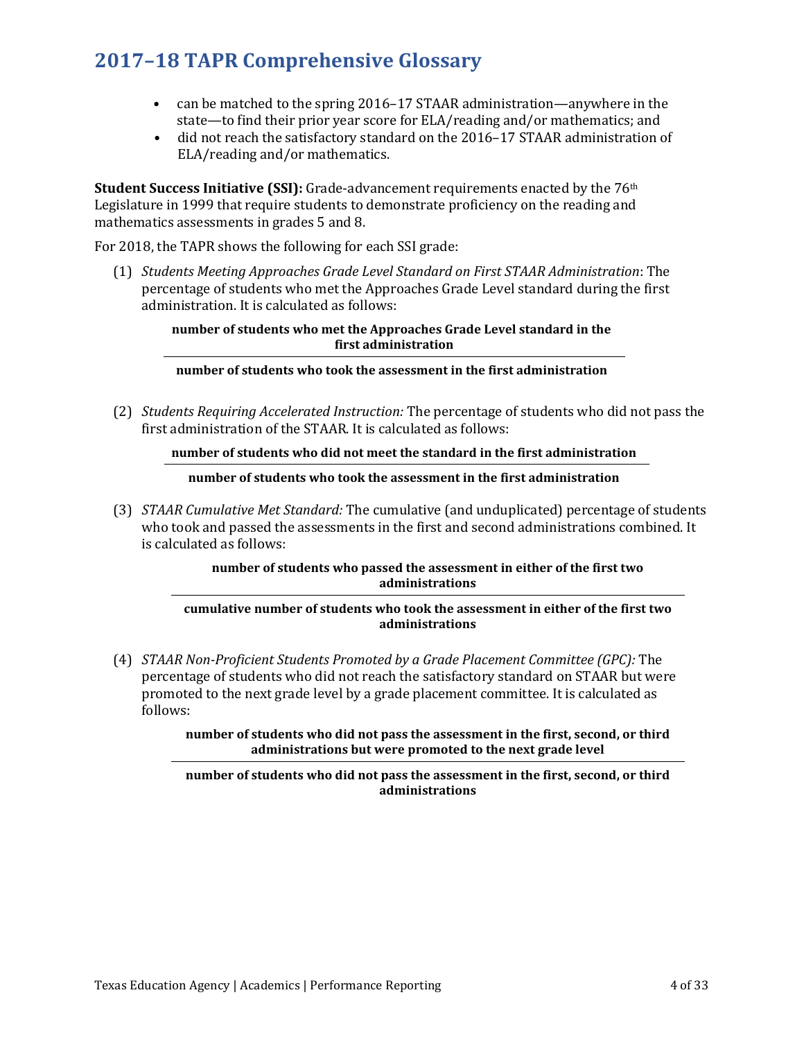- can be matched to the spring 2016–17 STAAR administration—anywhere in the state—to find their prior year score for ELA/reading and/or mathematics; and
- did not reach the satisfactory standard on the 2016–17 STAAR administration of ELA/reading and/or mathematics.

**Student Success Initiative (SSI):** Grade-advancement requirements enacted by the 76th Legislature in 1999 that require students to demonstrate proficiency on the reading and mathematics assessments in grades 5 and 8.

For 2018, the TAPR shows the following for each SSI grade:

(1) *Students Meeting Approaches Grade Level Standard on First STAAR Administration*: The percentage of students who met the Approaches Grade Level standard during the first administration. It is calculated as follows:

$$\frac{\textbf{number of students who met the Approaches Grade Level standard in the first administration}}{\textbf{number of students who took the assessment in the first administration}}$$

(2) *Students Requiring Accelerated Instruction:* The percentage of students who did not pass the first administration of the STAAR. It is calculated as follows:

$$\frac{\textbf{number of students who did not meet the standard in the first administration}}{\textbf{number of students who took the assessment in the first administration}}$$

(3) *STAAR Cumulative Met Standard:* The cumulative (and unduplicated) percentage of students who took and passed the assessments in the first and second administrations combined. It is calculated as follows:

$$\frac{\textbf{number of students who passed the assessment in either of the first two administrations}}{\textbf{cumulative number of students who took the assessment in either of the first two administrations}}$$

(4) *STAAR Non-Proficient Students Promoted by a Grade Placement Committee (GPC):* The percentage of students who did not reach the satisfactory standard on STAAR but were promoted to the next grade level by a grade placement committee. It is calculated as follows:

$$\frac{\textbf{number of students who did not pass the assessment in the first, second, or third administrations but were promoted to the next grade level}}{\textbf{number of students who did not pass the assessment in the first, second, or third administrations}}$$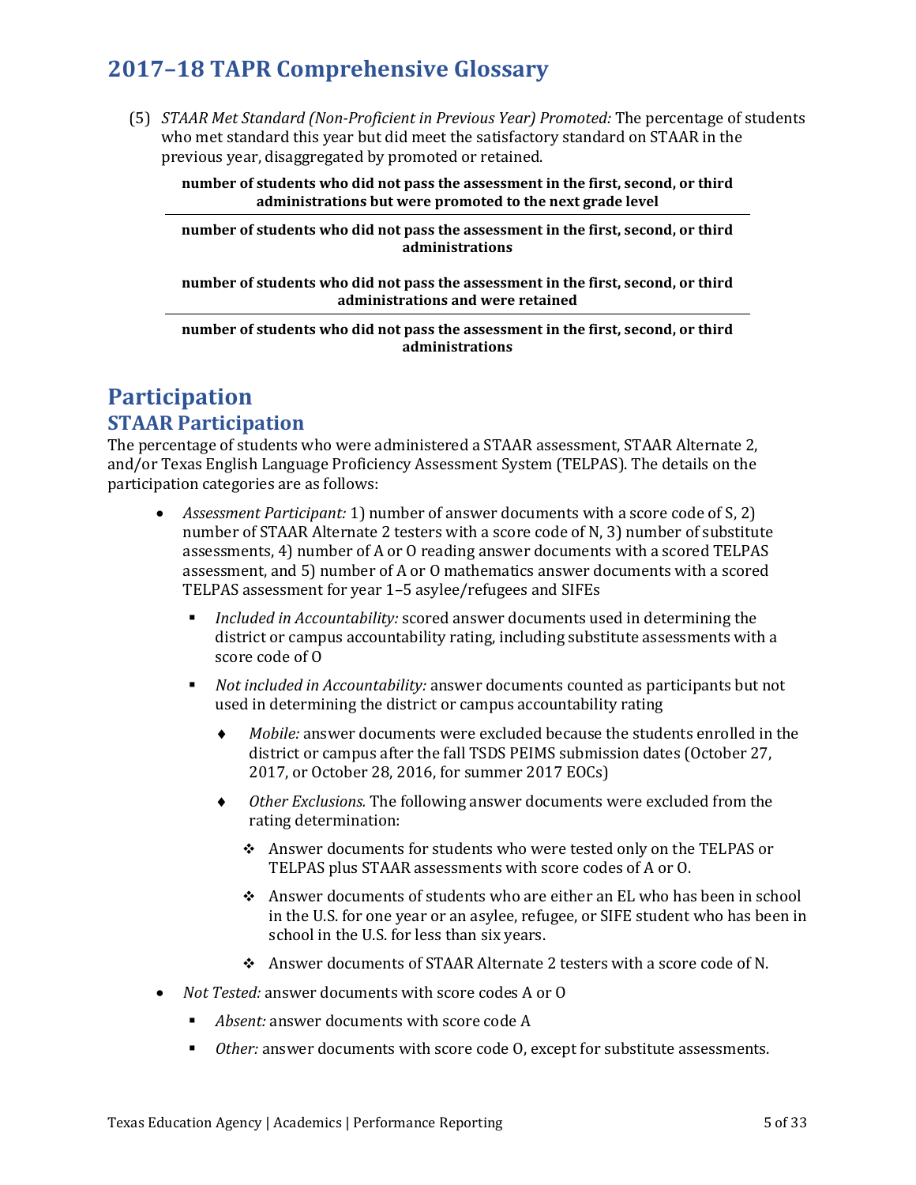# 2017–18 TAPR Comprehensive Glossary

(5) *STAAR Met Standard (Non-Proficient in Previous Year) Promoted:* The percentage of students who met standard this year but did meet the satisfactory standard on STAAR in the previous year, disaggregated by promoted or retained.

$$\frac{\textbf{number of students who did not pass the assessment in the first, second, or third administrations but were promoted to the next grade level}}{\textbf{number of students who did not pass the assessment in the first, second, or third administrations}}$$

$$\frac{\textbf{number of students who did not pass the assessment in the first, second, or third administrations and were retained}}{\textbf{number of students who did not pass the assessment in the first, second, or third administrations}}$$

# Participation

## STAAR Participation

The percentage of students who were administered a STAAR assessment, STAAR Alternate 2, and/or Texas English Language Proficiency Assessment System (TELPAS). The details on the participation categories are as follows:

- *Assessment Participant:* 1) number of answer documents with a score code of S, 2) number of STAAR Alternate 2 testers with a score code of N, 3) number of substitute assessments, 4) number of A or O reading answer documents with a scored TELPAS assessment, and 5) number of A or O mathematics answer documents with a scored TELPAS assessment for year 1–5 asylee/refugees and SIFEs
  - *Included in Accountability:* scored answer documents used in determining the district or campus accountability rating, including substitute assessments with a score code of O
  - *Not included in Accountability:* answer documents counted as participants but not used in determining the district or campus accountability rating
    - *Mobile:* answer documents were excluded because the students enrolled in the district or campus after the fall TSDS PEIMS submission dates (October 27, 2017, or October 28, 2016, for summer 2017 EOCs)
    - *Other Exclusions.* The following answer documents were excluded from the rating determination:
      - Answer documents for students who were tested only on the TELPAS or TELPAS plus STAAR assessments with score codes of A or O.
      - Answer documents of students who are either an EL who has been in school in the U.S. for one year or an asylee, refugee, or SIFE student who has been in school in the U.S. for less than six years.
      - Answer documents of STAAR Alternate 2 testers with a score code of N.
- *Not Tested:* answer documents with score codes A or O
  - *Absent:* answer documents with score code A
  - *Other:* answer documents with score code O, except for substitute assessments.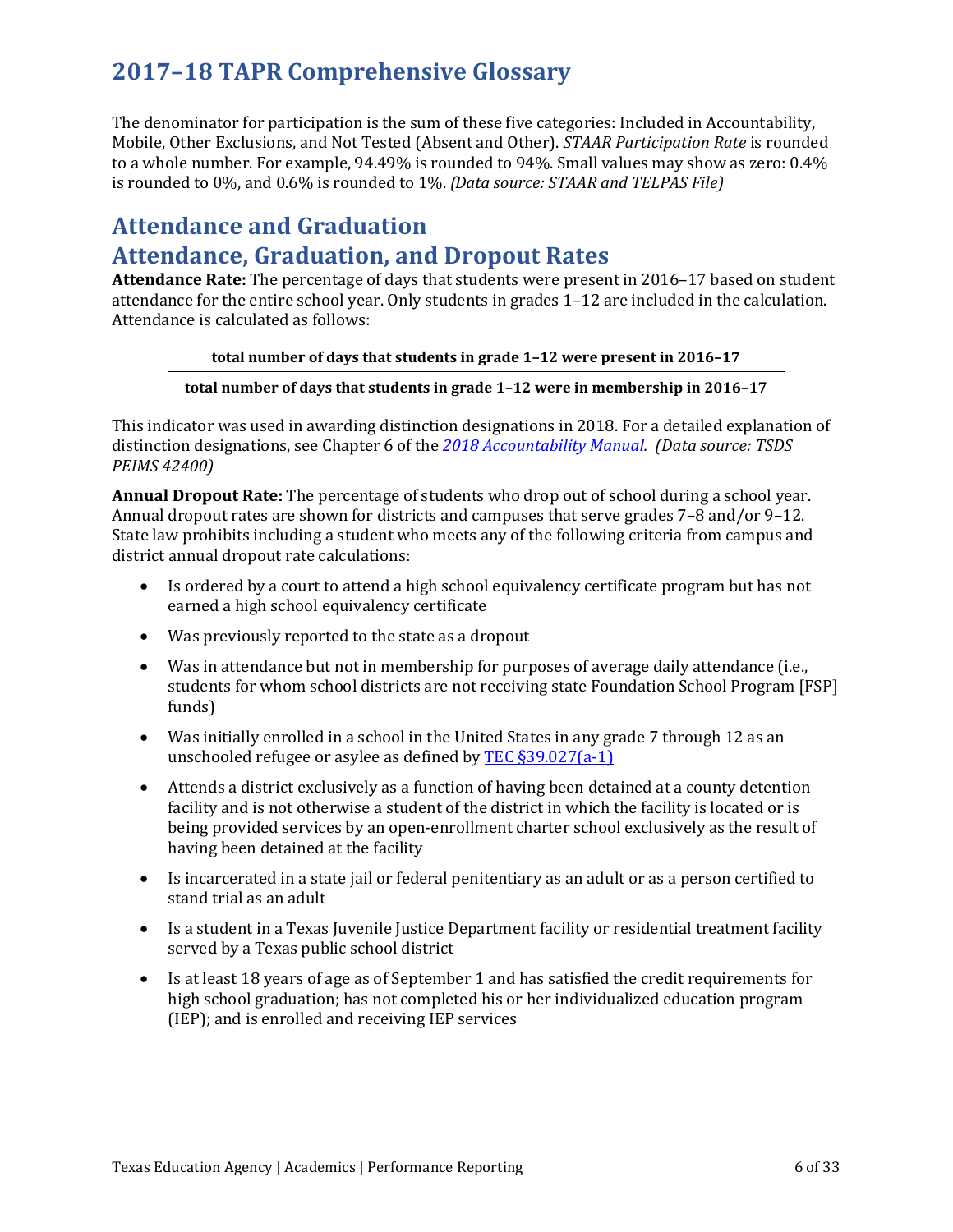# 2017–18 TAPR Comprehensive Glossary

The denominator for participation is the sum of these five categories: Included in Accountability, Mobile, Other Exclusions, and Not Tested (Absent and Other). *STAAR Participation Rate* is rounded to a whole number. For example, 94.49% is rounded to 94%. Small values may show as zero: 0.4% is rounded to 0%, and 0.6% is rounded to 1%. *(Data source: STAAR and TELPAS File)*

## Attendance and Graduation

## Attendance, Graduation, and Dropout Rates

**Attendance Rate:** The percentage of days that students were present in 2016–17 based on student attendance for the entire school year. Only students in grades 1–12 are included in the calculation. Attendance is calculated as follows:

$$\frac{\textbf{total number of days that students in grade 1–12 were present in 2016–17}}{\textbf{total number of days that students in grade 1–12 were in membership in 2016–17}}$$

This indicator was used in awarding distinction designations in 2018. For a detailed explanation of distinction designations, see Chapter 6 of the *2018 Accountability Manual*. *(Data source: TSDS PEIMS 42400)*

**Annual Dropout Rate:** The percentage of students who drop out of school during a school year. Annual dropout rates are shown for districts and campuses that serve grades 7–8 and/or 9–12. State law prohibits including a student who meets any of the following criteria from campus and district annual dropout rate calculations:

- Is ordered by a court to attend a high school equivalency certificate program but has not earned a high school equivalency certificate
- Was previously reported to the state as a dropout
- Was in attendance but not in membership for purposes of average daily attendance (i.e., students for whom school districts are not receiving state Foundation School Program [FSP] funds)
- Was initially enrolled in a school in the United States in any grade 7 through 12 as an unschooled refugee or asylee as defined by TEC §39.027(a-1)
- Attends a district exclusively as a function of having been detained at a county detention facility and is not otherwise a student of the district in which the facility is located or is being provided services by an open-enrollment charter school exclusively as the result of having been detained at the facility
- Is incarcerated in a state jail or federal penitentiary as an adult or as a person certified to stand trial as an adult
- Is a student in a Texas Juvenile Justice Department facility or residential treatment facility served by a Texas public school district
- Is at least 18 years of age as of September 1 and has satisfied the credit requirements for high school graduation; has not completed his or her individualized education program (IEP); and is enrolled and receiving IEP services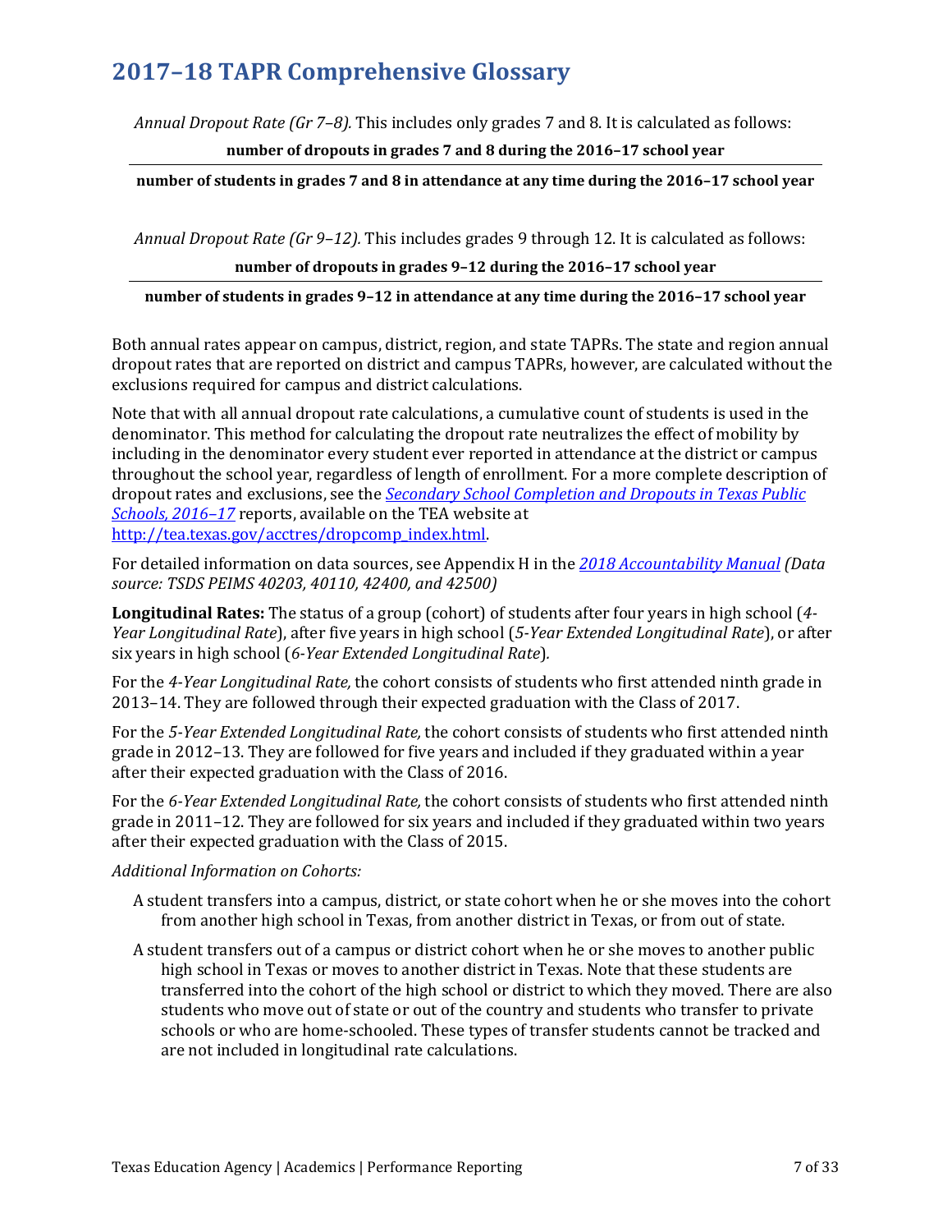## 2017–18 TAPR Comprehensive Glossary

*Annual Dropout Rate (Gr 7–8).* This includes only grades 7 and 8. It is calculated as follows:

$$\frac{\textbf{number of dropouts in grades 7 and 8 during the 2016–17 school year}}{\textbf{number of students in grades 7 and 8 in attendance at any time during the 2016–17 school year}}$$

*Annual Dropout Rate (Gr 9–12).* This includes grades 9 through 12. It is calculated as follows:

$$\frac{\textbf{number of dropouts in grades 9–12 during the 2016–17 school year}}{\textbf{number of students in grades 9–12 in attendance at any time during the 2016–17 school year}}$$

Both annual rates appear on campus, district, region, and state TAPRs. The state and region annual dropout rates that are reported on district and campus TAPRs, however, are calculated without the exclusions required for campus and district calculations.

Note that with all annual dropout rate calculations, a cumulative count of students is used in the denominator. This method for calculating the dropout rate neutralizes the effect of mobility by including in the denominator every student ever reported in attendance at the district or campus throughout the school year, regardless of length of enrollment. For a more complete description of dropout rates and exclusions, see the *Secondary School Completion and Dropouts in Texas Public Schools, 2016–17* reports, available on the TEA website at http://tea.texas.gov/acctres/dropcomp_index.html.

For detailed information on data sources, see Appendix H in the *2018 Accountability Manual (Data source: TSDS PEIMS 40203, 40110, 42400, and 42500)*

**Longitudinal Rates:** The status of a group (cohort) of students after four years in high school (*4-Year Longitudinal Rate*), after five years in high school (*5-Year Extended Longitudinal Rate*), or after six years in high school (*6-Year Extended Longitudinal Rate*).

For the *4-Year Longitudinal Rate,* the cohort consists of students who first attended ninth grade in 2013–14. They are followed through their expected graduation with the Class of 2017.

For the *5-Year Extended Longitudinal Rate,* the cohort consists of students who first attended ninth grade in 2012–13. They are followed for five years and included if they graduated within a year after their expected graduation with the Class of 2016.

For the *6-Year Extended Longitudinal Rate,* the cohort consists of students who first attended ninth grade in 2011–12. They are followed for six years and included if they graduated within two years after their expected graduation with the Class of 2015.

*Additional Information on Cohorts:*

A student transfers into a campus, district, or state cohort when he or she moves into the cohort from another high school in Texas, from another district in Texas, or from out of state.

A student transfers out of a campus or district cohort when he or she moves to another public high school in Texas or moves to another district in Texas. Note that these students are transferred into the cohort of the high school or district to which they moved. There are also students who move out of state or out of the country and students who transfer to private schools or who are home-schooled. These types of transfer students cannot be tracked and are not included in longitudinal rate calculations.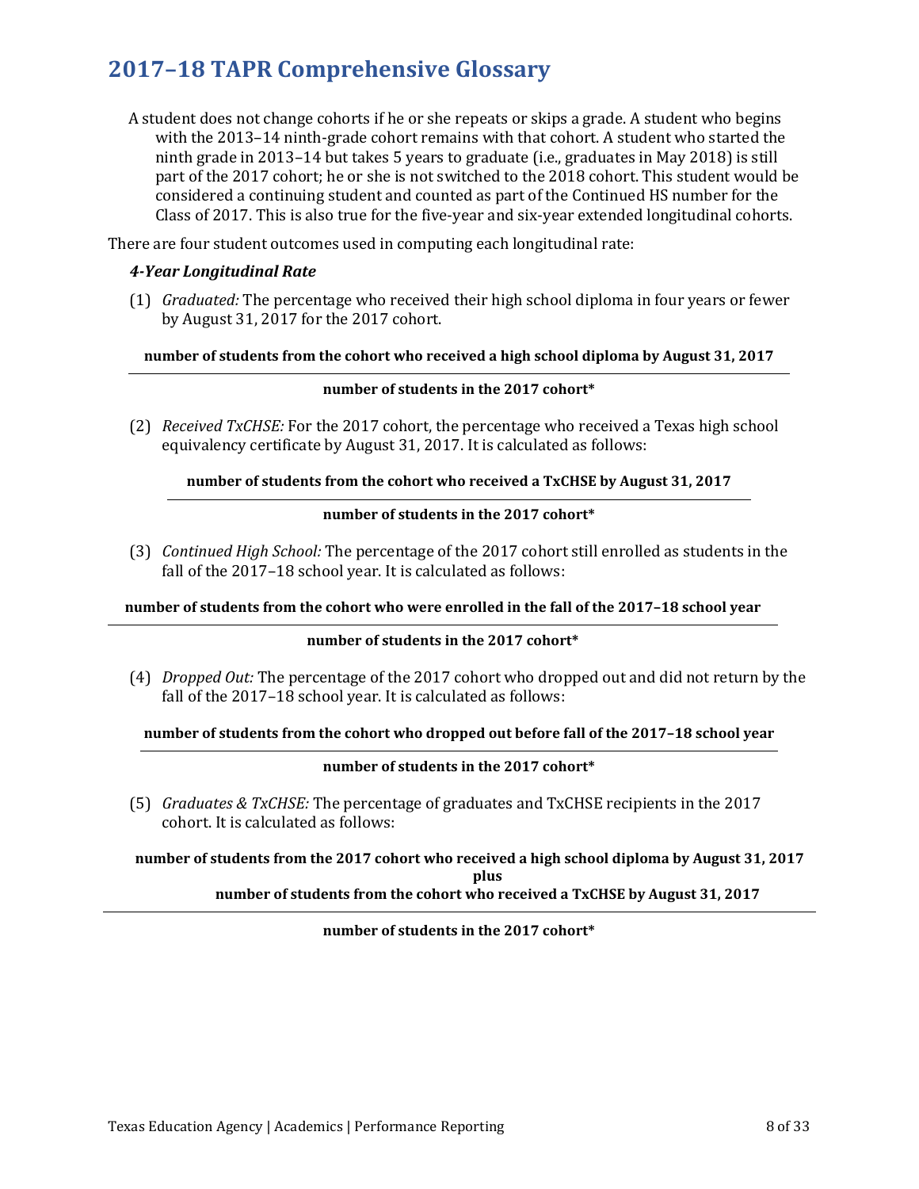A student does not change cohorts if he or she repeats or skips a grade. A student who begins with the 2013–14 ninth-grade cohort remains with that cohort. A student who started the ninth grade in 2013–14 but takes 5 years to graduate (i.e., graduates in May 2018) is still part of the 2017 cohort; he or she is not switched to the 2018 cohort. This student would be considered a continuing student and counted as part of the Continued HS number for the Class of 2017. This is also true for the five-year and six-year extended longitudinal cohorts.

There are four student outcomes used in computing each longitudinal rate:

***4-Year Longitudinal Rate***

(1) *Graduated:* The percentage who received their high school diploma in four years or fewer by August 31, 2017 for the 2017 cohort.

$$\frac{\textbf{number of students from the cohort who received a high school diploma by August 31, 2017}}{\textbf{number of students in the 2017 cohort*}}$$

(2) *Received TxCHSE:* For the 2017 cohort, the percentage who received a Texas high school equivalency certificate by August 31, 2017. It is calculated as follows:

$$\frac{\textbf{number of students from the cohort who received a TxCHSE by August 31, 2017}}{\textbf{number of students in the 2017 cohort*}}$$

(3) *Continued High School:* The percentage of the 2017 cohort still enrolled as students in the fall of the 2017–18 school year. It is calculated as follows:

$$\frac{\textbf{number of students from the cohort who were enrolled in the fall of the 2017–18 school year}}{\textbf{number of students in the 2017 cohort*}}$$

(4) *Dropped Out:* The percentage of the 2017 cohort who dropped out and did not return by the fall of the 2017–18 school year. It is calculated as follows:

$$\frac{\textbf{number of students from the cohort who dropped out before fall of the 2017–18 school year}}{\textbf{number of students in the 2017 cohort*}}$$

(5) *Graduates & TxCHSE:* The percentage of graduates and TxCHSE recipients in the 2017 cohort. It is calculated as follows:

$$\frac{\begin{array}{c}\textbf{number of students from the 2017 cohort who received a high school diploma by August 31, 2017} \\ \textbf{plus} \\ \textbf{number of students from the cohort who received a TxCHSE by August 31, 2017}\end{array}}{\textbf{number of students in the 2017 cohort*}}$$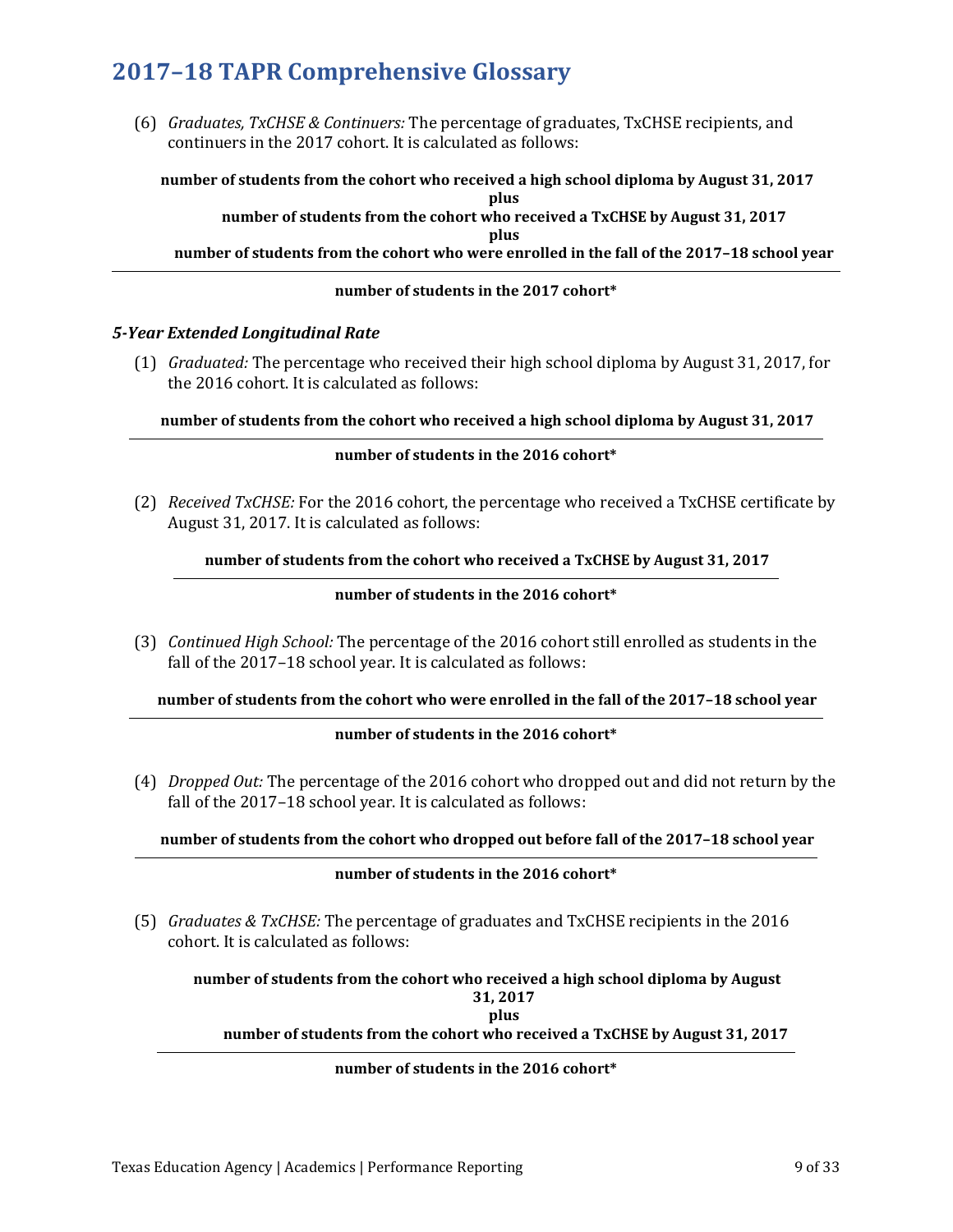# 2017–18 TAPR Comprehensive Glossary

(6) *Graduates, TxCHSE & Continuers:* The percentage of graduates, TxCHSE recipients, and continuers in the 2017 cohort. It is calculated as follows:

$$\frac{\textbf{number of students from the cohort who received a high school diploma by August 31, 2017} \textbf{ plus } \textbf{number of students from the cohort who received a TxCHSE by August 31, 2017} \textbf{ plus } \textbf{number of students from the cohort who were enrolled in the fall of the 2017–18 school year}}{\textbf{number of students in the 2017 cohort*}}$$

### *5-Year Extended Longitudinal Rate*

(1) *Graduated:* The percentage who received their high school diploma by August 31, 2017, for the 2016 cohort. It is calculated as follows:

$$\frac{\textbf{number of students from the cohort who received a high school diploma by August 31, 2017}}{\textbf{number of students in the 2016 cohort*}}$$

(2) *Received TxCHSE:* For the 2016 cohort, the percentage who received a TxCHSE certificate by August 31, 2017. It is calculated as follows:

$$\frac{\textbf{number of students from the cohort who received a TxCHSE by August 31, 2017}}{\textbf{number of students in the 2016 cohort*}}$$

(3) *Continued High School:* The percentage of the 2016 cohort still enrolled as students in the fall of the 2017–18 school year. It is calculated as follows:

$$\frac{\textbf{number of students from the cohort who were enrolled in the fall of the 2017–18 school year}}{\textbf{number of students in the 2016 cohort*}}$$

(4) *Dropped Out:* The percentage of the 2016 cohort who dropped out and did not return by the fall of the 2017–18 school year. It is calculated as follows:

$$\frac{\textbf{number of students from the cohort who dropped out before fall of the 2017–18 school year}}{\textbf{number of students in the 2016 cohort*}}$$

(5) *Graduates & TxCHSE:* The percentage of graduates and TxCHSE recipients in the 2016 cohort. It is calculated as follows:

$$\frac{\textbf{number of students from the cohort who received a high school diploma by August 31, 2017} \textbf{ plus } \textbf{number of students from the cohort who received a TxCHSE by August 31, 2017}}{\textbf{number of students in the 2016 cohort*}}$$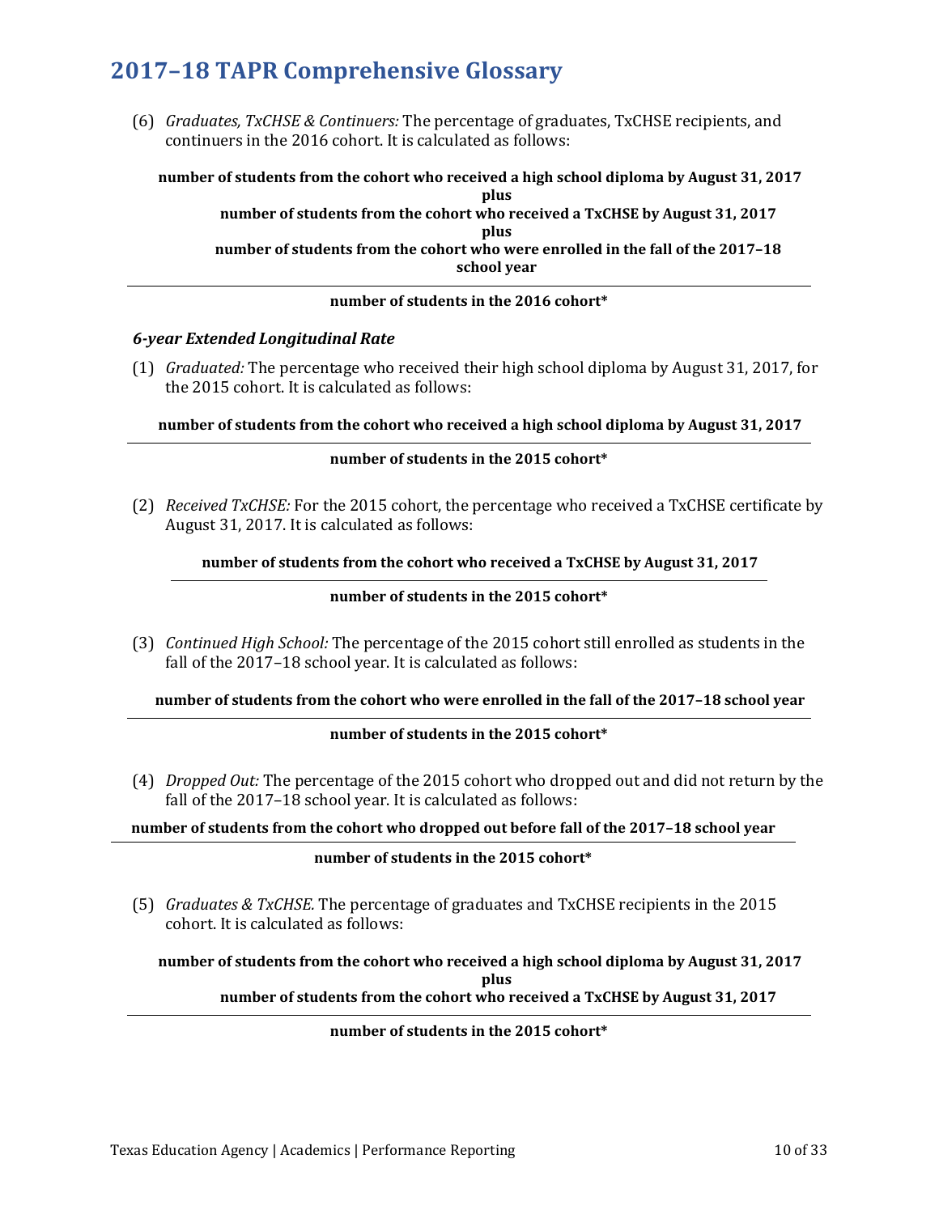(6) *Graduates, TxCHSE & Continuers:* The percentage of graduates, TxCHSE recipients, and continuers in the 2016 cohort. It is calculated as follows:

**number of students from the cohort who received a high school diploma by August 31, 2017**
**plus**
**number of students from the cohort who received a TxCHSE by August 31, 2017**
**plus**
**number of students from the cohort who were enrolled in the fall of the 2017–18 school year**

---

**number of students in the 2016 cohort***

### *6-year Extended Longitudinal Rate*

(1) *Graduated:* The percentage who received their high school diploma by August 31, 2017, for the 2015 cohort. It is calculated as follows:

**number of students from the cohort who received a high school diploma by August 31, 2017**

---

**number of students in the 2015 cohort***

(2) *Received TxCHSE:* For the 2015 cohort, the percentage who received a TxCHSE certificate by August 31, 2017. It is calculated as follows:

**number of students from the cohort who received a TxCHSE by August 31, 2017**

---

**number of students in the 2015 cohort***

(3) *Continued High School:* The percentage of the 2015 cohort still enrolled as students in the fall of the 2017–18 school year. It is calculated as follows:

**number of students from the cohort who were enrolled in the fall of the 2017–18 school year**

---

**number of students in the 2015 cohort***

(4) *Dropped Out:* The percentage of the 2015 cohort who dropped out and did not return by the fall of the 2017–18 school year. It is calculated as follows:

**number of students from the cohort who dropped out before fall of the 2017–18 school year**

---

**number of students in the 2015 cohort***

(5) *Graduates & TxCHSE.* The percentage of graduates and TxCHSE recipients in the 2015 cohort. It is calculated as follows:

**number of students from the cohort who received a high school diploma by August 31, 2017**
**plus**
**number of students from the cohort who received a TxCHSE by August 31, 2017**

---

**number of students in the 2015 cohort***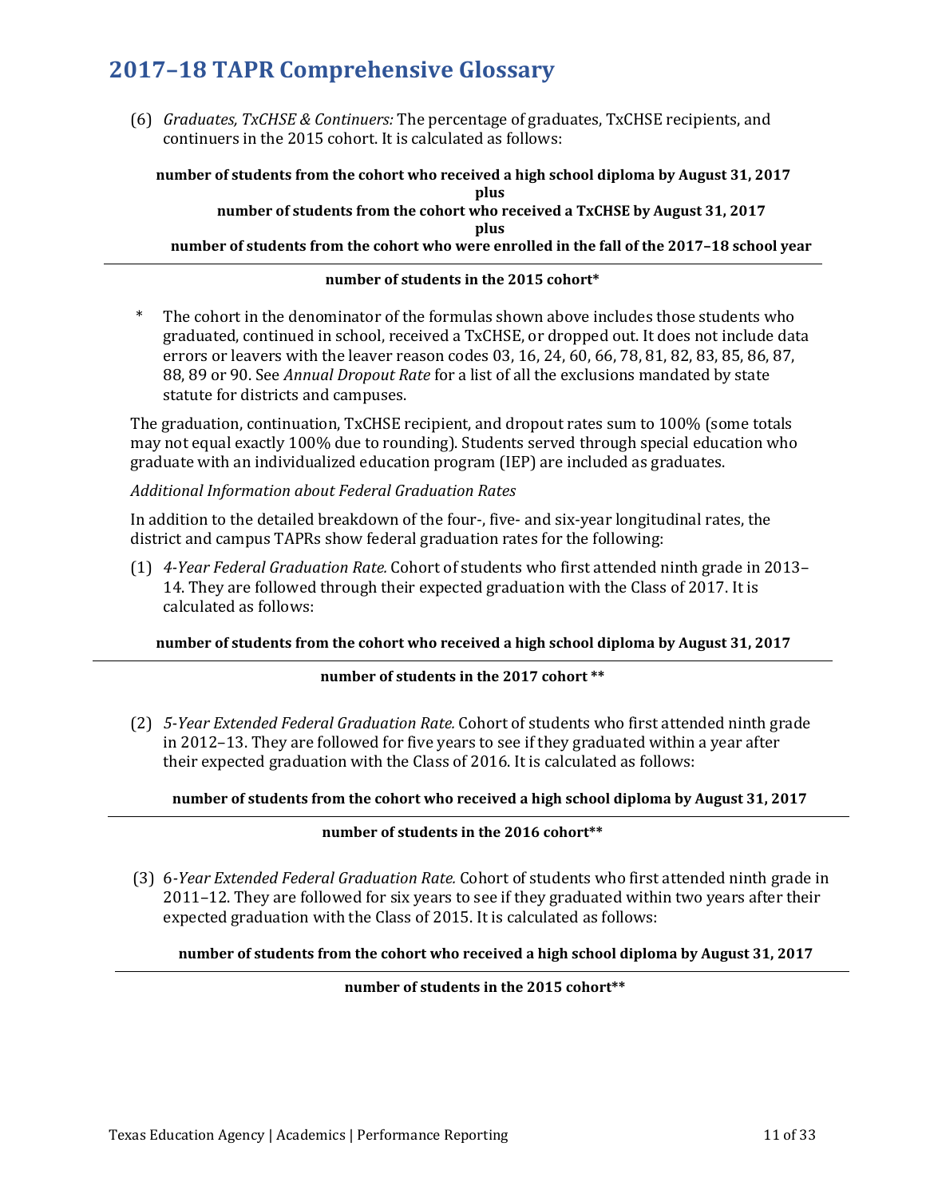# 2017–18 TAPR Comprehensive Glossary

(6) *Graduates, TxCHSE & Continuers:* The percentage of graduates, TxCHSE recipients, and continuers in the 2015 cohort. It is calculated as follows:

$$\frac{\begin{array}{c}\textbf{number of students from the cohort who received a high school diploma by August 31, 2017} \\ \textbf{plus} \\ \textbf{number of students from the cohort who received a TxCHSE by August 31, 2017} \\ \textbf{plus} \\ \textbf{number of students from the cohort who were enrolled in the fall of the 2017–18 school year}\end{array}}{\textbf{number of students in the 2015 cohort*}}$$

\* The cohort in the denominator of the formulas shown above includes those students who graduated, continued in school, received a TxCHSE, or dropped out. It does not include data errors or leavers with the leaver reason codes 03, 16, 24, 60, 66, 78, 81, 82, 83, 85, 86, 87, 88, 89 or 90. See *Annual Dropout Rate* for a list of all the exclusions mandated by state statute for districts and campuses.

The graduation, continuation, TxCHSE recipient, and dropout rates sum to 100% (some totals may not equal exactly 100% due to rounding). Students served through special education who graduate with an individualized education program (IEP) are included as graduates.

*Additional Information about Federal Graduation Rates*

In addition to the detailed breakdown of the four-, five- and six-year longitudinal rates, the district and campus TAPRs show federal graduation rates for the following:

(1) *4-Year Federal Graduation Rate.* Cohort of students who first attended ninth grade in 2013–14. They are followed through their expected graduation with the Class of 2017. It is calculated as follows:

$$\frac{\textbf{number of students from the cohort who received a high school diploma by August 31, 2017}}{\textbf{number of students in the 2017 cohort **}}$$

(2) *5-Year Extended Federal Graduation Rate.* Cohort of students who first attended ninth grade in 2012–13. They are followed for five years to see if they graduated within a year after their expected graduation with the Class of 2016. It is calculated as follows:

$$\frac{\textbf{number of students from the cohort who received a high school diploma by August 31, 2017}}{\textbf{number of students in the 2016 cohort**}}$$

(3) 6-*Year Extended Federal Graduation Rate.* Cohort of students who first attended ninth grade in 2011–12. They are followed for six years to see if they graduated within two years after their expected graduation with the Class of 2015. It is calculated as follows:

$$\frac{\textbf{number of students from the cohort who received a high school diploma by August 31, 2017}}{\textbf{number of students in the 2015 cohort**}}$$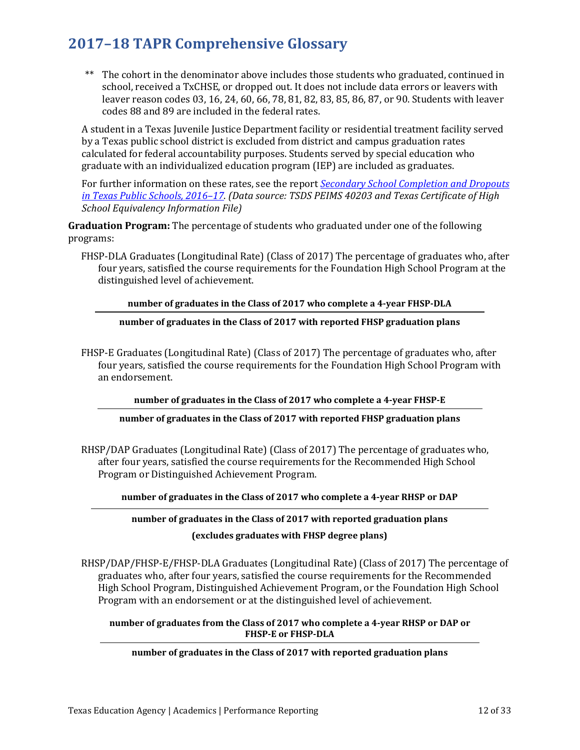## 2017–18 TAPR Comprehensive Glossary

\*\* The cohort in the denominator above includes those students who graduated, continued in school, received a TxCHSE, or dropped out. It does not include data errors or leavers with leaver reason codes 03, 16, 24, 60, 66, 78, 81, 82, 83, 85, 86, 87, or 90. Students with leaver codes 88 and 89 are included in the federal rates.

A student in a Texas Juvenile Justice Department facility or residential treatment facility served by a Texas public school district is excluded from district and campus graduation rates calculated for federal accountability purposes. Students served by special education who graduate with an individualized education program (IEP) are included as graduates.

For further information on these rates, see the report [*Secondary School Completion and Dropouts in Texas Public Schools, 2016–17*](). *(Data source: TSDS PEIMS 40203 and Texas Certificate of High School Equivalency Information File)*

**Graduation Program:** The percentage of students who graduated under one of the following programs:

FHSP-DLA Graduates (Longitudinal Rate) (Class of 2017) The percentage of graduates who, after four years, satisfied the course requirements for the Foundation High School Program at the distinguished level of achievement.

$$\frac{\textbf{number of graduates in the Class of 2017 who complete a 4-year FHSP-DLA}}{\textbf{number of graduates in the Class of 2017 with reported FHSP graduation plans}}$$

FHSP-E Graduates (Longitudinal Rate) (Class of 2017) The percentage of graduates who, after four years, satisfied the course requirements for the Foundation High School Program with an endorsement.

$$\frac{\textbf{number of graduates in the Class of 2017 who complete a 4-year FHSP-E}}{\textbf{number of graduates in the Class of 2017 with reported FHSP graduation plans}}$$

RHSP/DAP Graduates (Longitudinal Rate) (Class of 2017) The percentage of graduates who, after four years, satisfied the course requirements for the Recommended High School Program or Distinguished Achievement Program.

$$\frac{\textbf{number of graduates in the Class of 2017 who complete a 4-year RHSP or DAP}}{\textbf{number of graduates in the Class of 2017 with reported graduation plans (excludes graduates with FHSP degree plans)}}$$

RHSP/DAP/FHSP-E/FHSP-DLA Graduates (Longitudinal Rate) (Class of 2017) The percentage of graduates who, after four years, satisfied the course requirements for the Recommended High School Program, Distinguished Achievement Program, or the Foundation High School Program with an endorsement or at the distinguished level of achievement.

$$\frac{\textbf{number of graduates from the Class of 2017 who complete a 4-year RHSP or DAP or FHSP-E or FHSP-DLA}}{\textbf{number of graduates in the Class of 2017 with reported graduation plans}}$$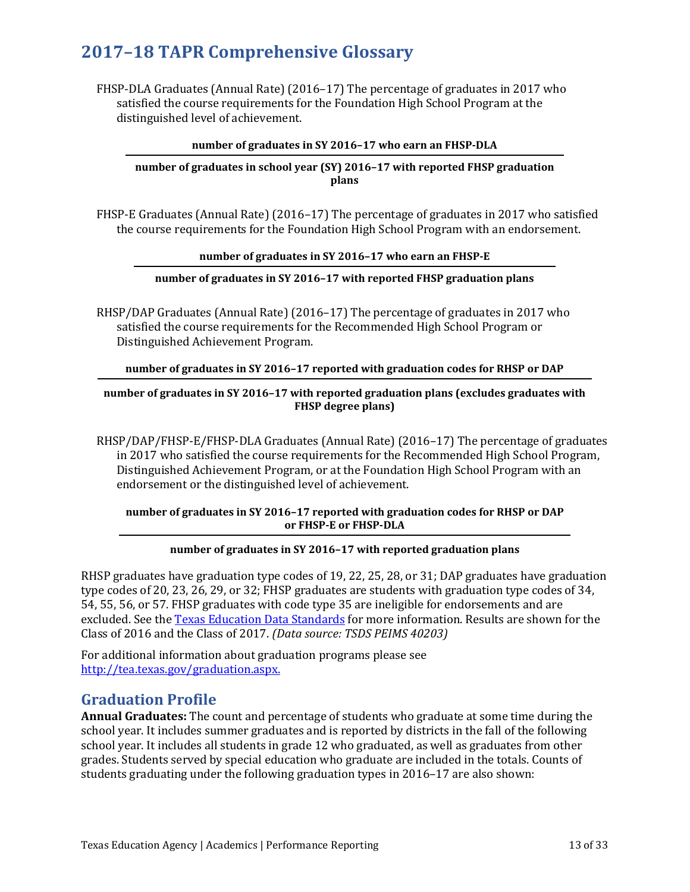## 2017–18 TAPR Comprehensive Glossary

FHSP-DLA Graduates (Annual Rate) (2016–17) The percentage of graduates in 2017 who satisfied the course requirements for the Foundation High School Program at the distinguished level of achievement.

$$\frac{\textbf{number of graduates in SY 2016–17 who earn an FHSP-DLA}}{\textbf{number of graduates in school year (SY) 2016–17 with reported FHSP graduation plans}}$$

FHSP-E Graduates (Annual Rate) (2016–17) The percentage of graduates in 2017 who satisfied the course requirements for the Foundation High School Program with an endorsement.

$$\frac{\textbf{number of graduates in SY 2016–17 who earn an FHSP-E}}{\textbf{number of graduates in SY 2016–17 with reported FHSP graduation plans}}$$

RHSP/DAP Graduates (Annual Rate) (2016–17) The percentage of graduates in 2017 who satisfied the course requirements for the Recommended High School Program or Distinguished Achievement Program.

$$\frac{\textbf{number of graduates in SY 2016–17 reported with graduation codes for RHSP or DAP}}{\textbf{number of graduates in SY 2016–17 with reported graduation plans (excludes graduates with FHSP degree plans)}}$$

RHSP/DAP/FHSP-E/FHSP-DLA Graduates (Annual Rate) (2016–17) The percentage of graduates in 2017 who satisfied the course requirements for the Recommended High School Program, Distinguished Achievement Program, or at the Foundation High School Program with an endorsement or the distinguished level of achievement.

$$\frac{\textbf{number of graduates in SY 2016–17 reported with graduation codes for RHSP or DAP or FHSP-E or FHSP-DLA}}{\textbf{number of graduates in SY 2016–17 with reported graduation plans}}$$

RHSP graduates have graduation type codes of 19, 22, 25, 28, or 31; DAP graduates have graduation type codes of 20, 23, 26, 29, or 32; FHSP graduates are students with graduation type codes of 34, 54, 55, 56, or 57. FHSP graduates with code type 35 are ineligible for endorsements and are excluded. See the [Texas Education Data Standards]() for more information. Results are shown for the Class of 2016 and the Class of 2017. *(Data source: TSDS PEIMS 40203)*

For additional information about graduation programs please see [http://tea.texas.gov/graduation.aspx.](http://tea.texas.gov/graduation.aspx)

## Graduation Profile

**Annual Graduates:** The count and percentage of students who graduate at some time during the school year. It includes summer graduates and is reported by districts in the fall of the following school year. It includes all students in grade 12 who graduated, as well as graduates from other grades. Students served by special education who graduate are included in the totals. Counts of students graduating under the following graduation types in 2016–17 are also shown: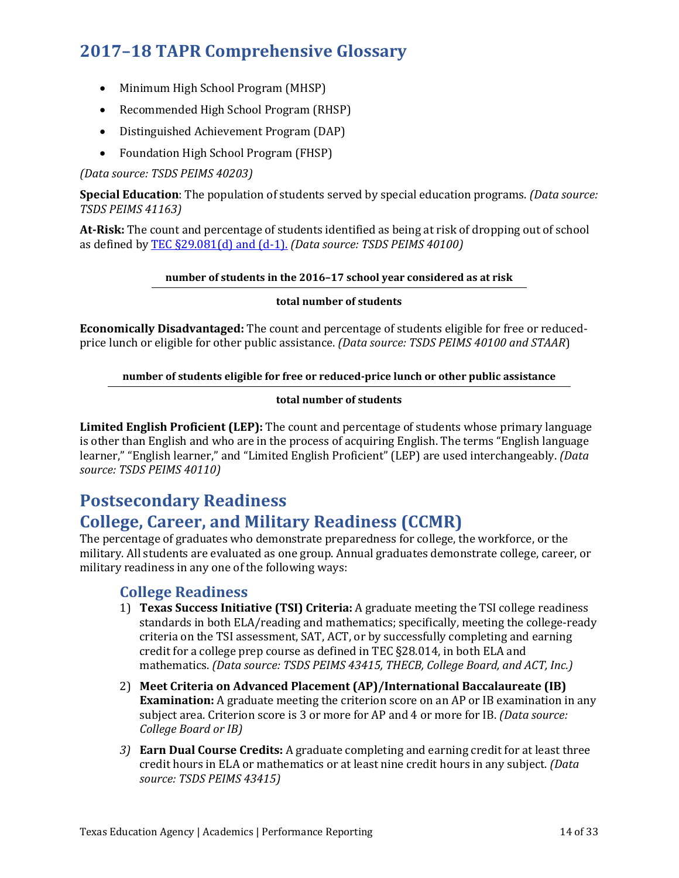# 2017–18 TAPR Comprehensive Glossary

- Minimum High School Program (MHSP)
- Recommended High School Program (RHSP)
- Distinguished Achievement Program (DAP)
- Foundation High School Program (FHSP)

*(Data source: TSDS PEIMS 40203)*

**Special Education**: The population of students served by special education programs. *(Data source: TSDS PEIMS 41163)*

**At-Risk:** The count and percentage of students identified as being at risk of dropping out of school as defined by [TEC §29.081(d) and (d-1).]() *(Data source: TSDS PEIMS 40100)*

$$\frac{\textbf{number of students in the 2016–17 school year considered as at risk}}{\textbf{total number of students}}$$

**Economically Disadvantaged:** The count and percentage of students eligible for free or reduced-price lunch or eligible for other public assistance. *(Data source: TSDS PEIMS 40100 and STAAR*)

$$\frac{\textbf{number of students eligible for free or reduced-price lunch or other public assistance}}{\textbf{total number of students}}$$

**Limited English Proficient (LEP):** The count and percentage of students whose primary language is other than English and who are in the process of acquiring English. The terms "English language learner," "English learner," and "Limited English Proficient" (LEP) are used interchangeably. *(Data source: TSDS PEIMS 40110)*

## Postsecondary Readiness

## College, Career, and Military Readiness (CCMR)

The percentage of graduates who demonstrate preparedness for college, the workforce, or the military. All students are evaluated as one group. Annual graduates demonstrate college, career, or military readiness in any one of the following ways:

### College Readiness

1) **Texas Success Initiative (TSI) Criteria:** A graduate meeting the TSI college readiness standards in both ELA/reading and mathematics; specifically, meeting the college-ready criteria on the TSI assessment, SAT, ACT, or by successfully completing and earning credit for a college prep course as defined in TEC §28.014, in both ELA and mathematics. *(Data source: TSDS PEIMS 43415, THECB, College Board, and ACT, Inc.)*
2) **Meet Criteria on Advanced Placement (AP)/International Baccalaureate (IB) Examination:** A graduate meeting the criterion score on an AP or IB examination in any subject area. Criterion score is 3 or more for AP and 4 or more for IB. *(Data source: College Board or IB)*
3) **Earn Dual Course Credits:** A graduate completing and earning credit for at least three credit hours in ELA or mathematics or at least nine credit hours in any subject. *(Data source: TSDS PEIMS 43415)*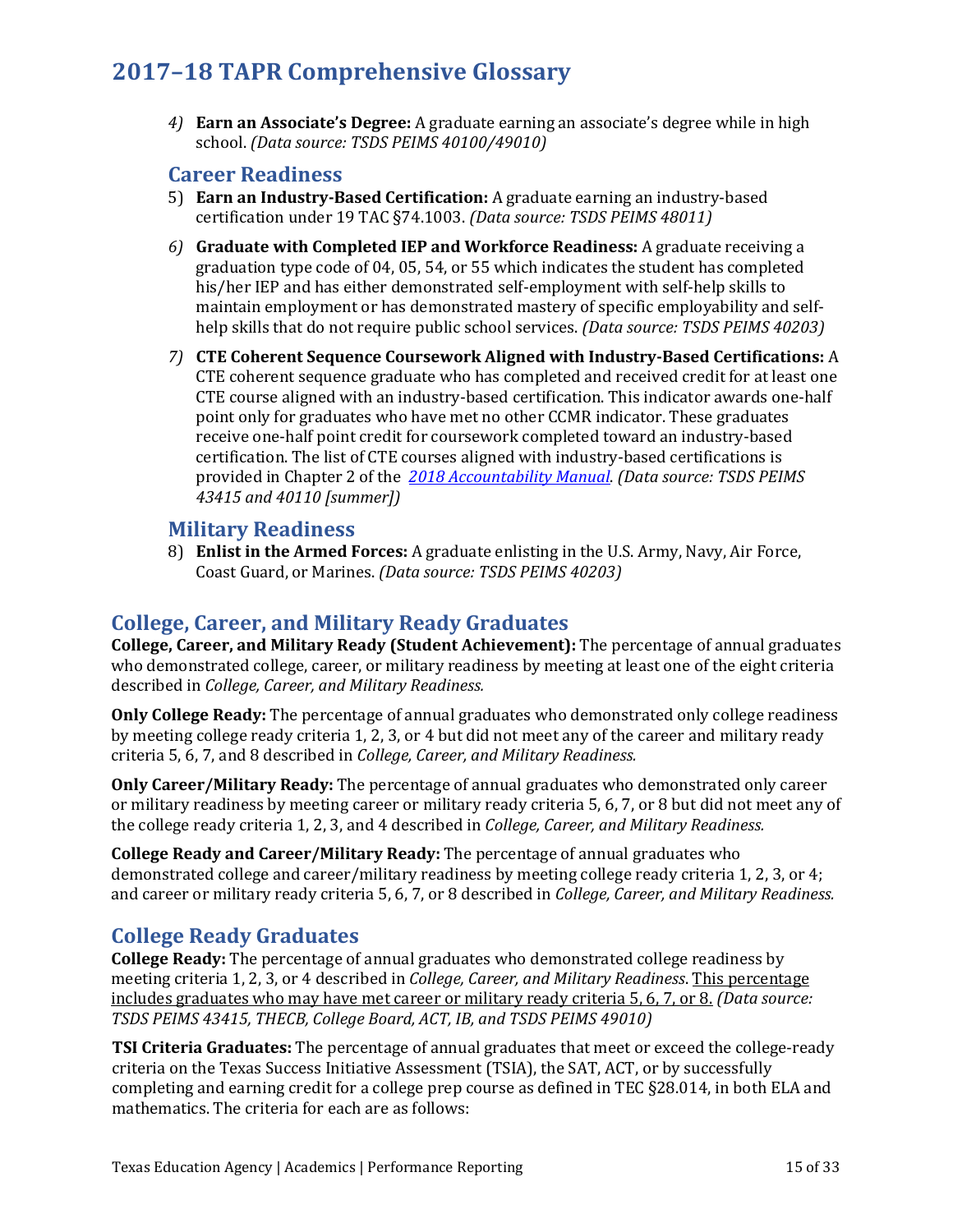4) **Earn an Associate's Degree:** A graduate earning an associate's degree while in high school. *(Data source: TSDS PEIMS 40100/49010)*

### Career Readiness

5) **Earn an Industry-Based Certification:** A graduate earning an industry-based certification under 19 TAC §74.1003. *(Data source: TSDS PEIMS 48011)*

6) **Graduate with Completed IEP and Workforce Readiness:** A graduate receiving a graduation type code of 04, 05, 54, or 55 which indicates the student has completed his/her IEP and has either demonstrated self-employment with self-help skills to maintain employment or has demonstrated mastery of specific employability and self-help skills that do not require public school services. *(Data source: TSDS PEIMS 40203)*

7) **CTE Coherent Sequence Coursework Aligned with Industry-Based Certifications:** A CTE coherent sequence graduate who has completed and received credit for at least one CTE course aligned with an industry-based certification. This indicator awards one-half point only for graduates who have met no other CCMR indicator. These graduates receive one-half point credit for coursework completed toward an industry-based certification. The list of CTE courses aligned with industry-based certifications is provided in Chapter 2 of the *2018 Accountability Manual*. *(Data source: TSDS PEIMS 43415 and 40110 [summer])*

### Military Readiness

8) **Enlist in the Armed Forces:** A graduate enlisting in the U.S. Army, Navy, Air Force, Coast Guard, or Marines. *(Data source: TSDS PEIMS 40203)*

## College, Career, and Military Ready Graduates

**College, Career, and Military Ready (Student Achievement):** The percentage of annual graduates who demonstrated college, career, or military readiness by meeting at least one of the eight criteria described in *College, Career, and Military Readiness.*

**Only College Ready:** The percentage of annual graduates who demonstrated only college readiness by meeting college ready criteria 1, 2, 3, or 4 but did not meet any of the career and military ready criteria 5, 6, 7, and 8 described in *College, Career, and Military Readiness.*

**Only Career/Military Ready:** The percentage of annual graduates who demonstrated only career or military readiness by meeting career or military ready criteria 5, 6, 7, or 8 but did not meet any of the college ready criteria 1, 2, 3, and 4 described in *College, Career, and Military Readiness.*

**College Ready and Career/Military Ready:** The percentage of annual graduates who demonstrated college and career/military readiness by meeting college ready criteria 1, 2, 3, or 4; and career or military ready criteria 5, 6, 7, or 8 described in *College, Career, and Military Readiness.*

## College Ready Graduates

**College Ready:** The percentage of annual graduates who demonstrated college readiness by meeting criteria 1, 2, 3, or 4 described in *College, Career, and Military Readiness*. This percentage includes graduates who may have met career or military ready criteria 5, 6, 7, or 8. *(Data source: TSDS PEIMS 43415, THECB, College Board, ACT, IB, and TSDS PEIMS 49010)*

**TSI Criteria Graduates:** The percentage of annual graduates that meet or exceed the college-ready criteria on the Texas Success Initiative Assessment (TSIA), the SAT, ACT, or by successfully completing and earning credit for a college prep course as defined in TEC §28.014, in both ELA and mathematics. The criteria for each are as follows: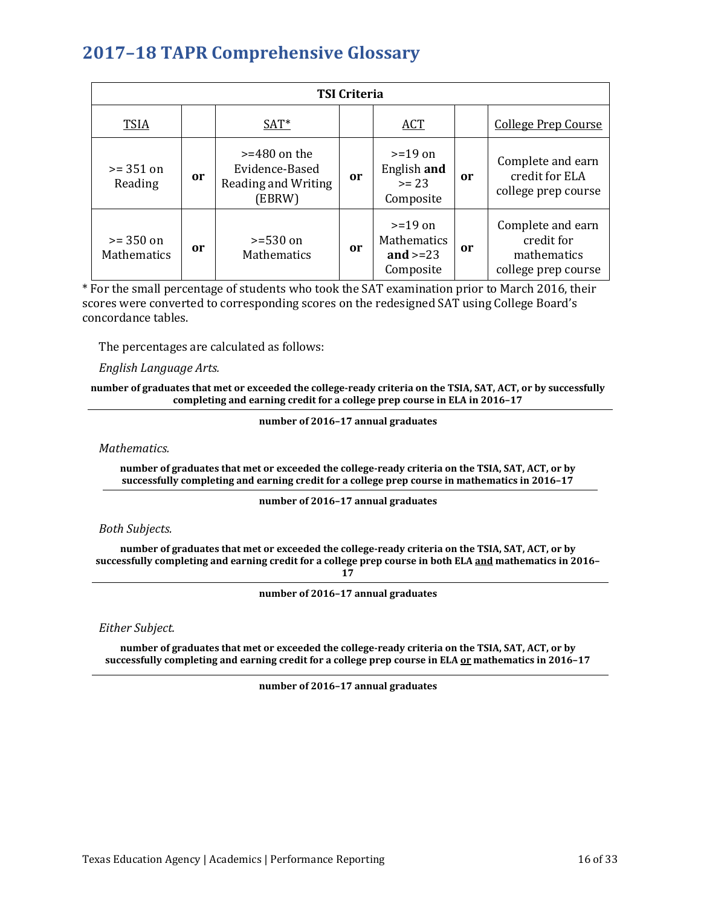# 2017–18 TAPR Comprehensive Glossary

| TSI Criteria | | | | | | |
|---|---|---|---|---|---|---|
| TSIA | | SAT* | | ACT | | College Prep Course |
| >= 351 on Reading | **or** | >=480 on the Evidence-Based Reading and Writing (EBRW) | **or** | >=19 on English **and** >= 23 Composite | **or** | Complete and earn credit for ELA college prep course |
| >= 350 on Mathematics | **or** | >=530 on Mathematics | **or** | >=19 on Mathematics **and** >=23 Composite | **or** | Complete and earn credit for mathematics college prep course |

* For the small percentage of students who took the SAT examination prior to March 2016, their scores were converted to corresponding scores on the redesigned SAT using College Board's concordance tables.

The percentages are calculated as follows:

*English Language Arts.*

$$\frac{\textbf{number of graduates that met or exceeded the college-ready criteria on the TSIA, SAT, ACT, or by successfully completing and earning credit for a college prep course in ELA in 2016–17}}{\textbf{number of 2016–17 annual graduates}}$$

*Mathematics.*

$$\frac{\textbf{number of graduates that met or exceeded the college-ready criteria on the TSIA, SAT, ACT, or by successfully completing and earning credit for a college prep course in mathematics in 2016–17}}{\textbf{number of 2016–17 annual graduates}}$$

*Both Subjects.*

$$\frac{\textbf{number of graduates that met or exceeded the college-ready criteria on the TSIA, SAT, ACT, or by successfully completing and earning credit for a college prep course in both ELA \underline{and} mathematics in 2016–17}}{\textbf{number of 2016–17 annual graduates}}$$

*Either Subject.*

$$\frac{\textbf{number of graduates that met or exceeded the college-ready criteria on the TSIA, SAT, ACT, or by successfully completing and earning credit for a college prep course in ELA \underline{or} mathematics in 2016–17}}{\textbf{number of 2016–17 annual graduates}}$$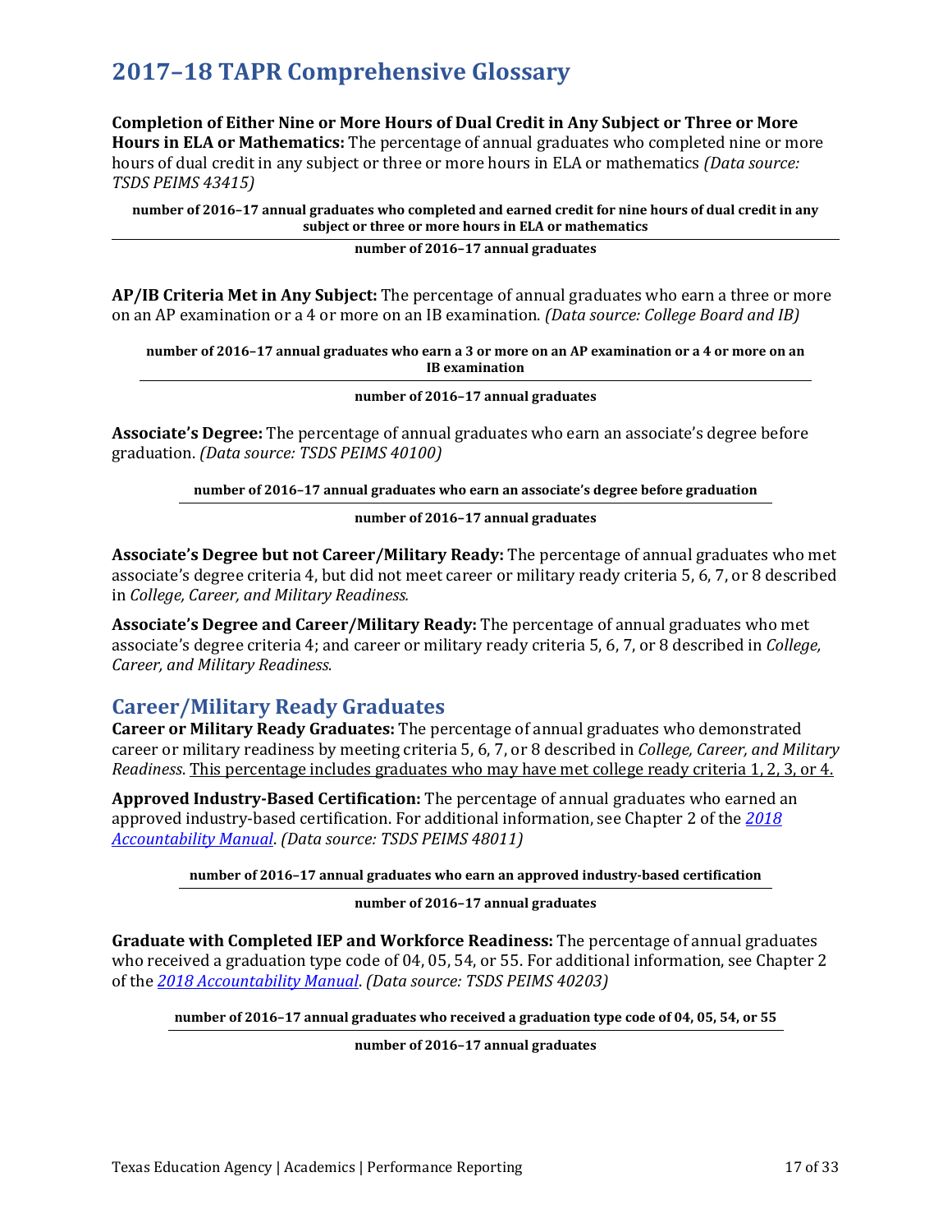# 2017–18 TAPR Comprehensive Glossary

**Completion of Either Nine or More Hours of Dual Credit in Any Subject or Three or More Hours in ELA or Mathematics:** The percentage of annual graduates who completed nine or more hours of dual credit in any subject or three or more hours in ELA or mathematics *(Data source: TSDS PEIMS 43415)*

$$\frac{\textbf{number of 2016–17 annual graduates who completed and earned credit for nine hours of dual credit in any subject or three or more hours in ELA or mathematics}}{\textbf{number of 2016–17 annual graduates}}$$

**AP/IB Criteria Met in Any Subject:** The percentage of annual graduates who earn a three or more on an AP examination or a 4 or more on an IB examination. *(Data source: College Board and IB)*

$$\frac{\textbf{number of 2016–17 annual graduates who earn a 3 or more on an AP examination or a 4 or more on an IB examination}}{\textbf{number of 2016–17 annual graduates}}$$

**Associate's Degree:** The percentage of annual graduates who earn an associate's degree before graduation. *(Data source: TSDS PEIMS 40100)*

$$\frac{\textbf{number of 2016–17 annual graduates who earn an associate's degree before graduation}}{\textbf{number of 2016–17 annual graduates}}$$

**Associate's Degree but not Career/Military Ready:** The percentage of annual graduates who met associate's degree criteria 4, but did not meet career or military ready criteria 5, 6, 7, or 8 described in *College, Career, and Military Readiness.*

**Associate's Degree and Career/Military Ready:** The percentage of annual graduates who met associate's degree criteria 4; and career or military ready criteria 5, 6, 7, or 8 described in *College, Career, and Military Readiness.*

## Career/Military Ready Graduates

**Career or Military Ready Graduates:** The percentage of annual graduates who demonstrated career or military readiness by meeting criteria 5, 6, 7, or 8 described in *College, Career, and Military Readiness.* This percentage includes graduates who may have met college ready criteria 1, 2, 3, or 4.

**Approved Industry-Based Certification:** The percentage of annual graduates who earned an approved industry-based certification. For additional information, see Chapter 2 of the *2018 Accountability Manual*. *(Data source: TSDS PEIMS 48011)*

$$\frac{\textbf{number of 2016–17 annual graduates who earn an approved industry-based certification}}{\textbf{number of 2016–17 annual graduates}}$$

**Graduate with Completed IEP and Workforce Readiness:** The percentage of annual graduates who received a graduation type code of 04, 05, 54, or 55. For additional information, see Chapter 2 of the *2018 Accountability Manual*. *(Data source: TSDS PEIMS 40203)*

$$\frac{\textbf{number of 2016–17 annual graduates who received a graduation type code of 04, 05, 54, or 55}}{\textbf{number of 2016–17 annual graduates}}$$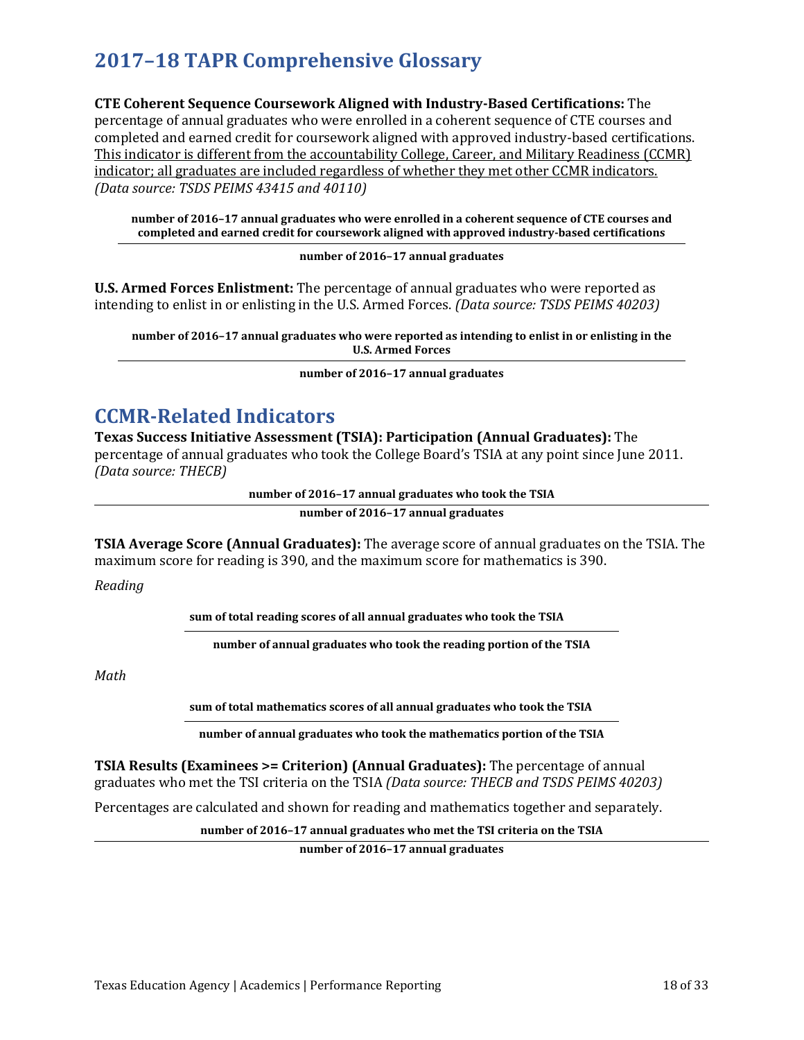# 2017–18 TAPR Comprehensive Glossary

**CTE Coherent Sequence Coursework Aligned with Industry-Based Certifications:** The percentage of annual graduates who were enrolled in a coherent sequence of CTE courses and completed and earned credit for coursework aligned with approved industry-based certifications. <u>This indicator is different from the accountability College, Career, and Military Readiness (CCMR) indicator; all graduates are included regardless of whether they met other CCMR indicators.</u> *(Data source: TSDS PEIMS 43415 and 40110)*

$$\frac{\textbf{number of 2016–17 annual graduates who were enrolled in a coherent sequence of CTE courses and completed and earned credit for coursework aligned with approved industry-based certifications}}{\textbf{number of 2016–17 annual graduates}}$$

**U.S. Armed Forces Enlistment:** The percentage of annual graduates who were reported as intending to enlist in or enlisting in the U.S. Armed Forces. *(Data source: TSDS PEIMS 40203)*

$$\frac{\textbf{number of 2016–17 annual graduates who were reported as intending to enlist in or enlisting in the U.S. Armed Forces}}{\textbf{number of 2016–17 annual graduates}}$$

# CCMR-Related Indicators

**Texas Success Initiative Assessment (TSIA): Participation (Annual Graduates):** The percentage of annual graduates who took the College Board's TSIA at any point since June 2011. *(Data source: THECB)*

$$\frac{\textbf{number of 2016–17 annual graduates who took the TSIA}}{\textbf{number of 2016–17 annual graduates}}$$

**TSIA Average Score (Annual Graduates):** The average score of annual graduates on the TSIA. The maximum score for reading is 390, and the maximum score for mathematics is 390.

*Reading*

$$\frac{\textbf{sum of total reading scores of all annual graduates who took the TSIA}}{\textbf{number of annual graduates who took the reading portion of the TSIA}}$$

*Math*

$$\frac{\textbf{sum of total mathematics scores of all annual graduates who took the TSIA}}{\textbf{number of annual graduates who took the mathematics portion of the TSIA}}$$

**TSIA Results (Examinees >= Criterion) (Annual Graduates):** The percentage of annual graduates who met the TSI criteria on the TSIA *(Data source: THECB and TSDS PEIMS 40203)*

Percentages are calculated and shown for reading and mathematics together and separately.

$$\frac{\textbf{number of 2016–17 annual graduates who met the TSI criteria on the TSIA}}{\textbf{number of 2016–17 annual graduates}}$$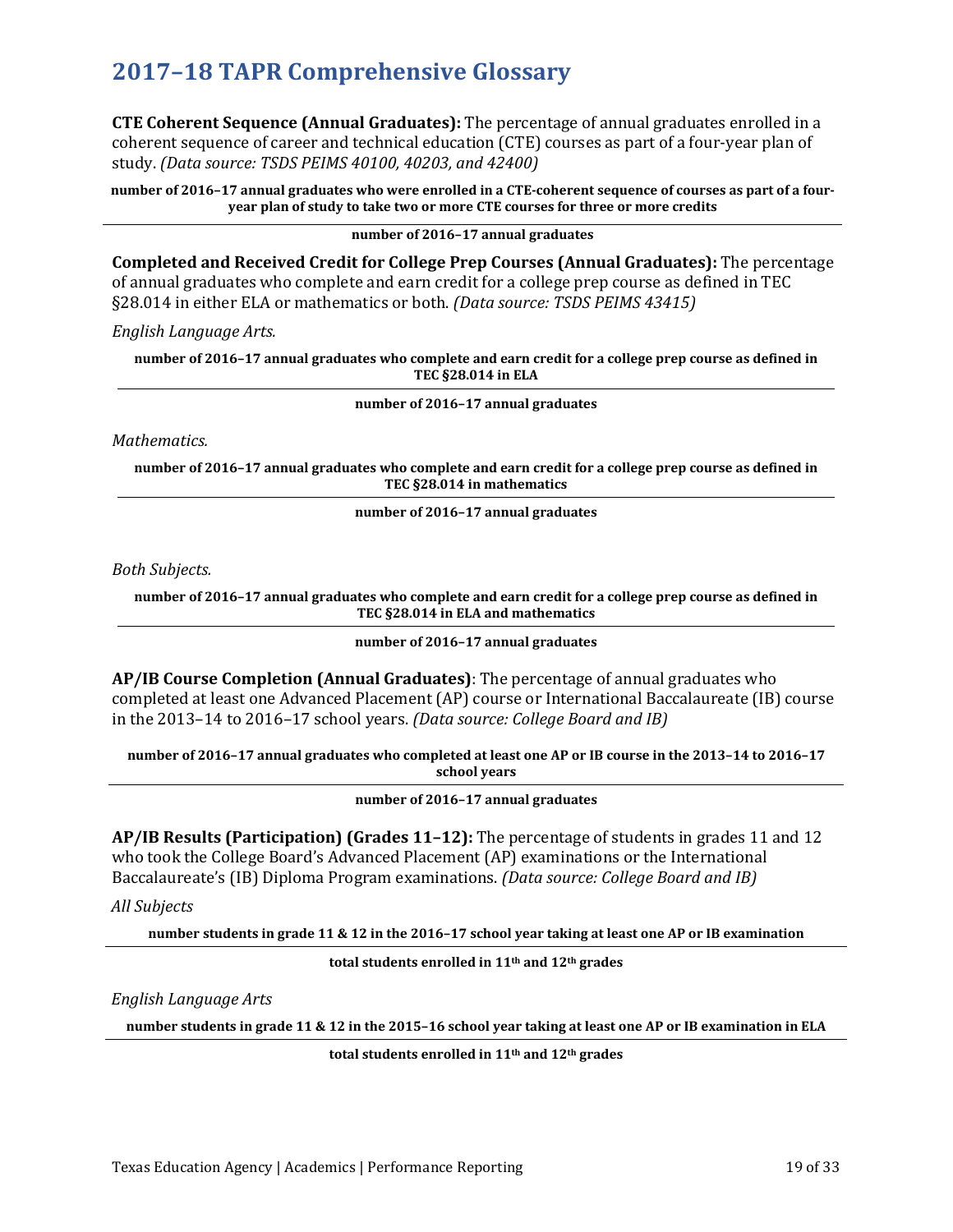# 2017–18 TAPR Comprehensive Glossary

**CTE Coherent Sequence (Annual Graduates):** The percentage of annual graduates enrolled in a coherent sequence of career and technical education (CTE) courses as part of a four-year plan of study. *(Data source: TSDS PEIMS 40100, 40203, and 42400)*

$$\frac{\textbf{number of 2016–17 annual graduates who were enrolled in a CTE-coherent sequence of courses as part of a four-year plan of study to take two or more CTE courses for three or more credits}}{\textbf{number of 2016–17 annual graduates}}$$

**Completed and Received Credit for College Prep Courses (Annual Graduates):** The percentage of annual graduates who complete and earn credit for a college prep course as defined in TEC §28.014 in either ELA or mathematics or both. *(Data source: TSDS PEIMS 43415)*

*English Language Arts.*

$$\frac{\textbf{number of 2016–17 annual graduates who complete and earn credit for a college prep course as defined in TEC §28.014 in ELA}}{\textbf{number of 2016–17 annual graduates}}$$

*Mathematics.*

$$\frac{\textbf{number of 2016–17 annual graduates who complete and earn credit for a college prep course as defined in TEC §28.014 in mathematics}}{\textbf{number of 2016–17 annual graduates}}$$

*Both Subjects.*

$$\frac{\textbf{number of 2016–17 annual graduates who complete and earn credit for a college prep course as defined in TEC §28.014 in ELA and mathematics}}{\textbf{number of 2016–17 annual graduates}}$$

**AP/IB Course Completion (Annual Graduates)**: The percentage of annual graduates who completed at least one Advanced Placement (AP) course or International Baccalaureate (IB) course in the 2013–14 to 2016–17 school years. *(Data source: College Board and IB)*

$$\frac{\textbf{number of 2016–17 annual graduates who completed at least one AP or IB course in the 2013–14 to 2016–17 school years}}{\textbf{number of 2016–17 annual graduates}}$$

**AP/IB Results (Participation) (Grades 11–12):** The percentage of students in grades 11 and 12 who took the College Board's Advanced Placement (AP) examinations or the International Baccalaureate's (IB) Diploma Program examinations. *(Data source: College Board and IB)*

*All Subjects*

$$\frac{\textbf{number students in grade 11 \& 12 in the 2016–17 school year taking at least one AP or IB examination}}{\textbf{total students enrolled in 11th and 12th grades}}$$

*English Language Arts*

$$\frac{\textbf{number students in grade 11 \& 12 in the 2015–16 school year taking at least one AP or IB examination in ELA}}{\textbf{total students enrolled in 11th and 12th grades}}$$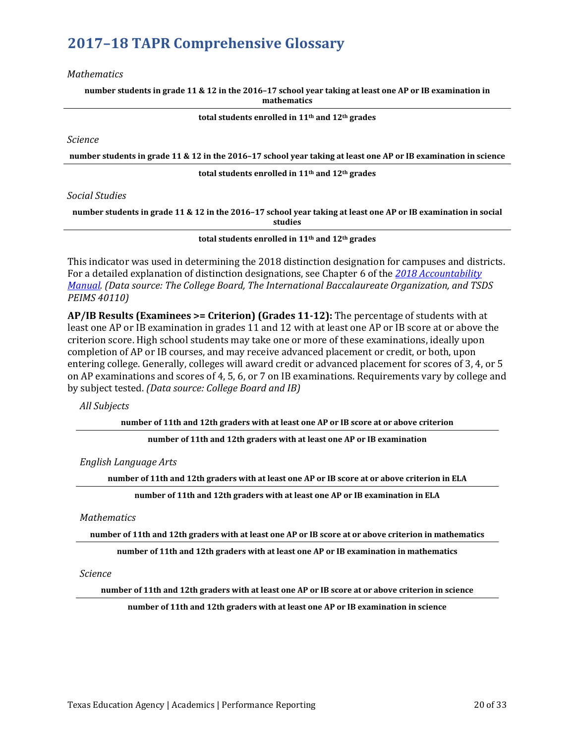*Mathematics*

$$\frac{\textbf{number students in grade 11 \& 12 in the 2016–17 school year taking at least one AP or IB examination in mathematics}}{\textbf{total students enrolled in 11}^{\textbf{th}}\textbf{ and 12}^{\textbf{th}}\textbf{ grades}}$$

*Science*

$$\frac{\textbf{number students in grade 11 \& 12 in the 2016–17 school year taking at least one AP or IB examination in science}}{\textbf{total students enrolled in 11}^{\textbf{th}}\textbf{ and 12}^{\textbf{th}}\textbf{ grades}}$$

*Social Studies*

$$\frac{\textbf{number students in grade 11 \& 12 in the 2016–17 school year taking at least one AP or IB examination in social studies}}{\textbf{total students enrolled in 11}^{\textbf{th}}\textbf{ and 12}^{\textbf{th}}\textbf{ grades}}$$

This indicator was used in determining the 2018 distinction designation for campuses and districts. For a detailed explanation of distinction designations, see Chapter 6 of the [*2018 Accountability Manual*](). *(Data source: The College Board, The International Baccalaureate Organization, and TSDS PEIMS 40110)*

**AP/IB Results (Examinees >= Criterion) (Grades 11-12):** The percentage of students with at least one AP or IB examination in grades 11 and 12 with at least one AP or IB score at or above the criterion score. High school students may take one or more of these examinations, ideally upon completion of AP or IB courses, and may receive advanced placement or credit, or both, upon entering college. Generally, colleges will award credit or advanced placement for scores of 3, 4, or 5 on AP examinations and scores of 4, 5, 6, or 7 on IB examinations. Requirements vary by college and by subject tested. *(Data source: College Board and IB)*

*All Subjects*

$$\frac{\textbf{number of 11th and 12th graders with at least one AP or IB score at or above criterion}}{\textbf{number of 11th and 12th graders with at least one AP or IB examination}}$$

*English Language Arts*

$$\frac{\textbf{number of 11th and 12th graders with at least one AP or IB score at or above criterion in ELA}}{\textbf{number of 11th and 12th graders with at least one AP or IB examination in ELA}}$$

*Mathematics*

$$\frac{\textbf{number of 11th and 12th graders with at least one AP or IB score at or above criterion in mathematics}}{\textbf{number of 11th and 12th graders with at least one AP or IB examination in mathematics}}$$

*Science*

$$\frac{\textbf{number of 11th and 12th graders with at least one AP or IB score at or above criterion in science}}{\textbf{number of 11th and 12th graders with at least one AP or IB examination in science}}$$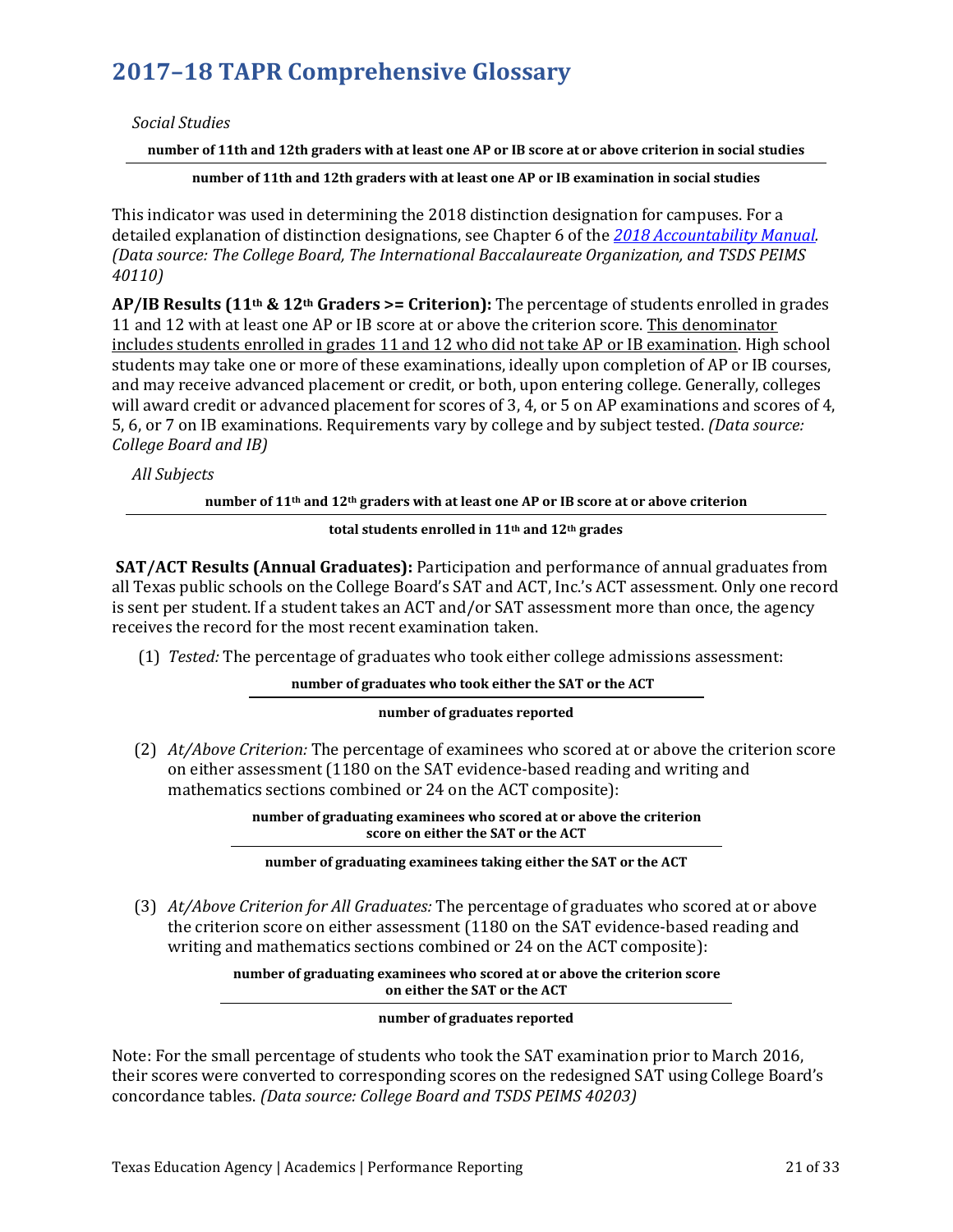# 2017–18 TAPR Comprehensive Glossary

*Social Studies*

$$\frac{\textbf{number of 11th and 12th graders with at least one AP or IB score at or above criterion in social studies}}{\textbf{number of 11th and 12th graders with at least one AP or IB examination in social studies}}$$

This indicator was used in determining the 2018 distinction designation for campuses. For a detailed explanation of distinction designations, see Chapter 6 of the *2018 Accountability Manual. (Data source: The College Board, The International Baccalaureate Organization, and TSDS PEIMS 40110)*

**AP/IB Results (11th & 12th Graders >= Criterion):** The percentage of students enrolled in grades 11 and 12 with at least one AP or IB score at or above the criterion score. This denominator includes students enrolled in grades 11 and 12 who did not take AP or IB examination. High school students may take one or more of these examinations, ideally upon completion of AP or IB courses, and may receive advanced placement or credit, or both, upon entering college. Generally, colleges will award credit or advanced placement for scores of 3, 4, or 5 on AP examinations and scores of 4, 5, 6, or 7 on IB examinations. Requirements vary by college and by subject tested. *(Data source: College Board and IB)*

*All Subjects*

$$\frac{\textbf{number of 11}^{\textbf{th}}\textbf{ and 12}^{\textbf{th}}\textbf{ graders with at least one AP or IB score at or above criterion}}{\textbf{total students enrolled in 11}^{\textbf{th}}\textbf{ and 12}^{\textbf{th}}\textbf{ grades}}$$

**SAT/ACT Results (Annual Graduates):** Participation and performance of annual graduates from all Texas public schools on the College Board's SAT and ACT, Inc.'s ACT assessment. Only one record is sent per student. If a student takes an ACT and/or SAT assessment more than once, the agency receives the record for the most recent examination taken.

(1) *Tested:* The percentage of graduates who took either college admissions assessment:

$$\frac{\textbf{number of graduates who took either the SAT or the ACT}}{\textbf{number of graduates reported}}$$

(2) *At/Above Criterion:* The percentage of examinees who scored at or above the criterion score on either assessment (1180 on the SAT evidence-based reading and writing and mathematics sections combined or 24 on the ACT composite):

$$\frac{\textbf{number of graduating examinees who scored at or above the criterion score on either the SAT or the ACT}}{\textbf{number of graduating examinees taking either the SAT or the ACT}}$$

(3) *At/Above Criterion for All Graduates:* The percentage of graduates who scored at or above the criterion score on either assessment (1180 on the SAT evidence-based reading and writing and mathematics sections combined or 24 on the ACT composite):

$$\frac{\textbf{number of graduating examinees who scored at or above the criterion score on either the SAT or the ACT}}{\textbf{number of graduates reported}}$$

Note: For the small percentage of students who took the SAT examination prior to March 2016, their scores were converted to corresponding scores on the redesigned SAT using College Board's concordance tables. *(Data source: College Board and TSDS PEIMS 40203)*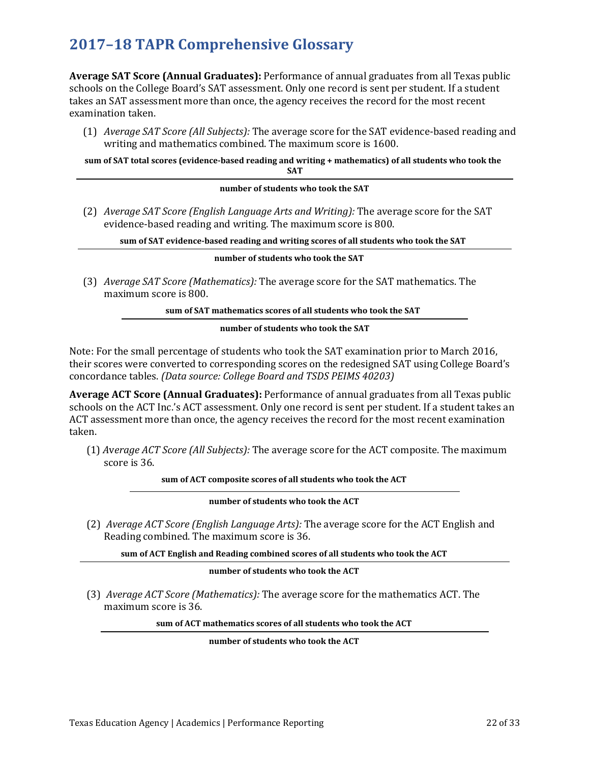## 2017–18 TAPR Comprehensive Glossary

**Average SAT Score (Annual Graduates):** Performance of annual graduates from all Texas public schools on the College Board's SAT assessment. Only one record is sent per student. If a student takes an SAT assessment more than once, the agency receives the record for the most recent examination taken.

(1) *Average SAT Score (All Subjects):* The average score for the SAT evidence-based reading and writing and mathematics combined. The maximum score is 1600.

$$\frac{\textbf{sum of SAT total scores (evidence-based reading and writing + mathematics) of all students who took the SAT}}{\textbf{number of students who took the SAT}}$$

(2) *Average SAT Score (English Language Arts and Writing):* The average score for the SAT evidence-based reading and writing. The maximum score is 800.

$$\frac{\textbf{sum of SAT evidence-based reading and writing scores of all students who took the SAT}}{\textbf{number of students who took the SAT}}$$

(3) *Average SAT Score (Mathematics):* The average score for the SAT mathematics. The maximum score is 800.

$$\frac{\textbf{sum of SAT mathematics scores of all students who took the SAT}}{\textbf{number of students who took the SAT}}$$

Note: For the small percentage of students who took the SAT examination prior to March 2016, their scores were converted to corresponding scores on the redesigned SAT using College Board's concordance tables. *(Data source: College Board and TSDS PEIMS 40203)*

**Average ACT Score (Annual Graduates):** Performance of annual graduates from all Texas public schools on the ACT Inc.'s ACT assessment. Only one record is sent per student. If a student takes an ACT assessment more than once, the agency receives the record for the most recent examination taken.

(1) *Average ACT Score (All Subjects):* The average score for the ACT composite. The maximum score is 36.

$$\frac{\textbf{sum of ACT composite scores of all students who took the ACT}}{\textbf{number of students who took the ACT}}$$

(2) *Average ACT Score (English Language Arts):* The average score for the ACT English and Reading combined. The maximum score is 36.

$$\frac{\textbf{sum of ACT English and Reading combined scores of all students who took the ACT}}{\textbf{number of students who took the ACT}}$$

(3) *Average ACT Score (Mathematics):* The average score for the mathematics ACT. The maximum score is 36.

$$\frac{\textbf{sum of ACT mathematics scores of all students who took the ACT}}{\textbf{number of students who took the ACT}}$$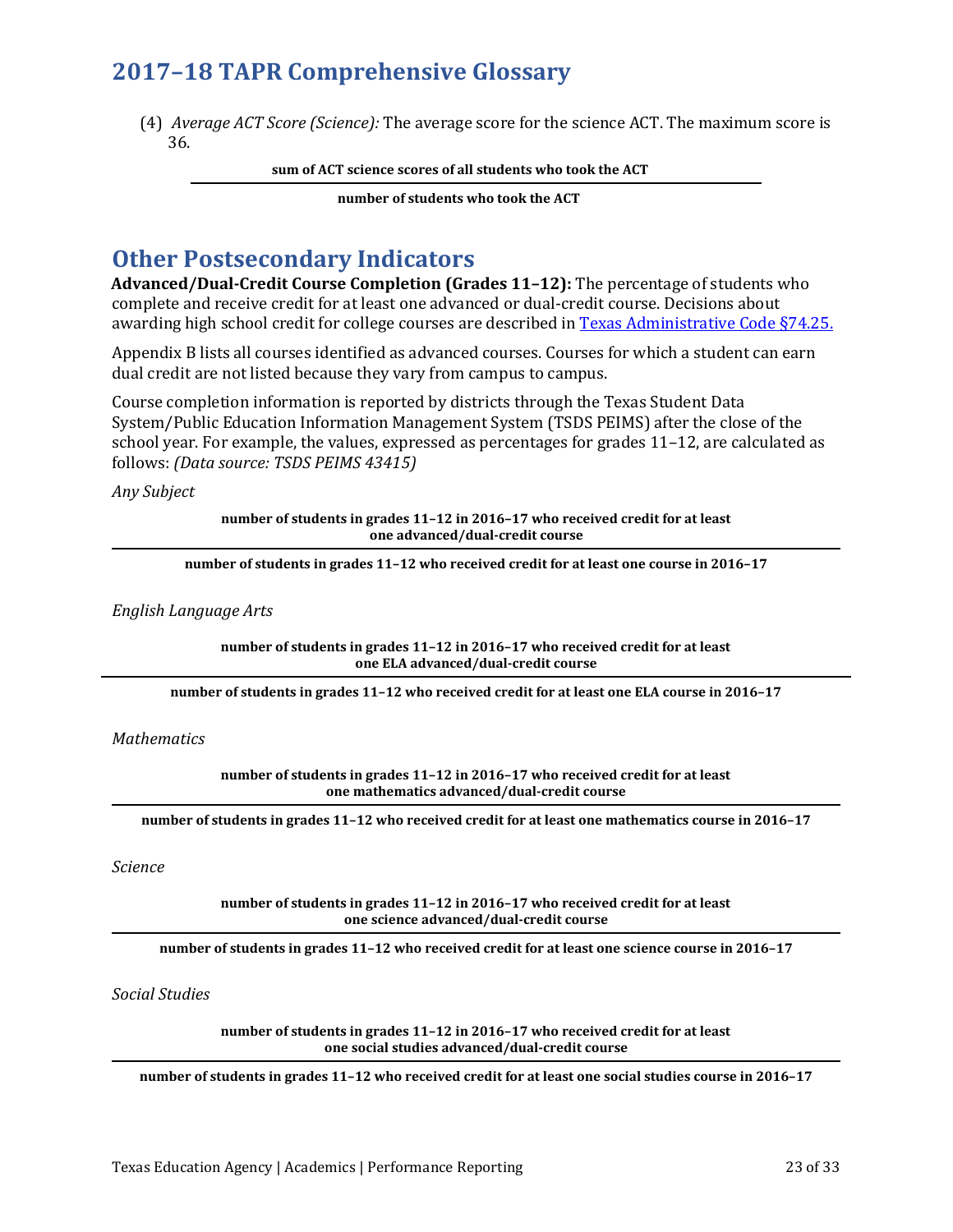## 2017–18 TAPR Comprehensive Glossary

(4) *Average ACT Score (Science):* The average score for the science ACT. The maximum score is 36.

$$\frac{\textbf{sum of ACT science scores of all students who took the ACT}}{\textbf{number of students who took the ACT}}$$

## Other Postsecondary Indicators

**Advanced/Dual-Credit Course Completion (Grades 11–12):** The percentage of students who complete and receive credit for at least one advanced or dual-credit course. Decisions about awarding high school credit for college courses are described in [Texas Administrative Code §74.25.]()

Appendix B lists all courses identified as advanced courses. Courses for which a student can earn dual credit are not listed because they vary from campus to campus.

Course completion information is reported by districts through the Texas Student Data System/Public Education Information Management System (TSDS PEIMS) after the close of the school year. For example, the values, expressed as percentages for grades 11–12, are calculated as follows: *(Data source: TSDS PEIMS 43415)*

*Any Subject*

$$\frac{\textbf{number of students in grades 11–12 in 2016–17 who received credit for at least one advanced/dual-credit course}}{\textbf{number of students in grades 11–12 who received credit for at least one course in 2016–17}}$$

*English Language Arts*

$$\frac{\textbf{number of students in grades 11–12 in 2016–17 who received credit for at least one ELA advanced/dual-credit course}}{\textbf{number of students in grades 11–12 who received credit for at least one ELA course in 2016–17}}$$

*Mathematics*

$$\frac{\textbf{number of students in grades 11–12 in 2016–17 who received credit for at least one mathematics advanced/dual-credit course}}{\textbf{number of students in grades 11–12 who received credit for at least one mathematics course in 2016–17}}$$

*Science*

$$\frac{\textbf{number of students in grades 11–12 in 2016–17 who received credit for at least one science advanced/dual-credit course}}{\textbf{number of students in grades 11–12 who received credit for at least one science course in 2016–17}}$$

*Social Studies*

$$\frac{\textbf{number of students in grades 11–12 in 2016–17 who received credit for at least one social studies advanced/dual-credit course}}{\textbf{number of students in grades 11–12 who received credit for at least one social studies course in 2016–17}}$$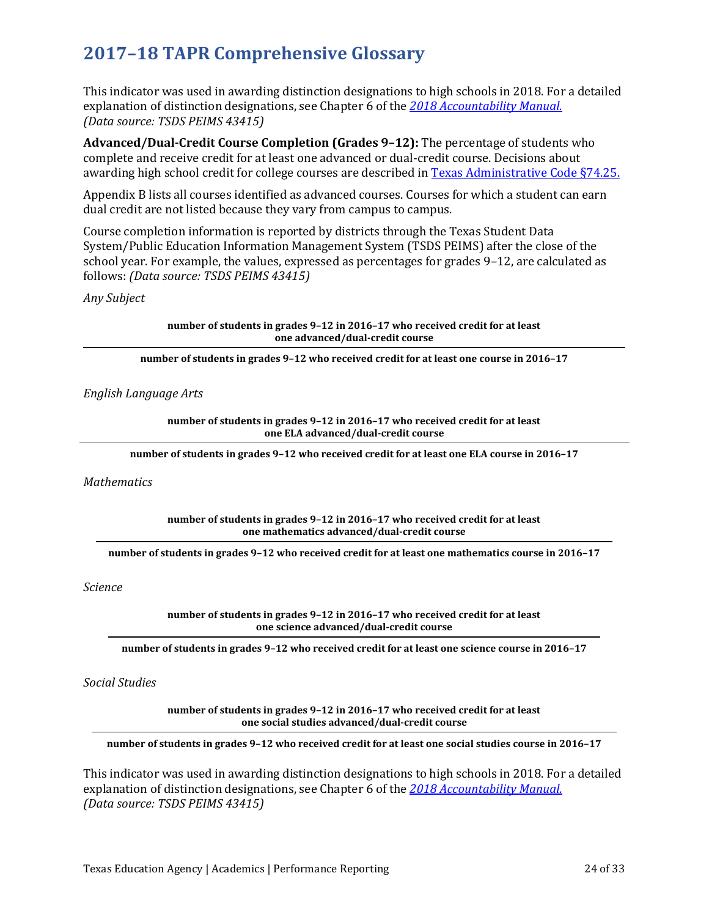# 2017–18 TAPR Comprehensive Glossary

This indicator was used in awarding distinction designations to high schools in 2018. For a detailed explanation of distinction designations, see Chapter 6 of the *2018 Accountability Manual.*
*(Data source: TSDS PEIMS 43415)*

**Advanced/Dual-Credit Course Completion (Grades 9–12):** The percentage of students who complete and receive credit for at least one advanced or dual-credit course. Decisions about awarding high school credit for college courses are described in Texas Administrative Code §74.25.

Appendix B lists all courses identified as advanced courses. Courses for which a student can earn dual credit are not listed because they vary from campus to campus.

Course completion information is reported by districts through the Texas Student Data System/Public Education Information Management System (TSDS PEIMS) after the close of the school year. For example, the values, expressed as percentages for grades 9–12, are calculated as follows: *(Data source: TSDS PEIMS 43415)*

*Any Subject*

$$\frac{\textbf{number of students in grades 9–12 in 2016–17 who received credit for at least one advanced/dual-credit course}}{\textbf{number of students in grades 9–12 who received credit for at least one course in 2016–17}}$$

*English Language Arts*

$$\frac{\textbf{number of students in grades 9–12 in 2016–17 who received credit for at least one ELA advanced/dual-credit course}}{\textbf{number of students in grades 9–12 who received credit for at least one ELA course in 2016–17}}$$

*Mathematics*

$$\frac{\textbf{number of students in grades 9–12 in 2016–17 who received credit for at least one mathematics advanced/dual-credit course}}{\textbf{number of students in grades 9–12 who received credit for at least one mathematics course in 2016–17}}$$

*Science*

$$\frac{\textbf{number of students in grades 9–12 in 2016–17 who received credit for at least one science advanced/dual-credit course}}{\textbf{number of students in grades 9–12 who received credit for at least one science course in 2016–17}}$$

*Social Studies*

$$\frac{\textbf{number of students in grades 9–12 in 2016–17 who received credit for at least one social studies advanced/dual-credit course}}{\textbf{number of students in grades 9–12 who received credit for at least one social studies course in 2016–17}}$$

This indicator was used in awarding distinction designations to high schools in 2018. For a detailed explanation of distinction designations, see Chapter 6 of the *2018 Accountability Manual.*
*(Data source: TSDS PEIMS 43415)*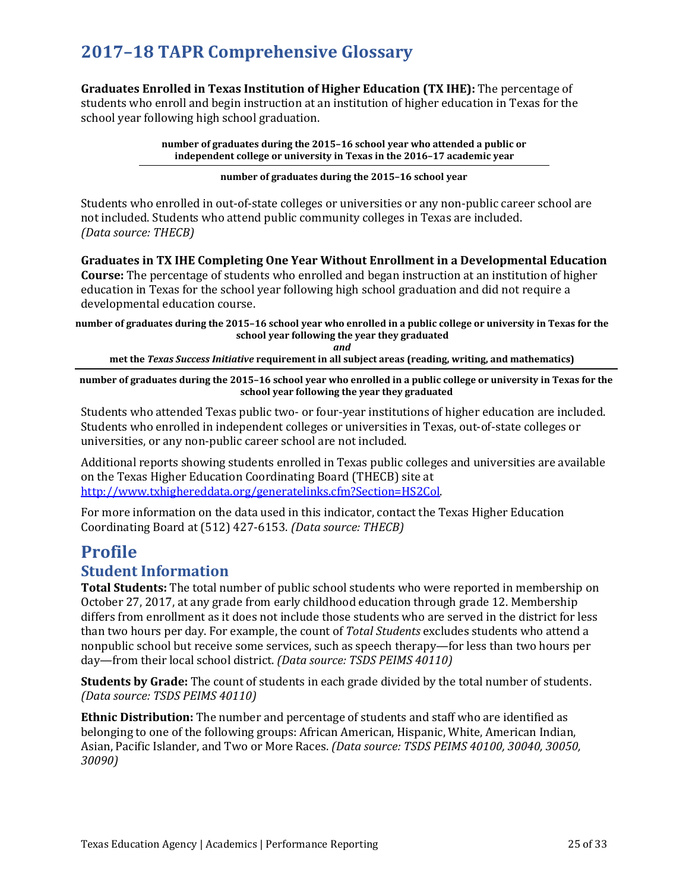# 2017–18 TAPR Comprehensive Glossary

**Graduates Enrolled in Texas Institution of Higher Education (TX IHE):** The percentage of students who enroll and begin instruction at an institution of higher education in Texas for the school year following high school graduation.

$$\frac{\textbf{number of graduates during the 2015–16 school year who attended a public or independent college or university in Texas in the 2016–17 academic year}}{\textbf{number of graduates during the 2015–16 school year}}$$

Students who enrolled in out-of-state colleges or universities or any non-public career school are not included. Students who attend public community colleges in Texas are included. *(Data source: THECB)*

**Graduates in TX IHE Completing One Year Without Enrollment in a Developmental Education Course:** The percentage of students who enrolled and began instruction at an institution of higher education in Texas for the school year following high school graduation and did not require a developmental education course.

$$\frac{\textbf{number of graduates during the 2015–16 school year who enrolled in a public college or university in Texas for the school year following the year they graduated } \textit{and} \textbf{ met the } \textit{Texas Success Initiative} \textbf{ requirement in all subject areas (reading, writing, and mathematics)}}{\textbf{number of graduates during the 2015–16 school year who enrolled in a public college or university in Texas for the school year following the year they graduated}}$$

Students who attended Texas public two- or four-year institutions of higher education are included. Students who enrolled in independent colleges or universities in Texas, out-of-state colleges or universities, or any non-public career school are not included.

Additional reports showing students enrolled in Texas public colleges and universities are available on the Texas Higher Education Coordinating Board (THECB) site at http://www.txhighereddata.org/generatelinks.cfm?Section=HS2Col.

For more information on the data used in this indicator, contact the Texas Higher Education Coordinating Board at (512) 427-6153. *(Data source: THECB)*

# Profile

## Student Information

**Total Students:** The total number of public school students who were reported in membership on October 27, 2017, at any grade from early childhood education through grade 12. Membership differs from enrollment as it does not include those students who are served in the district for less than two hours per day. For example, the count of *Total Students* excludes students who attend a nonpublic school but receive some services, such as speech therapy—for less than two hours per day—from their local school district. *(Data source: TSDS PEIMS 40110)*

**Students by Grade:** The count of students in each grade divided by the total number of students. *(Data source: TSDS PEIMS 40110)*

**Ethnic Distribution:** The number and percentage of students and staff who are identified as belonging to one of the following groups: African American, Hispanic, White, American Indian, Asian, Pacific Islander, and Two or More Races. *(Data source: TSDS PEIMS 40100, 30040, 30050, 30090)*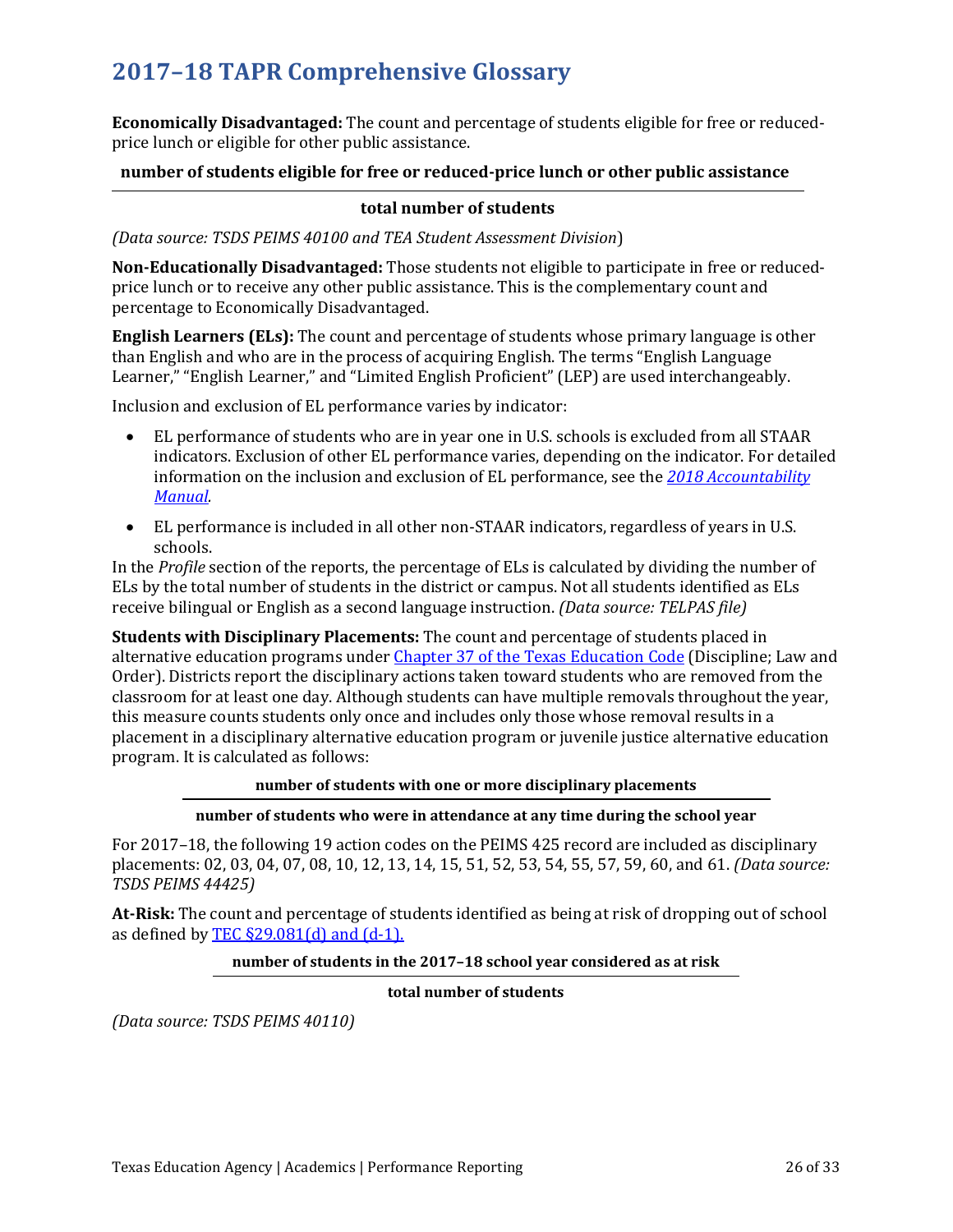# 2017–18 TAPR Comprehensive Glossary

**Economically Disadvantaged:** The count and percentage of students eligible for free or reduced-price lunch or eligible for other public assistance.

$$\frac{\textbf{number of students eligible for free or reduced-price lunch or other public assistance}}{\textbf{total number of students}}$$

*(Data source: TSDS PEIMS 40100 and TEA Student Assessment Division*)

**Non-Educationally Disadvantaged:** Those students not eligible to participate in free or reduced-price lunch or to receive any other public assistance. This is the complementary count and percentage to Economically Disadvantaged.

**English Learners (ELs):** The count and percentage of students whose primary language is other than English and who are in the process of acquiring English. The terms "English Language Learner," "English Learner," and "Limited English Proficient" (LEP) are used interchangeably.

Inclusion and exclusion of EL performance varies by indicator:

- EL performance of students who are in year one in U.S. schools is excluded from all STAAR indicators. Exclusion of other EL performance varies, depending on the indicator. For detailed information on the inclusion and exclusion of EL performance, see the *2018 Accountability Manual.*
- EL performance is included in all other non-STAAR indicators, regardless of years in U.S. schools.

In the *Profile* section of the reports, the percentage of ELs is calculated by dividing the number of ELs by the total number of students in the district or campus. Not all students identified as ELs receive bilingual or English as a second language instruction. *(Data source: TELPAS file)*

**Students with Disciplinary Placements:** The count and percentage of students placed in alternative education programs under Chapter 37 of the Texas Education Code (Discipline; Law and Order). Districts report the disciplinary actions taken toward students who are removed from the classroom for at least one day. Although students can have multiple removals throughout the year, this measure counts students only once and includes only those whose removal results in a placement in a disciplinary alternative education program or juvenile justice alternative education program. It is calculated as follows:

$$\frac{\textbf{number of students with one or more disciplinary placements}}{\textbf{number of students who were in attendance at any time during the school year}}$$

For 2017–18, the following 19 action codes on the PEIMS 425 record are included as disciplinary placements: 02, 03, 04, 07, 08, 10, 12, 13, 14, 15, 51, 52, 53, 54, 55, 57, 59, 60, and 61. *(Data source: TSDS PEIMS 44425)*

**At-Risk:** The count and percentage of students identified as being at risk of dropping out of school as defined by TEC §29.081(d) and (d-1).

$$\frac{\textbf{number of students in the 2017–18 school year considered as at risk}}{\textbf{total number of students}}$$

*(Data source: TSDS PEIMS 40110)*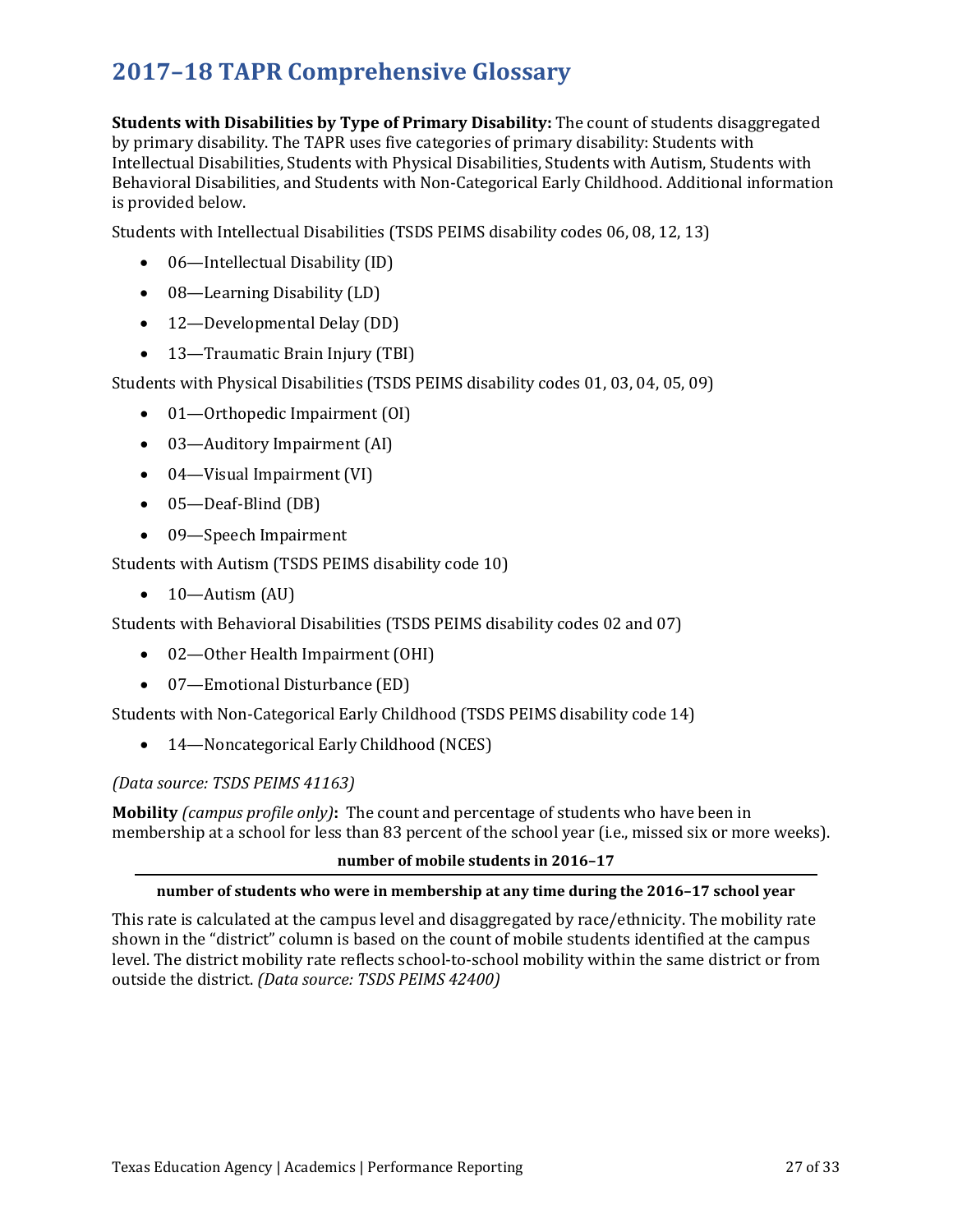# 2017–18 TAPR Comprehensive Glossary

**Students with Disabilities by Type of Primary Disability:** The count of students disaggregated by primary disability. The TAPR uses five categories of primary disability: Students with Intellectual Disabilities, Students with Physical Disabilities, Students with Autism, Students with Behavioral Disabilities, and Students with Non-Categorical Early Childhood. Additional information is provided below.

Students with Intellectual Disabilities (TSDS PEIMS disability codes 06, 08, 12, 13)

- 06—Intellectual Disability (ID)
- 08—Learning Disability (LD)
- 12—Developmental Delay (DD)
- 13—Traumatic Brain Injury (TBI)

Students with Physical Disabilities (TSDS PEIMS disability codes 01, 03, 04, 05, 09)

- 01—Orthopedic Impairment (OI)
- 03—Auditory Impairment (AI)
- 04—Visual Impairment (VI)
- 05—Deaf-Blind (DB)
- 09—Speech Impairment

Students with Autism (TSDS PEIMS disability code 10)

- 10—Autism (AU)

Students with Behavioral Disabilities (TSDS PEIMS disability codes 02 and 07)

- 02—Other Health Impairment (OHI)
- 07—Emotional Disturbance (ED)

Students with Non-Categorical Early Childhood (TSDS PEIMS disability code 14)

- 14—Noncategorical Early Childhood (NCES)

*(Data source: TSDS PEIMS 41163)*

**Mobility** *(campus profile only)***:** The count and percentage of students who have been in membership at a school for less than 83 percent of the school year (i.e., missed six or more weeks).

$$\frac{\textbf{number of mobile students in 2016–17}}{\textbf{number of students who were in membership at any time during the 2016–17 school year}}$$

This rate is calculated at the campus level and disaggregated by race/ethnicity. The mobility rate shown in the "district" column is based on the count of mobile students identified at the campus level. The district mobility rate reflects school-to-school mobility within the same district or from outside the district. *(Data source: TSDS PEIMS 42400)*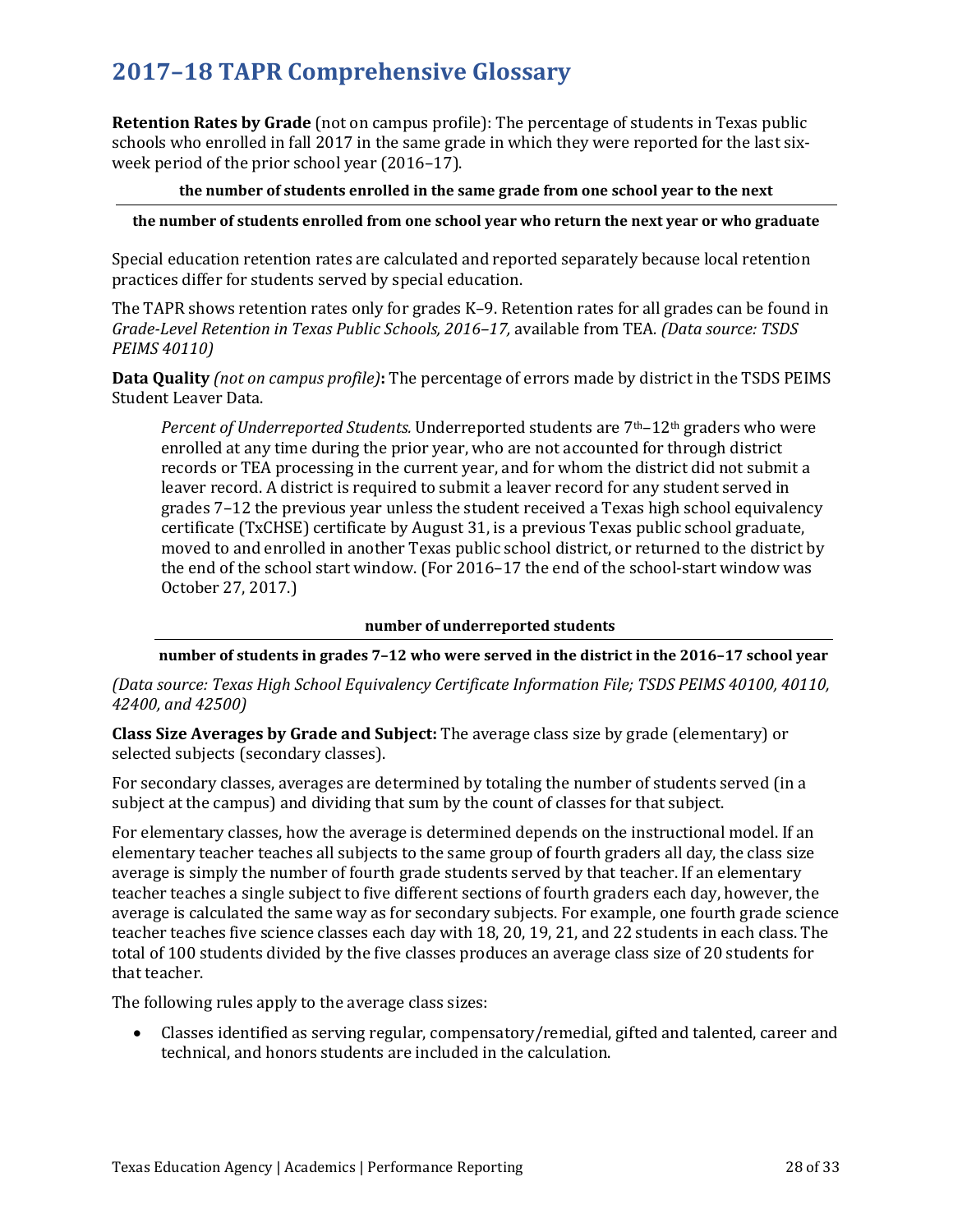# 2017–18 TAPR Comprehensive Glossary

**Retention Rates by Grade** (not on campus profile): The percentage of students in Texas public schools who enrolled in fall 2017 in the same grade in which they were reported for the last six-week period of the prior school year (2016–17).

$$\frac{\textbf{the number of students enrolled in the same grade from one school year to the next}}{\textbf{the number of students enrolled from one school year who return the next year or who graduate}}$$

Special education retention rates are calculated and reported separately because local retention practices differ for students served by special education.

The TAPR shows retention rates only for grades K–9. Retention rates for all grades can be found in *Grade-Level Retention in Texas Public Schools, 2016–17,* available from TEA. *(Data source: TSDS PEIMS 40110)*

**Data Quality** *(not on campus profile)***:** The percentage of errors made by district in the TSDS PEIMS Student Leaver Data.

*Percent of Underreported Students.* Underreported students are 7th–12th graders who were enrolled at any time during the prior year, who are not accounted for through district records or TEA processing in the current year, and for whom the district did not submit a leaver record. A district is required to submit a leaver record for any student served in grades 7–12 the previous year unless the student received a Texas high school equivalency certificate (TxCHSE) certificate by August 31, is a previous Texas public school graduate, moved to and enrolled in another Texas public school district, or returned to the district by the end of the school start window. (For 2016–17 the end of the school-start window was October 27, 2017.)

$$\frac{\textbf{number of underreported students}}{\textbf{number of students in grades 7–12 who were served in the district in the 2016–17 school year}}$$

*(Data source: Texas High School Equivalency Certificate Information File; TSDS PEIMS 40100, 40110, 42400, and 42500)*

**Class Size Averages by Grade and Subject:** The average class size by grade (elementary) or selected subjects (secondary classes).

For secondary classes, averages are determined by totaling the number of students served (in a subject at the campus) and dividing that sum by the count of classes for that subject.

For elementary classes, how the average is determined depends on the instructional model. If an elementary teacher teaches all subjects to the same group of fourth graders all day, the class size average is simply the number of fourth grade students served by that teacher. If an elementary teacher teaches a single subject to five different sections of fourth graders each day, however, the average is calculated the same way as for secondary subjects. For example, one fourth grade science teacher teaches five science classes each day with 18, 20, 19, 21, and 22 students in each class. The total of 100 students divided by the five classes produces an average class size of 20 students for that teacher.

The following rules apply to the average class sizes:

- Classes identified as serving regular, compensatory/remedial, gifted and talented, career and technical, and honors students are included in the calculation.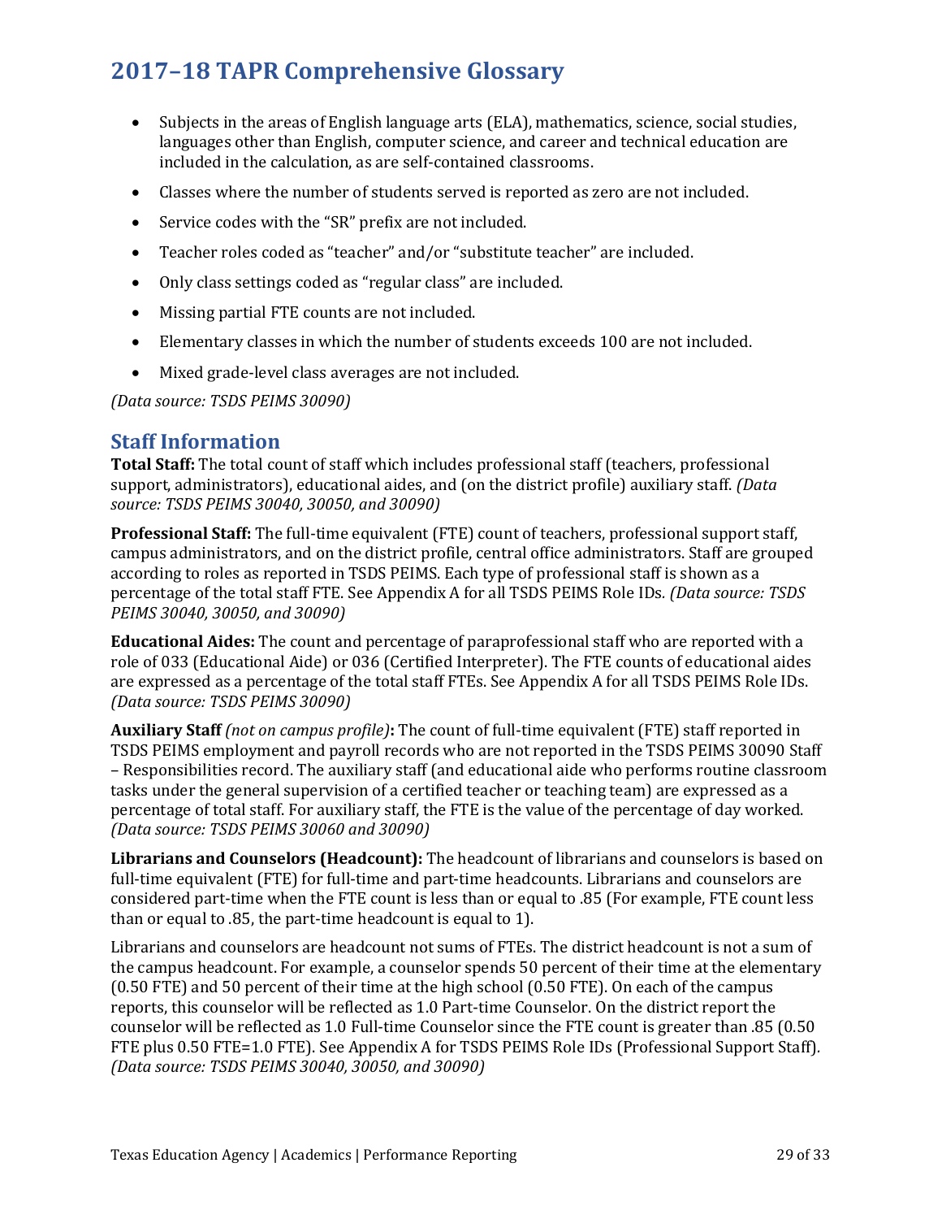- Subjects in the areas of English language arts (ELA), mathematics, science, social studies, languages other than English, computer science, and career and technical education are included in the calculation, as are self-contained classrooms.
- Classes where the number of students served is reported as zero are not included.
- Service codes with the "SR" prefix are not included.
- Teacher roles coded as "teacher" and/or "substitute teacher" are included.
- Only class settings coded as "regular class" are included.
- Missing partial FTE counts are not included.
- Elementary classes in which the number of students exceeds 100 are not included.
- Mixed grade-level class averages are not included.

*(Data source: TSDS PEIMS 30090)*

## Staff Information

**Total Staff:** The total count of staff which includes professional staff (teachers, professional support, administrators), educational aides, and (on the district profile) auxiliary staff. *(Data source: TSDS PEIMS 30040, 30050, and 30090)*

**Professional Staff:** The full-time equivalent (FTE) count of teachers, professional support staff, campus administrators, and on the district profile, central office administrators. Staff are grouped according to roles as reported in TSDS PEIMS. Each type of professional staff is shown as a percentage of the total staff FTE. See Appendix A for all TSDS PEIMS Role IDs. *(Data source: TSDS PEIMS 30040, 30050, and 30090)*

**Educational Aides:** The count and percentage of paraprofessional staff who are reported with a role of 033 (Educational Aide) or 036 (Certified Interpreter). The FTE counts of educational aides are expressed as a percentage of the total staff FTEs. See Appendix A for all TSDS PEIMS Role IDs. *(Data source: TSDS PEIMS 30090)*

**Auxiliary Staff** *(not on campus profile)***:** The count of full-time equivalent (FTE) staff reported in TSDS PEIMS employment and payroll records who are not reported in the TSDS PEIMS 30090 Staff – Responsibilities record. The auxiliary staff (and educational aide who performs routine classroom tasks under the general supervision of a certified teacher or teaching team) are expressed as a percentage of total staff. For auxiliary staff, the FTE is the value of the percentage of day worked. *(Data source: TSDS PEIMS 30060 and 30090)*

**Librarians and Counselors (Headcount):** The headcount of librarians and counselors is based on full-time equivalent (FTE) for full-time and part-time headcounts. Librarians and counselors are considered part-time when the FTE count is less than or equal to .85 (For example, FTE count less than or equal to .85, the part-time headcount is equal to 1).

Librarians and counselors are headcount not sums of FTEs. The district headcount is not a sum of the campus headcount. For example, a counselor spends 50 percent of their time at the elementary (0.50 FTE) and 50 percent of their time at the high school (0.50 FTE). On each of the campus reports, this counselor will be reflected as 1.0 Part-time Counselor. On the district report the counselor will be reflected as 1.0 Full-time Counselor since the FTE count is greater than .85 (0.50 FTE plus 0.50 FTE=1.0 FTE). See Appendix A for TSDS PEIMS Role IDs (Professional Support Staff). *(Data source: TSDS PEIMS 30040, 30050, and 30090)*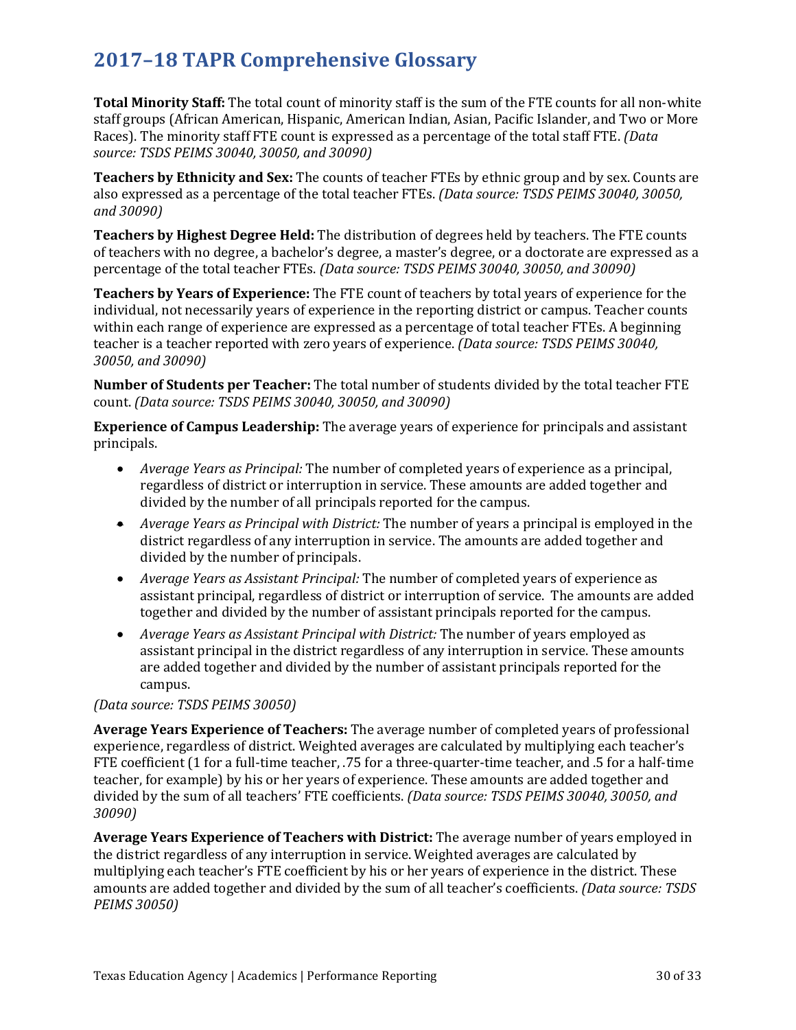## 2017–18 TAPR Comprehensive Glossary

**Total Minority Staff:** The total count of minority staff is the sum of the FTE counts for all non-white staff groups (African American, Hispanic, American Indian, Asian, Pacific Islander, and Two or More Races). The minority staff FTE count is expressed as a percentage of the total staff FTE. *(Data source: TSDS PEIMS 30040, 30050, and 30090)*

**Teachers by Ethnicity and Sex:** The counts of teacher FTEs by ethnic group and by sex. Counts are also expressed as a percentage of the total teacher FTEs. *(Data source: TSDS PEIMS 30040, 30050, and 30090)*

**Teachers by Highest Degree Held:** The distribution of degrees held by teachers. The FTE counts of teachers with no degree, a bachelor's degree, a master's degree, or a doctorate are expressed as a percentage of the total teacher FTEs. *(Data source: TSDS PEIMS 30040, 30050, and 30090)*

**Teachers by Years of Experience:** The FTE count of teachers by total years of experience for the individual, not necessarily years of experience in the reporting district or campus. Teacher counts within each range of experience are expressed as a percentage of total teacher FTEs. A beginning teacher is a teacher reported with zero years of experience. *(Data source: TSDS PEIMS 30040, 30050, and 30090)*

**Number of Students per Teacher:** The total number of students divided by the total teacher FTE count. *(Data source: TSDS PEIMS 30040, 30050, and 30090)*

**Experience of Campus Leadership:** The average years of experience for principals and assistant principals.

- *Average Years as Principal:* The number of completed years of experience as a principal, regardless of district or interruption in service. These amounts are added together and divided by the number of all principals reported for the campus.
- *Average Years as Principal with District:* The number of years a principal is employed in the district regardless of any interruption in service. The amounts are added together and divided by the number of principals.
- *Average Years as Assistant Principal:* The number of completed years of experience as assistant principal, regardless of district or interruption of service. The amounts are added together and divided by the number of assistant principals reported for the campus.
- *Average Years as Assistant Principal with District:* The number of years employed as assistant principal in the district regardless of any interruption in service. These amounts are added together and divided by the number of assistant principals reported for the campus.

*(Data source: TSDS PEIMS 30050)*

**Average Years Experience of Teachers:** The average number of completed years of professional experience, regardless of district. Weighted averages are calculated by multiplying each teacher's FTE coefficient (1 for a full-time teacher, .75 for a three-quarter-time teacher, and .5 for a half-time teacher, for example) by his or her years of experience. These amounts are added together and divided by the sum of all teachers' FTE coefficients. *(Data source: TSDS PEIMS 30040, 30050, and 30090)*

**Average Years Experience of Teachers with District:** The average number of years employed in the district regardless of any interruption in service. Weighted averages are calculated by multiplying each teacher's FTE coefficient by his or her years of experience in the district. These amounts are added together and divided by the sum of all teacher's coefficients. *(Data source: TSDS PEIMS 30050)*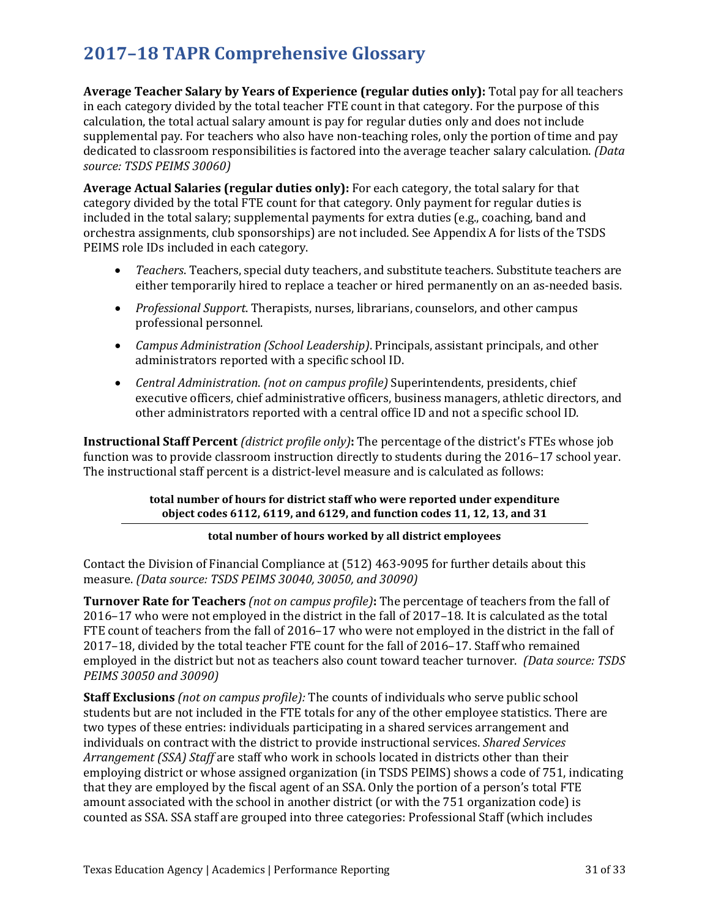# 2017–18 TAPR Comprehensive Glossary

**Average Teacher Salary by Years of Experience (regular duties only):** Total pay for all teachers in each category divided by the total teacher FTE count in that category. For the purpose of this calculation, the total actual salary amount is pay for regular duties only and does not include supplemental pay. For teachers who also have non-teaching roles, only the portion of time and pay dedicated to classroom responsibilities is factored into the average teacher salary calculation. *(Data source: TSDS PEIMS 30060)*

**Average Actual Salaries (regular duties only):** For each category, the total salary for that category divided by the total FTE count for that category. Only payment for regular duties is included in the total salary; supplemental payments for extra duties (e.g., coaching, band and orchestra assignments, club sponsorships) are not included. See Appendix A for lists of the TSDS PEIMS role IDs included in each category.

- *Teachers*. Teachers, special duty teachers, and substitute teachers. Substitute teachers are either temporarily hired to replace a teacher or hired permanently on an as-needed basis.
- *Professional Support*. Therapists, nurses, librarians, counselors, and other campus professional personnel.
- *Campus Administration (School Leadership)*. Principals, assistant principals, and other administrators reported with a specific school ID.
- *Central Administration*. *(not on campus profile)* Superintendents, presidents, chief executive officers, chief administrative officers, business managers, athletic directors, and other administrators reported with a central office ID and not a specific school ID.

**Instructional Staff Percent** *(district profile only)***:** The percentage of the district's FTEs whose job function was to provide classroom instruction directly to students during the 2016–17 school year. The instructional staff percent is a district-level measure and is calculated as follows:

$$\frac{\textbf{total number of hours for district staff who were reported under expenditure object codes 6112, 6119, and 6129, and function codes 11, 12, 13, and 31}}{\textbf{total number of hours worked by all district employees}}$$

Contact the Division of Financial Compliance at (512) 463-9095 for further details about this measure. *(Data source: TSDS PEIMS 30040, 30050, and 30090)*

**Turnover Rate for Teachers** *(not on campus profile)***:** The percentage of teachers from the fall of 2016–17 who were not employed in the district in the fall of 2017–18. It is calculated as the total FTE count of teachers from the fall of 2016–17 who were not employed in the district in the fall of 2017–18, divided by the total teacher FTE count for the fall of 2016–17. Staff who remained employed in the district but not as teachers also count toward teacher turnover. *(Data source: TSDS PEIMS 30050 and 30090)*

**Staff Exclusions** *(not on campus profile):* The counts of individuals who serve public school students but are not included in the FTE totals for any of the other employee statistics. There are two types of these entries: individuals participating in a shared services arrangement and individuals on contract with the district to provide instructional services. *Shared Services Arrangement (SSA) Staff* are staff who work in schools located in districts other than their employing district or whose assigned organization (in TSDS PEIMS) shows a code of 751, indicating that they are employed by the fiscal agent of an SSA. Only the portion of a person's total FTE amount associated with the school in another district (or with the 751 organization code) is counted as SSA. SSA staff are grouped into three categories: Professional Staff (which includes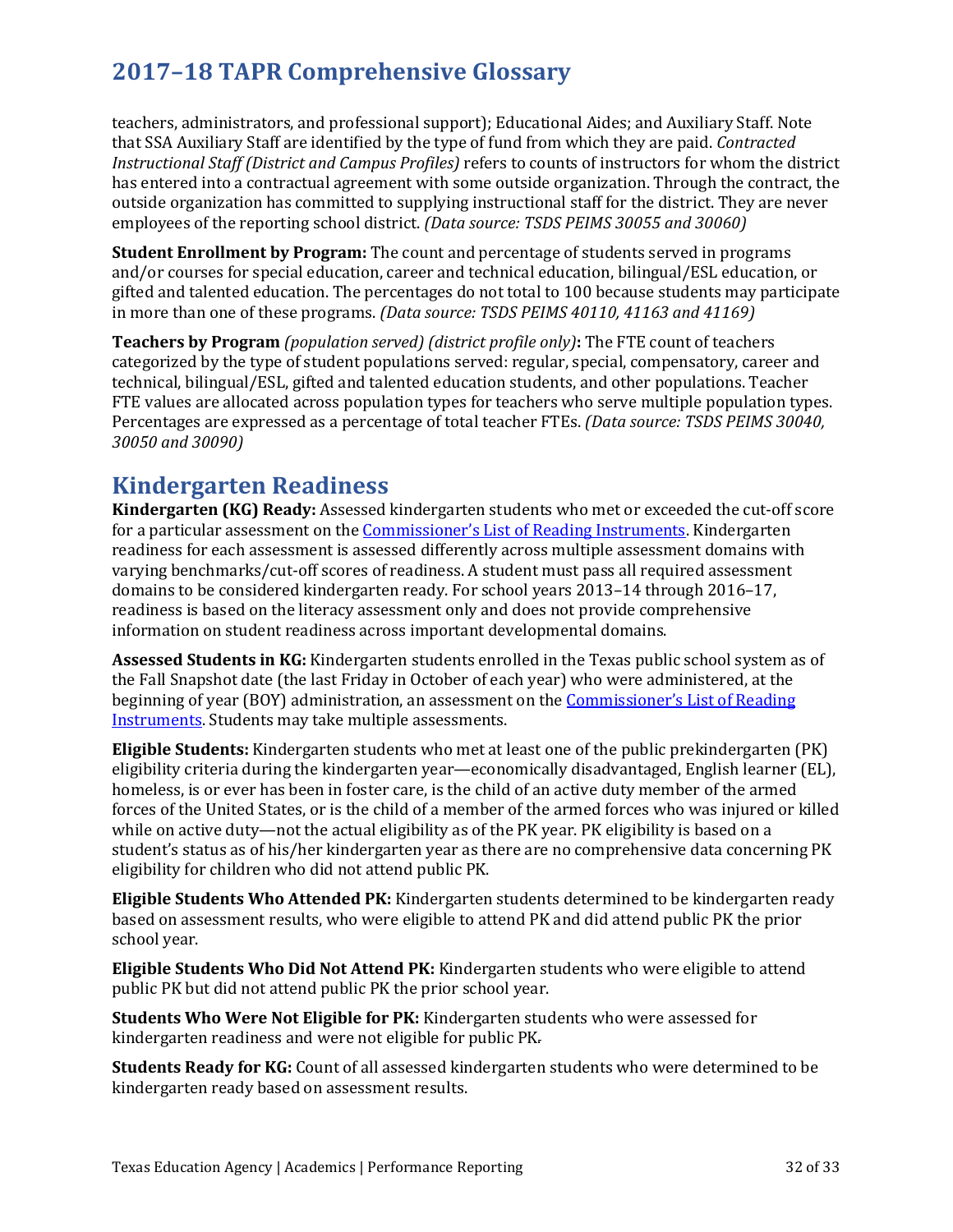teachers, administrators, and professional support); Educational Aides; and Auxiliary Staff. Note that SSA Auxiliary Staff are identified by the type of fund from which they are paid. *Contracted Instructional Staff (District and Campus Profiles)* refers to counts of instructors for whom the district has entered into a contractual agreement with some outside organization. Through the contract, the outside organization has committed to supplying instructional staff for the district. They are never employees of the reporting school district. *(Data source: TSDS PEIMS 30055 and 30060)*

**Student Enrollment by Program:** The count and percentage of students served in programs and/or courses for special education, career and technical education, bilingual/ESL education, or gifted and talented education. The percentages do not total to 100 because students may participate in more than one of these programs. *(Data source: TSDS PEIMS 40110, 41163 and 41169)*

**Teachers by Program** *(population served) (district profile only)***:** The FTE count of teachers categorized by the type of student populations served: regular, special, compensatory, career and technical, bilingual/ESL, gifted and talented education students, and other populations. Teacher FTE values are allocated across population types for teachers who serve multiple population types. Percentages are expressed as a percentage of total teacher FTEs. *(Data source: TSDS PEIMS 30040, 30050 and 30090)*

## Kindergarten Readiness

**Kindergarten (KG) Ready:** Assessed kindergarten students who met or exceeded the cut-off score for a particular assessment on the Commissioner's List of Reading Instruments. Kindergarten readiness for each assessment is assessed differently across multiple assessment domains with varying benchmarks/cut-off scores of readiness. A student must pass all required assessment domains to be considered kindergarten ready. For school years 2013–14 through 2016–17, readiness is based on the literacy assessment only and does not provide comprehensive information on student readiness across important developmental domains.

**Assessed Students in KG:** Kindergarten students enrolled in the Texas public school system as of the Fall Snapshot date (the last Friday in October of each year) who were administered, at the beginning of year (BOY) administration, an assessment on the Commissioner's List of Reading Instruments. Students may take multiple assessments.

**Eligible Students:** Kindergarten students who met at least one of the public prekindergarten (PK) eligibility criteria during the kindergarten year—economically disadvantaged, English learner (EL), homeless, is or ever has been in foster care, is the child of an active duty member of the armed forces of the United States, or is the child of a member of the armed forces who was injured or killed while on active duty—not the actual eligibility as of the PK year. PK eligibility is based on a student's status as of his/her kindergarten year as there are no comprehensive data concerning PK eligibility for children who did not attend public PK.

**Eligible Students Who Attended PK:** Kindergarten students determined to be kindergarten ready based on assessment results, who were eligible to attend PK and did attend public PK the prior school year.

**Eligible Students Who Did Not Attend PK:** Kindergarten students who were eligible to attend public PK but did not attend public PK the prior school year.

**Students Who Were Not Eligible for PK:** Kindergarten students who were assessed for kindergarten readiness and were not eligible for public PK.

**Students Ready for KG:** Count of all assessed kindergarten students who were determined to be kindergarten ready based on assessment results.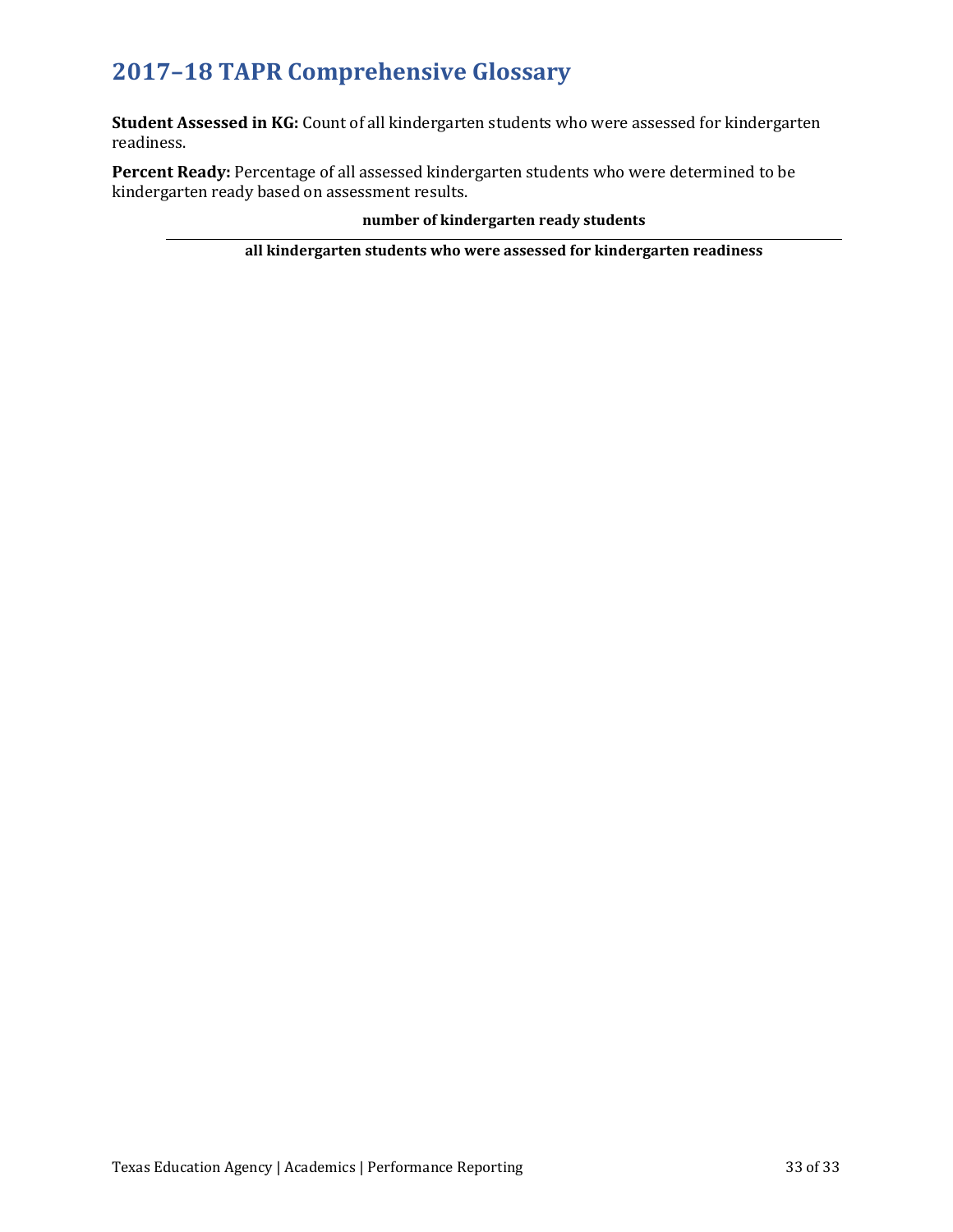# 2017–18 TAPR Comprehensive Glossary

**Student Assessed in KG:** Count of all kindergarten students who were assessed for kindergarten readiness.

**Percent Ready:** Percentage of all assessed kindergarten students who were determined to be kindergarten ready based on assessment results.

$$\frac{\textbf{number of kindergarten ready students}}{\textbf{all kindergarten students who were assessed for kindergarten readiness}}$$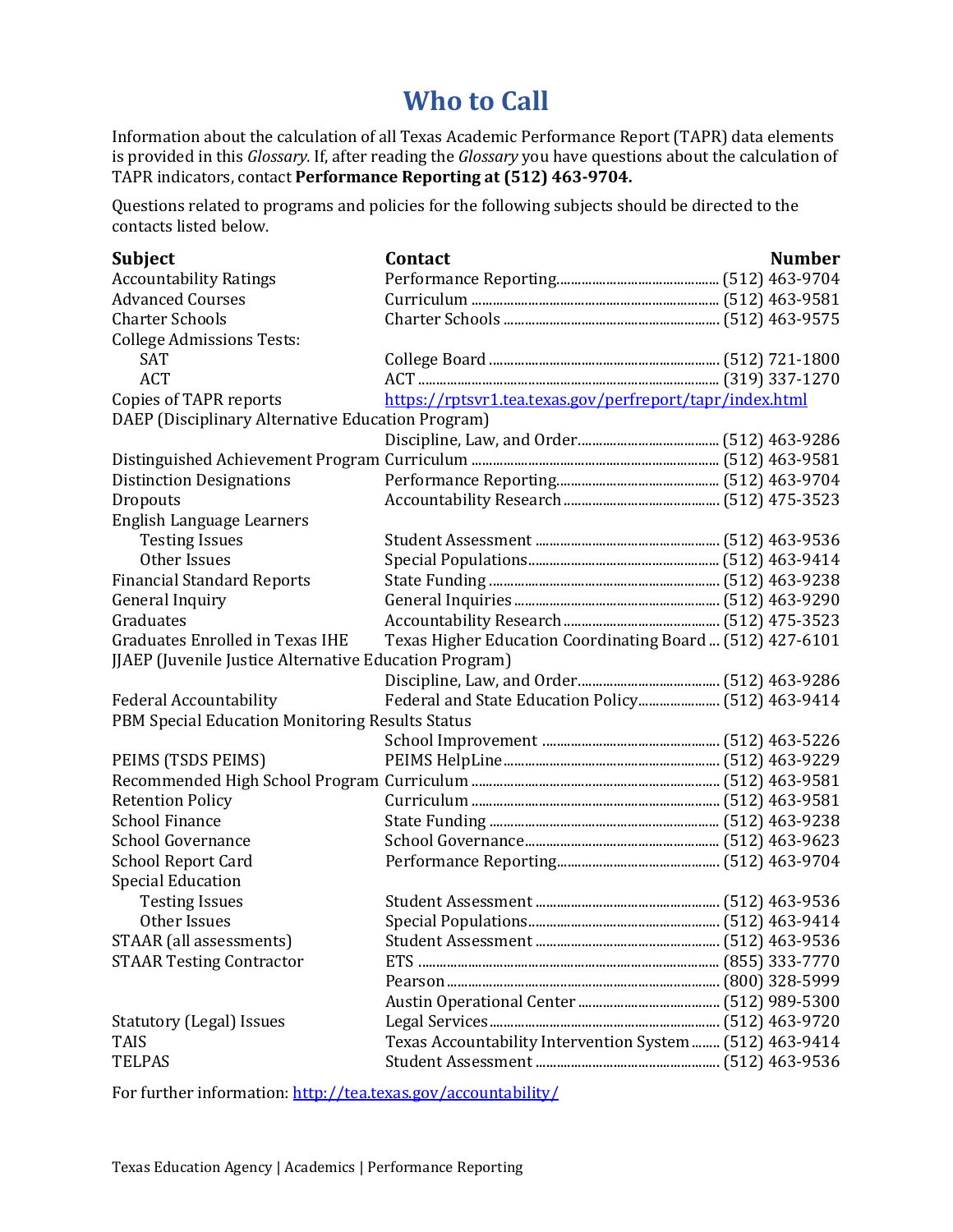# Who to Call

Information about the calculation of all Texas Academic Performance Report (TAPR) data elements is provided in this *Glossary.* If, after reading the *Glossary* you have questions about the calculation of TAPR indicators, contact **Performance Reporting at (512) 463-9704.**

Questions related to programs and policies for the following subjects should be directed to the contacts listed below.

| Subject | Contact | Number |
|---|---|---|
| Accountability Ratings | Performance Reporting | (512) 463-9704 |
| Advanced Courses | Curriculum | (512) 463-9581 |
| Charter Schools | Charter Schools | (512) 463-9575 |
| College Admissions Tests: | | |
| SAT | College Board | (512) 721-1800 |
| ACT | ACT | (319) 337-1270 |
| Copies of TAPR reports | https://rptsvr1.tea.texas.gov/perfreport/tapr/index.html | |
| DAEP (Disciplinary Alternative Education Program) | | |
| | Discipline, Law, and Order | (512) 463-9286 |
| Distinguished Achievement Program | Curriculum | (512) 463-9581 |
| Distinction Designations | Performance Reporting | (512) 463-9704 |
| Dropouts | Accountability Research | (512) 475-3523 |
| English Language Learners | | |
| Testing Issues | Student Assessment | (512) 463-9536 |
| Other Issues | Special Populations | (512) 463-9414 |
| Financial Standard Reports | State Funding | (512) 463-9238 |
| General Inquiry | General Inquiries | (512) 463-9290 |
| Graduates | Accountability Research | (512) 475-3523 |
| Graduates Enrolled in Texas IHE | Texas Higher Education Coordinating Board | (512) 427-6101 |
| JJAEP (Juvenile Justice Alternative Education Program) | | |
| | Discipline, Law, and Order | (512) 463-9286 |
| Federal Accountability | Federal and State Education Policy | (512) 463-9414 |
| PBM Special Education Monitoring Results Status | | |
| | School Improvement | (512) 463-5226 |
| PEIMS (TSDS PEIMS) | PEIMS HelpLine | (512) 463-9229 |
| Recommended High School Program | Curriculum | (512) 463-9581 |
| Retention Policy | Curriculum | (512) 463-9581 |
| School Finance | State Funding | (512) 463-9238 |
| School Governance | School Governance | (512) 463-9623 |
| School Report Card | Performance Reporting | (512) 463-9704 |
| Special Education | | |
| Testing Issues | Student Assessment | (512) 463-9536 |
| Other Issues | Special Populations | (512) 463-9414 |
| STAAR (all assessments) | Student Assessment | (512) 463-9536 |
| STAAR Testing Contractor | ETS | (855) 333-7770 |
| | Pearson | (800) 328-5999 |
| | Austin Operational Center | (512) 989-5300 |
| Statutory (Legal) Issues | Legal Services | (512) 463-9720 |
| TAIS | Texas Accountability Intervention System | (512) 463-9414 |
| TELPAS | Student Assessment | (512) 463-9536 |

For further information: http://tea.texas.gov/accountability/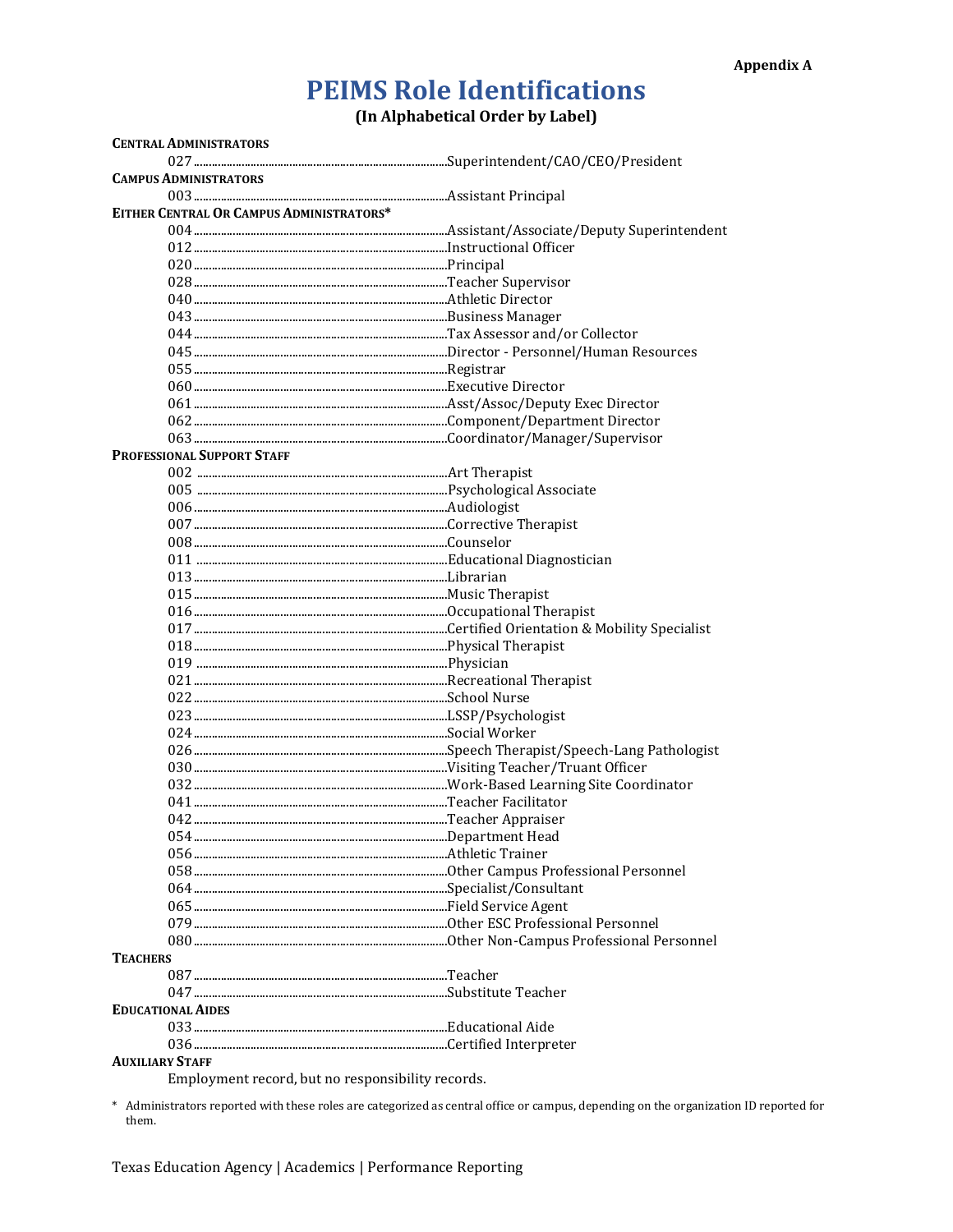Appendix A

# PEIMS Role Identifications

**(In Alphabetical Order by Label)**

**CENTRAL ADMINISTRATORS**

- 027 .......... Superintendent/CAO/CEO/President

**CAMPUS ADMINISTRATORS**

- 003 .......... Assistant Principal

**EITHER CENTRAL OR CAMPUS ADMINISTRATORS***

- 004 .......... Assistant/Associate/Deputy Superintendent
- 012 .......... Instructional Officer
- 020 .......... Principal
- 028 .......... Teacher Supervisor
- 040 .......... Athletic Director
- 043 .......... Business Manager
- 044 .......... Tax Assessor and/or Collector
- 045 .......... Director - Personnel/Human Resources
- 055 .......... Registrar
- 060 .......... Executive Director
- 061 .......... Asst/Assoc/Deputy Exec Director
- 062 .......... Component/Department Director
- 063 .......... Coordinator/Manager/Supervisor

**PROFESSIONAL SUPPORT STAFF**

- 002 .......... Art Therapist
- 005 .......... Psychological Associate
- 006 .......... Audiologist
- 007 .......... Corrective Therapist
- 008 .......... Counselor
- 011 .......... Educational Diagnostician
- 013 .......... Librarian
- 015 .......... Music Therapist
- 016 .......... Occupational Therapist
- 017 .......... Certified Orientation & Mobility Specialist
- 018 .......... Physical Therapist
- 019 .......... Physician
- 021 .......... Recreational Therapist
- 022 .......... School Nurse
- 023 .......... LSSP/Psychologist
- 024 .......... Social Worker
- 026 .......... Speech Therapist/Speech-Lang Pathologist
- 030 .......... Visiting Teacher/Truant Officer
- 032 .......... Work-Based Learning Site Coordinator
- 041 .......... Teacher Facilitator
- 042 .......... Teacher Appraiser
- 054 .......... Department Head
- 056 .......... Athletic Trainer
- 058 .......... Other Campus Professional Personnel
- 064 .......... Specialist/Consultant
- 065 .......... Field Service Agent
- 079 .......... Other ESC Professional Personnel
- 080 .......... Other Non-Campus Professional Personnel

**TEACHERS**

- 087 .......... Teacher
- 047 .......... Substitute Teacher

**EDUCATIONAL AIDES**

- 033 .......... Educational Aide
- 036 .......... Certified Interpreter

**AUXILIARY STAFF**

Employment record, but no responsibility records.

\* Administrators reported with these roles are categorized as central office or campus, depending on the organization ID reported for them.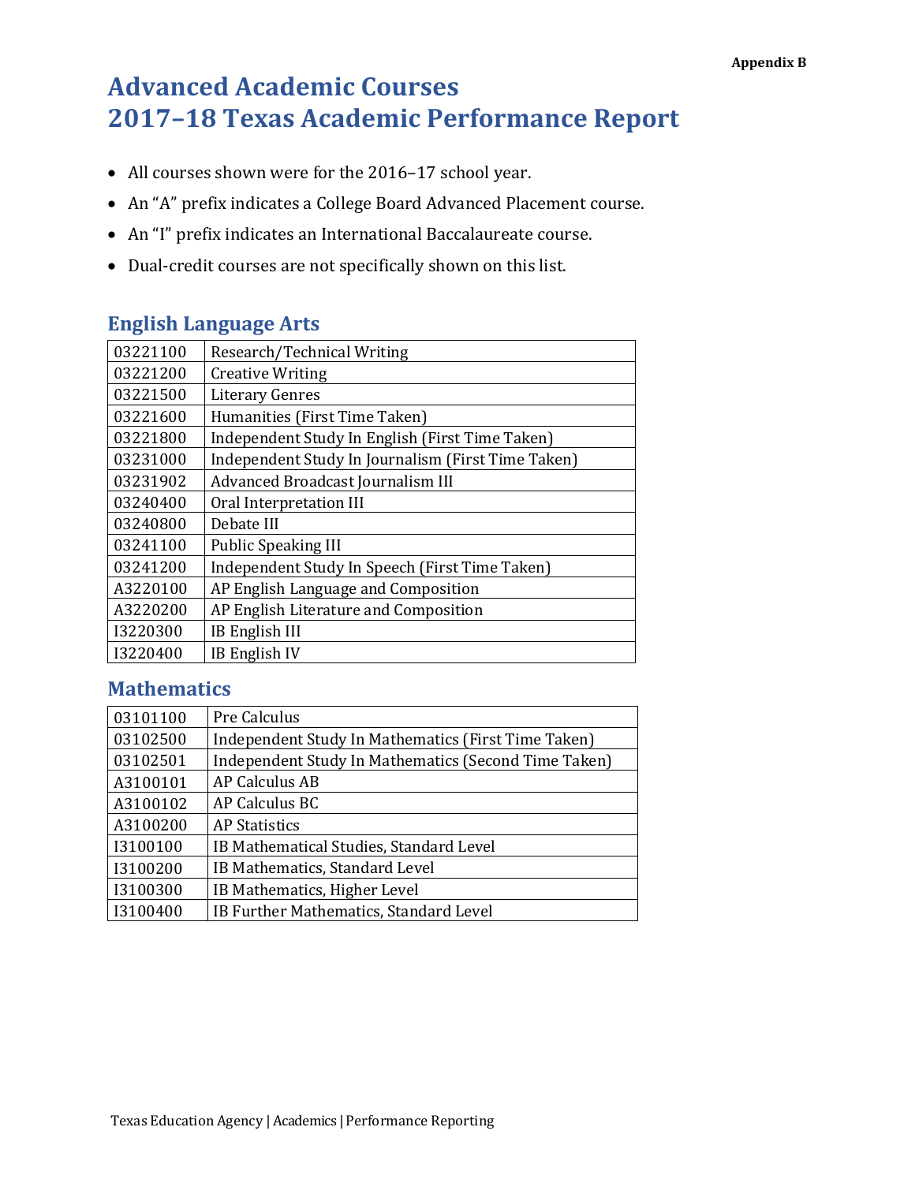Appendix B

# Advanced Academic Courses
# 2017–18 Texas Academic Performance Report

- All courses shown were for the 2016–17 school year.
- An “A” prefix indicates a College Board Advanced Placement course.
- An “I” prefix indicates an International Baccalaureate course.
- Dual-credit courses are not specifically shown on this list.

## English Language Arts

| | |
|---|---|
| 03221100 | Research/Technical Writing |
| 03221200 | Creative Writing |
| 03221500 | Literary Genres |
| 03221600 | Humanities (First Time Taken) |
| 03221800 | Independent Study In English (First Time Taken) |
| 03231000 | Independent Study In Journalism (First Time Taken) |
| 03231902 | Advanced Broadcast Journalism III |
| 03240400 | Oral Interpretation III |
| 03240800 | Debate III |
| 03241100 | Public Speaking III |
| 03241200 | Independent Study In Speech (First Time Taken) |
| A3220100 | AP English Language and Composition |
| A3220200 | AP English Literature and Composition |
| I3220300 | IB English III |
| I3220400 | IB English IV |

## Mathematics

| | |
|---|---|
| 03101100 | Pre Calculus |
| 03102500 | Independent Study In Mathematics (First Time Taken) |
| 03102501 | Independent Study In Mathematics (Second Time Taken) |
| A3100101 | AP Calculus AB |
| A3100102 | AP Calculus BC |
| A3100200 | AP Statistics |
| I3100100 | IB Mathematical Studies, Standard Level |
| I3100200 | IB Mathematics, Standard Level |
| I3100300 | IB Mathematics, Higher Level |
| I3100400 | IB Further Mathematics, Standard Level |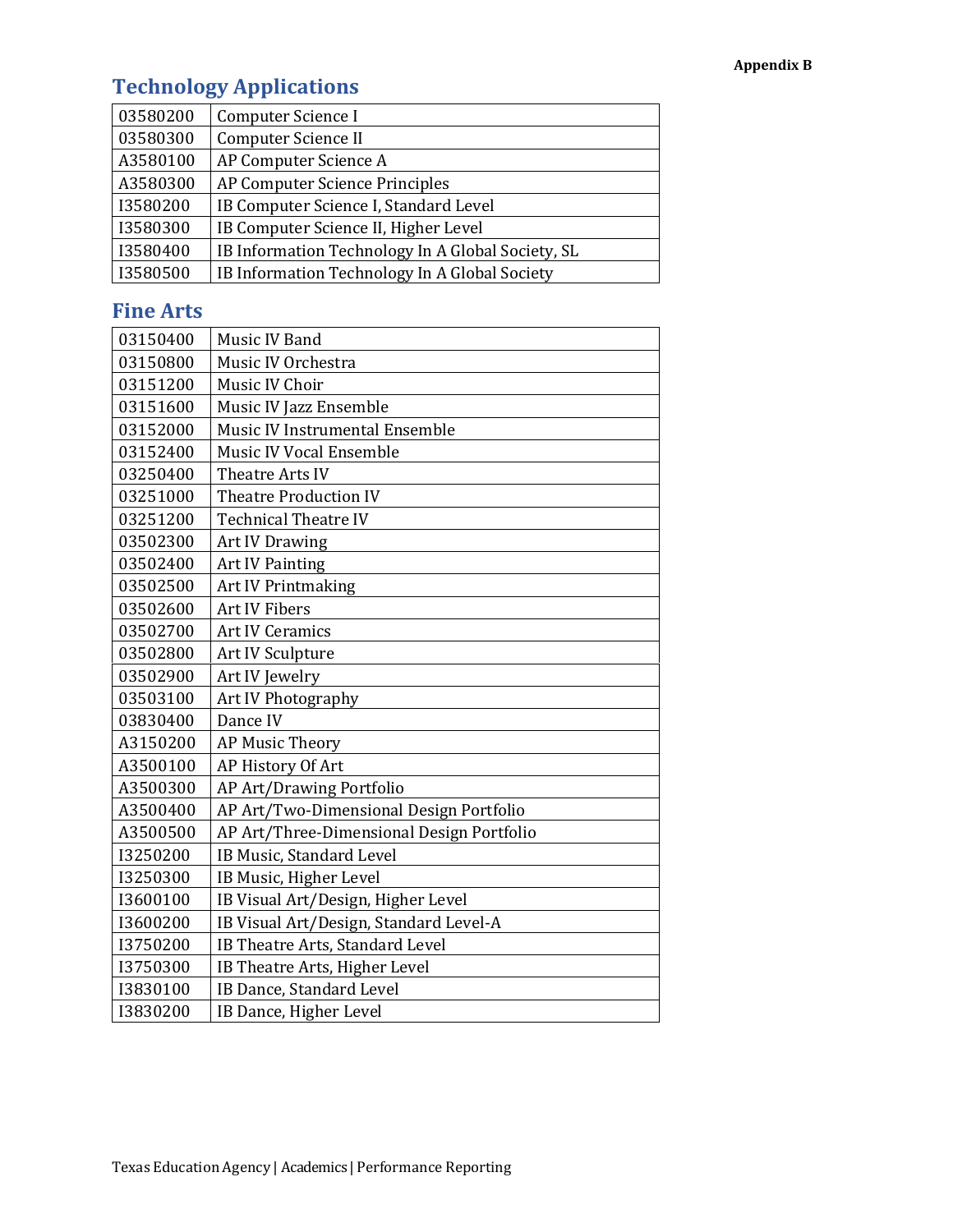## Technology Applications

| | |
|---|---|
| 03580200 | Computer Science I |
| 03580300 | Computer Science II |
| A3580100 | AP Computer Science A |
| A3580300 | AP Computer Science Principles |
| I3580200 | IB Computer Science I, Standard Level |
| I3580300 | IB Computer Science II, Higher Level |
| I3580400 | IB Information Technology In A Global Society, SL |
| I3580500 | IB Information Technology In A Global Society |

## Fine Arts

| | |
|---|---|
| 03150400 | Music IV Band |
| 03150800 | Music IV Orchestra |
| 03151200 | Music IV Choir |
| 03151600 | Music IV Jazz Ensemble |
| 03152000 | Music IV Instrumental Ensemble |
| 03152400 | Music IV Vocal Ensemble |
| 03250400 | Theatre Arts IV |
| 03251000 | Theatre Production IV |
| 03251200 | Technical Theatre IV |
| 03502300 | Art IV Drawing |
| 03502400 | Art IV Painting |
| 03502500 | Art IV Printmaking |
| 03502600 | Art IV Fibers |
| 03502700 | Art IV Ceramics |
| 03502800 | Art IV Sculpture |
| 03502900 | Art IV Jewelry |
| 03503100 | Art IV Photography |
| 03830400 | Dance IV |
| A3150200 | AP Music Theory |
| A3500100 | AP History Of Art |
| A3500300 | AP Art/Drawing Portfolio |
| A3500400 | AP Art/Two-Dimensional Design Portfolio |
| A3500500 | AP Art/Three-Dimensional Design Portfolio |
| I3250200 | IB Music, Standard Level |
| I3250300 | IB Music, Higher Level |
| I3600100 | IB Visual Art/Design, Higher Level |
| I3600200 | IB Visual Art/Design, Standard Level-A |
| I3750200 | IB Theatre Arts, Standard Level |
| I3750300 | IB Theatre Arts, Higher Level |
| I3830100 | IB Dance, Standard Level |
| I3830200 | IB Dance, Higher Level |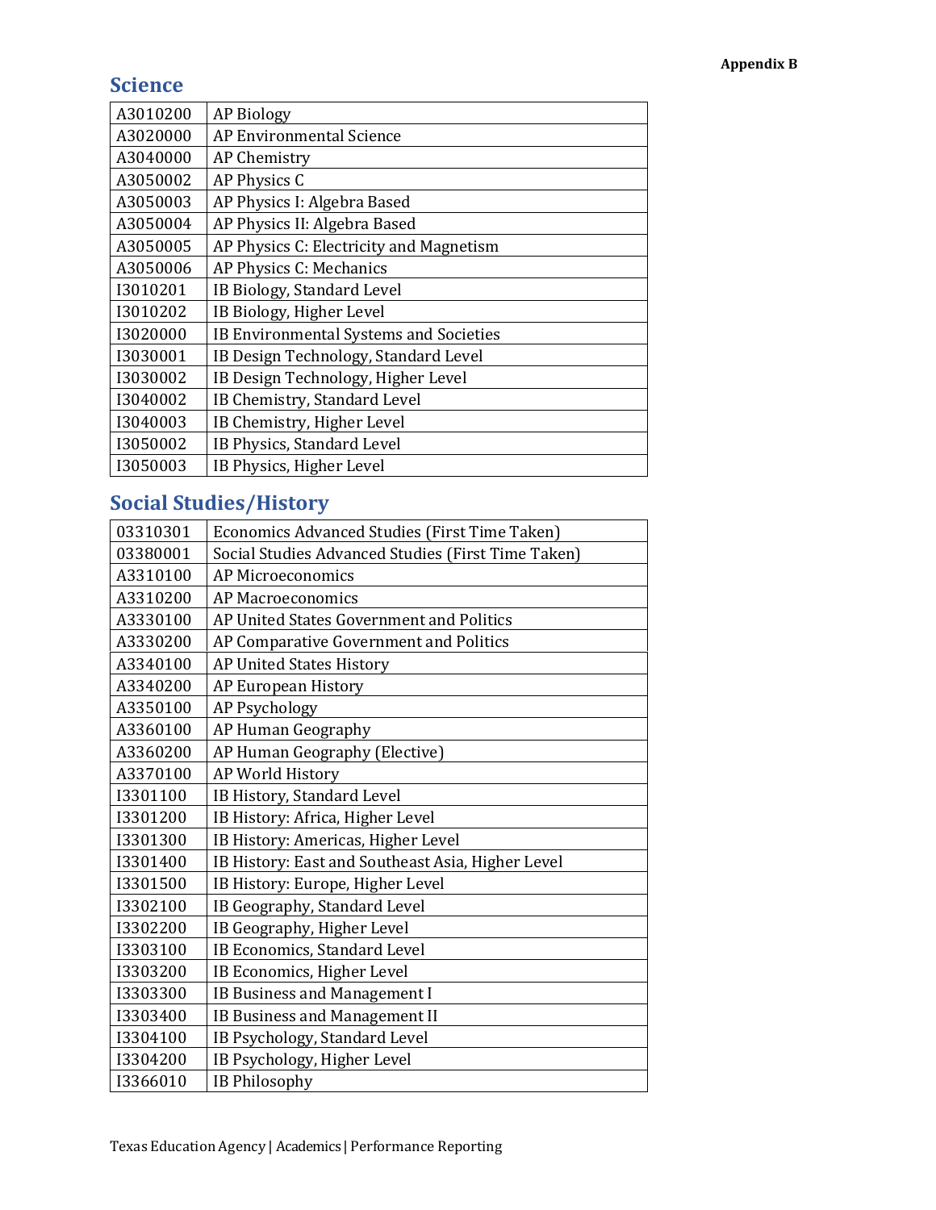## Science

| | |
|---|---|
| A3010200 | AP Biology |
| A3020000 | AP Environmental Science |
| A3040000 | AP Chemistry |
| A3050002 | AP Physics C |
| A3050003 | AP Physics I: Algebra Based |
| A3050004 | AP Physics II: Algebra Based |
| A3050005 | AP Physics C: Electricity and Magnetism |
| A3050006 | AP Physics C: Mechanics |
| I3010201 | IB Biology, Standard Level |
| I3010202 | IB Biology, Higher Level |
| I3020000 | IB Environmental Systems and Societies |
| I3030001 | IB Design Technology, Standard Level |
| I3030002 | IB Design Technology, Higher Level |
| I3040002 | IB Chemistry, Standard Level |
| I3040003 | IB Chemistry, Higher Level |
| I3050002 | IB Physics, Standard Level |
| I3050003 | IB Physics, Higher Level |

## Social Studies/History

| | |
|---|---|
| 03310301 | Economics Advanced Studies (First Time Taken) |
| 03380001 | Social Studies Advanced Studies (First Time Taken) |
| A3310100 | AP Microeconomics |
| A3310200 | AP Macroeconomics |
| A3330100 | AP United States Government and Politics |
| A3330200 | AP Comparative Government and Politics |
| A3340100 | AP United States History |
| A3340200 | AP European History |
| A3350100 | AP Psychology |
| A3360100 | AP Human Geography |
| A3360200 | AP Human Geography (Elective) |
| A3370100 | AP World History |
| I3301100 | IB History, Standard Level |
| I3301200 | IB History: Africa, Higher Level |
| I3301300 | IB History: Americas, Higher Level |
| I3301400 | IB History: East and Southeast Asia, Higher Level |
| I3301500 | IB History: Europe, Higher Level |
| I3302100 | IB Geography, Standard Level |
| I3302200 | IB Geography, Higher Level |
| I3303100 | IB Economics, Standard Level |
| I3303200 | IB Economics, Higher Level |
| I3303300 | IB Business and Management I |
| I3303400 | IB Business and Management II |
| I3304100 | IB Psychology, Standard Level |
| I3304200 | IB Psychology, Higher Level |
| I3366010 | IB Philosophy |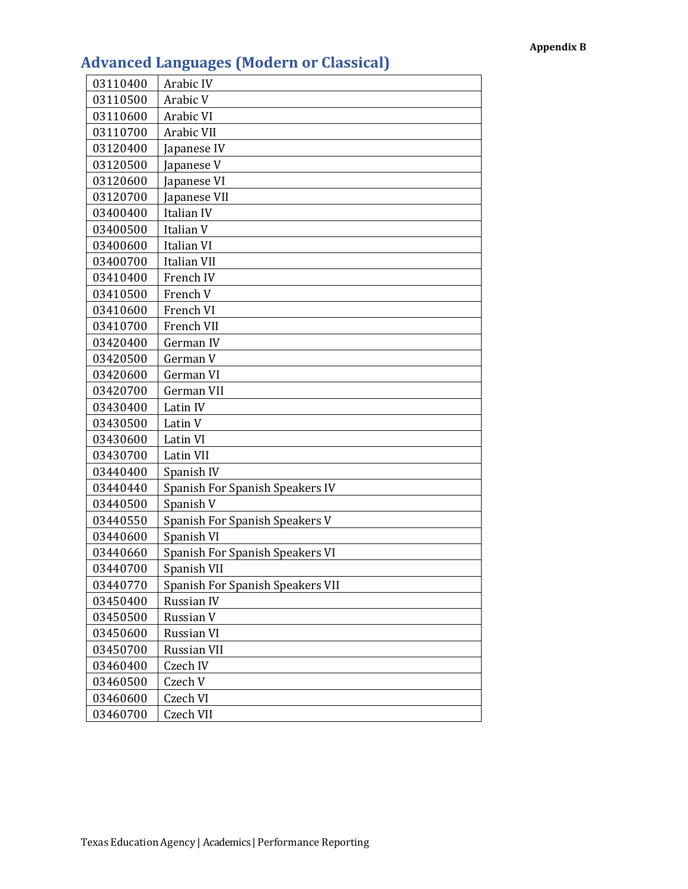Appendix B

## Advanced Languages (Modern or Classical)

| | |
|---|---|
| 03110400 | Arabic IV |
| 03110500 | Arabic V |
| 03110600 | Arabic VI |
| 03110700 | Arabic VII |
| 03120400 | Japanese IV |
| 03120500 | Japanese V |
| 03120600 | Japanese VI |
| 03120700 | Japanese VII |
| 03400400 | Italian IV |
| 03400500 | Italian V |
| 03400600 | Italian VI |
| 03400700 | Italian VII |
| 03410400 | French IV |
| 03410500 | French V |
| 03410600 | French VI |
| 03410700 | French VII |
| 03420400 | German IV |
| 03420500 | German V |
| 03420600 | German VI |
| 03420700 | German VII |
| 03430400 | Latin IV |
| 03430500 | Latin V |
| 03430600 | Latin VI |
| 03430700 | Latin VII |
| 03440400 | Spanish IV |
| 03440440 | Spanish For Spanish Speakers IV |
| 03440500 | Spanish V |
| 03440550 | Spanish For Spanish Speakers V |
| 03440600 | Spanish VI |
| 03440660 | Spanish For Spanish Speakers VI |
| 03440700 | Spanish VII |
| 03440770 | Spanish For Spanish Speakers VII |
| 03450400 | Russian IV |
| 03450500 | Russian V |
| 03450600 | Russian VI |
| 03450700 | Russian VII |
| 03460400 | Czech IV |
| 03460500 | Czech V |
| 03460600 | Czech VI |
| 03460700 | Czech VII |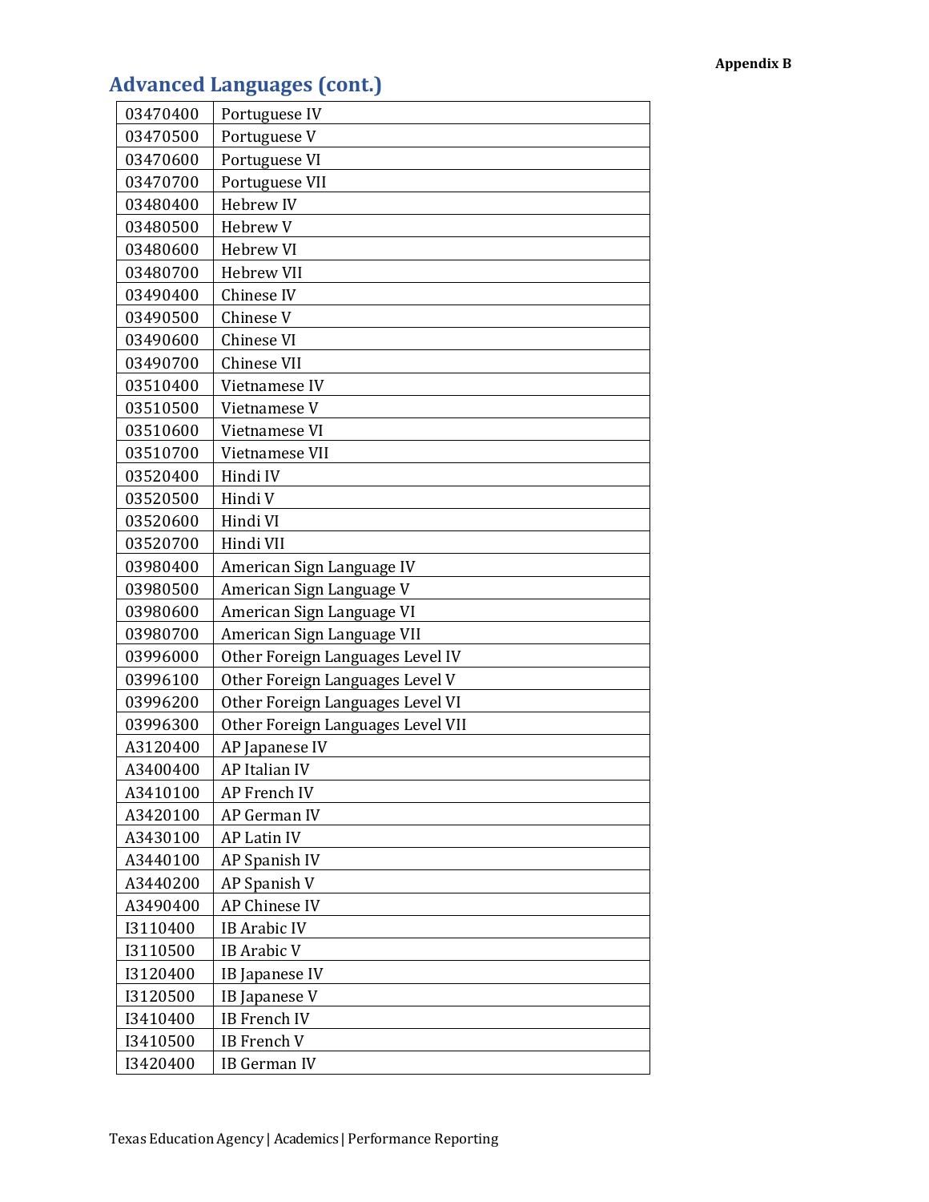## Advanced Languages (cont.)

| | |
|---|---|
| 03470400 | Portuguese IV |
| 03470500 | Portuguese V |
| 03470600 | Portuguese VI |
| 03470700 | Portuguese VII |
| 03480400 | Hebrew IV |
| 03480500 | Hebrew V |
| 03480600 | Hebrew VI |
| 03480700 | Hebrew VII |
| 03490400 | Chinese IV |
| 03490500 | Chinese V |
| 03490600 | Chinese VI |
| 03490700 | Chinese VII |
| 03510400 | Vietnamese IV |
| 03510500 | Vietnamese V |
| 03510600 | Vietnamese VI |
| 03510700 | Vietnamese VII |
| 03520400 | Hindi IV |
| 03520500 | Hindi V |
| 03520600 | Hindi VI |
| 03520700 | Hindi VII |
| 03980400 | American Sign Language IV |
| 03980500 | American Sign Language V |
| 03980600 | American Sign Language VI |
| 03980700 | American Sign Language VII |
| 03996000 | Other Foreign Languages Level IV |
| 03996100 | Other Foreign Languages Level V |
| 03996200 | Other Foreign Languages Level VI |
| 03996300 | Other Foreign Languages Level VII |
| A3120400 | AP Japanese IV |
| A3400400 | AP Italian IV |
| A3410100 | AP French IV |
| A3420100 | AP German IV |
| A3430100 | AP Latin IV |
| A3440100 | AP Spanish IV |
| A3440200 | AP Spanish V |
| A3490400 | AP Chinese IV |
| I3110400 | IB Arabic IV |
| I3110500 | IB Arabic V |
| I3120400 | IB Japanese IV |
| I3120500 | IB Japanese V |
| I3410400 | IB French IV |
| I3410500 | IB French V |
| I3420400 | IB German IV |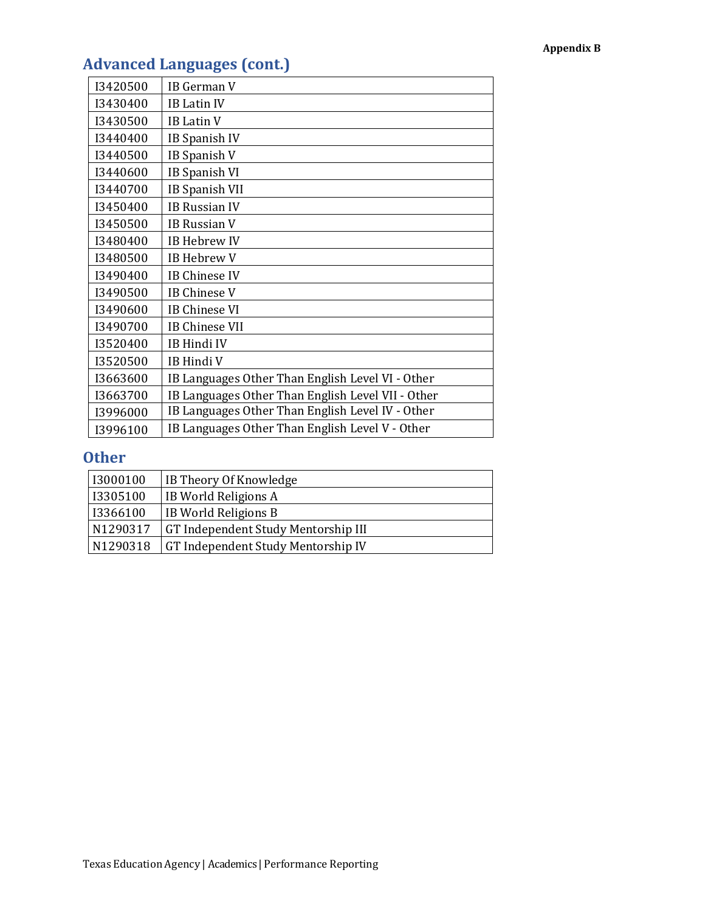## Advanced Languages (cont.)

| | |
|---|---|
| I3420500 | IB German V |
| I3430400 | IB Latin IV |
| I3430500 | IB Latin V |
| I3440400 | IB Spanish IV |
| I3440500 | IB Spanish V |
| I3440600 | IB Spanish VI |
| I3440700 | IB Spanish VII |
| I3450400 | IB Russian IV |
| I3450500 | IB Russian V |
| I3480400 | IB Hebrew IV |
| I3480500 | IB Hebrew V |
| I3490400 | IB Chinese IV |
| I3490500 | IB Chinese V |
| I3490600 | IB Chinese VI |
| I3490700 | IB Chinese VII |
| I3520400 | IB Hindi IV |
| I3520500 | IB Hindi V |
| I3663600 | IB Languages Other Than English Level VI - Other |
| I3663700 | IB Languages Other Than English Level VII - Other |
| I3996000 | IB Languages Other Than English Level IV - Other |
| I3996100 | IB Languages Other Than English Level V - Other |

## Other

| | |
|---|---|
| I3000100 | IB Theory Of Knowledge |
| I3305100 | IB World Religions A |
| I3366100 | IB World Religions B |
| N1290317 | GT Independent Study Mentorship III |
| N1290318 | GT Independent Study Mentorship IV |